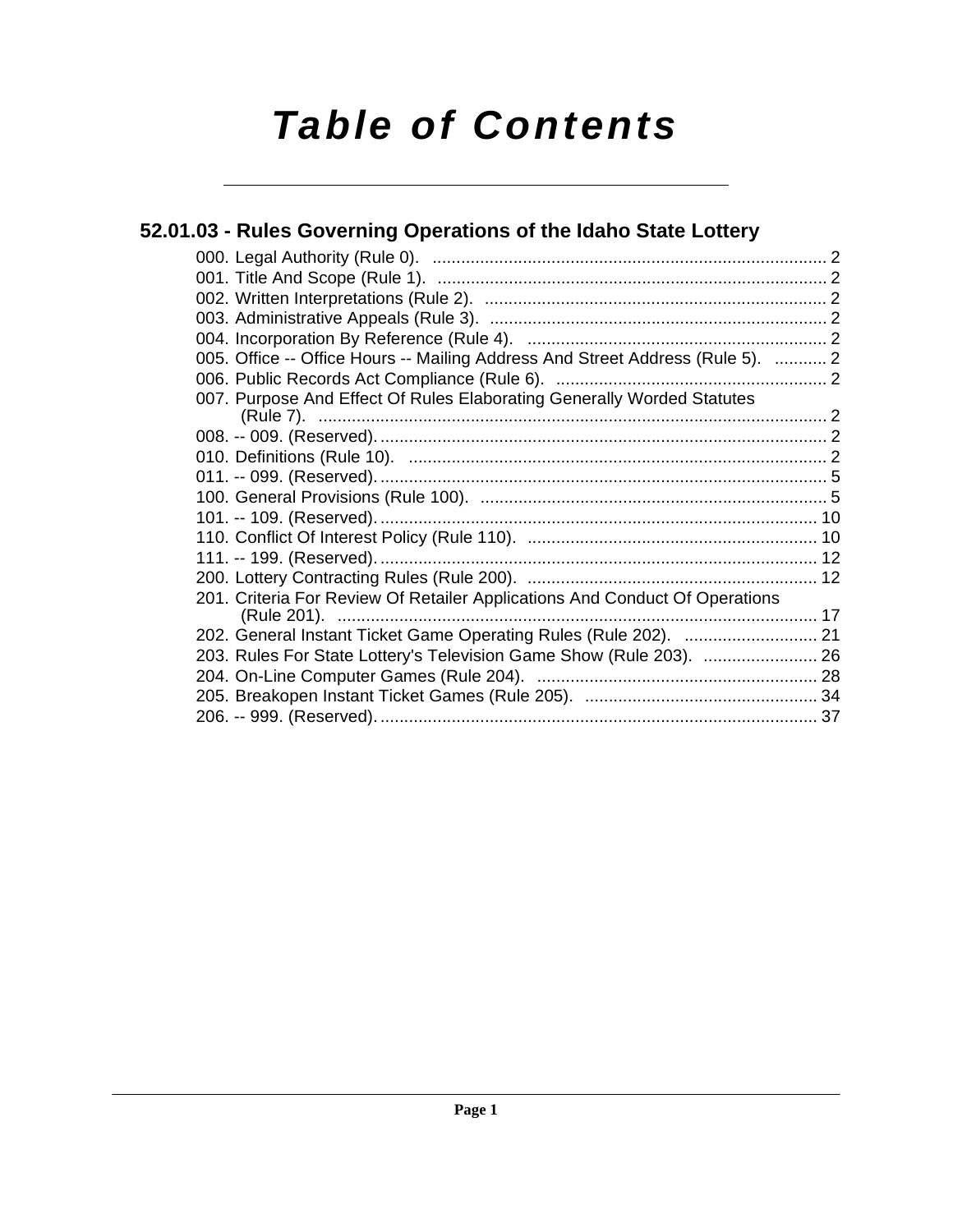# *Table of Contents*

## 52.01.03 - Rules Governing Operations of the Idaho State Lottery

000. Legal Authority (Rule 0). .......... 2
001. Title And Scope (Rule 1). .......... 2
002. Written Interpretations (Rule 2). .......... 2
003. Administrative Appeals (Rule 3). .......... 2
004. Incorporation By Reference (Rule 4). .......... 2
005. Office -- Office Hours -- Mailing Address And Street Address (Rule 5). .......... 2
006. Public Records Act Compliance (Rule 6). .......... 2
007. Purpose And Effect Of Rules Elaborating Generally Worded Statutes (Rule 7). .......... 2
008. -- 009. (Reserved). .......... 2
010. Definitions (Rule 10). .......... 2
011. -- 099. (Reserved). .......... 5
100. General Provisions (Rule 100). .......... 5
101. -- 109. (Reserved). .......... 10
110. Conflict Of Interest Policy (Rule 110). .......... 10
111. -- 199. (Reserved). .......... 12
200. Lottery Contracting Rules (Rule 200). .......... 12
201. Criteria For Review Of Retailer Applications And Conduct Of Operations (Rule 201). .......... 17
202. General Instant Ticket Game Operating Rules (Rule 202). .......... 21
203. Rules For State Lottery's Television Game Show (Rule 203). .......... 26
204. On-Line Computer Games (Rule 204). .......... 28
205. Breakopen Instant Ticket Games (Rule 205). .......... 34
206. -- 999. (Reserved). .......... 37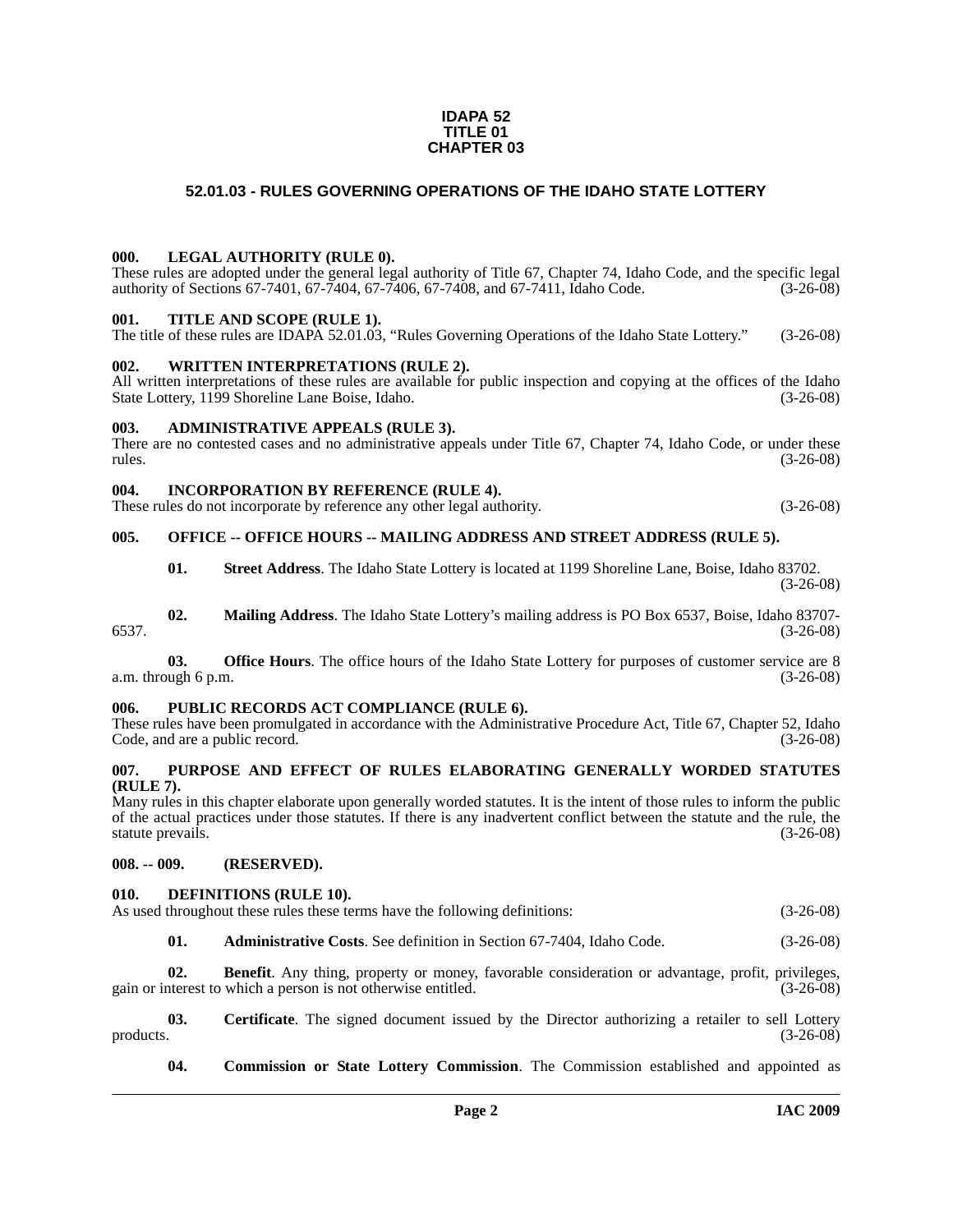**IDAPA 52**
**TITLE 01**
**CHAPTER 03**

# 52.01.03 - RULES GOVERNING OPERATIONS OF THE IDAHO STATE LOTTERY

## 000. LEGAL AUTHORITY (RULE 0).

These rules are adopted under the general legal authority of Title 67, Chapter 74, Idaho Code, and the specific legal authority of Sections 67-7401, 67-7404, 67-7406, 67-7408, and 67-7411, Idaho Code. (3-26-08)

## 001. TITLE AND SCOPE (RULE 1).

The title of these rules are IDAPA 52.01.03, "Rules Governing Operations of the Idaho State Lottery." (3-26-08)

## 002. WRITTEN INTERPRETATIONS (RULE 2).

All written interpretations of these rules are available for public inspection and copying at the offices of the Idaho State Lottery, 1199 Shoreline Lane Boise, Idaho. (3-26-08)

## 003. ADMINISTRATIVE APPEALS (RULE 3).

There are no contested cases and no administrative appeals under Title 67, Chapter 74, Idaho Code, or under these rules. (3-26-08)

## 004. INCORPORATION BY REFERENCE (RULE 4).

These rules do not incorporate by reference any other legal authority. (3-26-08)

## 005. OFFICE -- OFFICE HOURS -- MAILING ADDRESS AND STREET ADDRESS (RULE 5).

**01. Street Address**. The Idaho State Lottery is located at 1199 Shoreline Lane, Boise, Idaho 83702. (3-26-08)

**02. Mailing Address**. The Idaho State Lottery's mailing address is PO Box 6537, Boise, Idaho 83707-6537. (3-26-08)

**03. Office Hours**. The office hours of the Idaho State Lottery for purposes of customer service are 8 a.m. through 6 p.m. (3-26-08)

## 006. PUBLIC RECORDS ACT COMPLIANCE (RULE 6).

These rules have been promulgated in accordance with the Administrative Procedure Act, Title 67, Chapter 52, Idaho Code, and are a public record. (3-26-08)

## 007. PURPOSE AND EFFECT OF RULES ELABORATING GENERALLY WORDED STATUTES (RULE 7).

Many rules in this chapter elaborate upon generally worded statutes. It is the intent of those rules to inform the public of the actual practices under those statutes. If there is any inadvertent conflict between the statute and the rule, the statute prevails. (3-26-08)

## 008. -- 009. (RESERVED).

## 010. DEFINITIONS (RULE 10).

As used throughout these rules these terms have the following definitions: (3-26-08)

**01. Administrative Costs**. See definition in Section 67-7404, Idaho Code. (3-26-08)

**02. Benefit**. Any thing, property or money, favorable consideration or advantage, profit, privileges, gain or interest to which a person is not otherwise entitled. (3-26-08)

**03. Certificate**. The signed document issued by the Director authorizing a retailer to sell Lottery products. (3-26-08)

**04. Commission or State Lottery Commission**. The Commission established and appointed as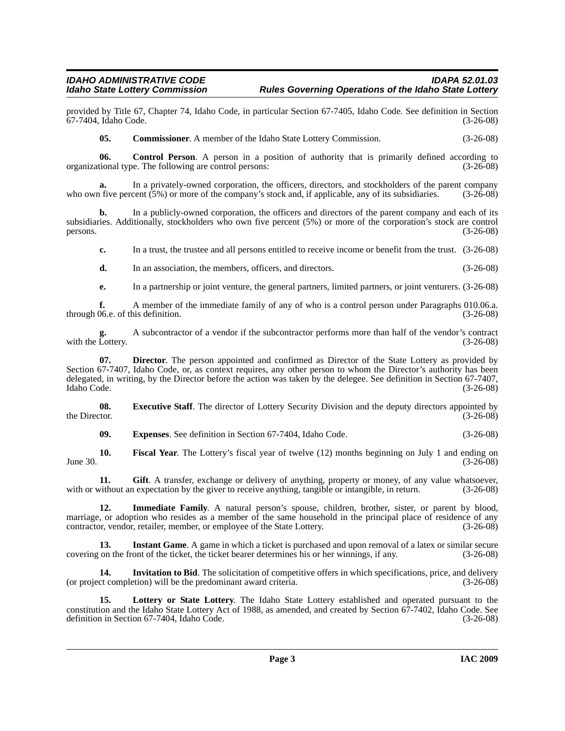provided by Title 67, Chapter 74, Idaho Code, in particular Section 67-7405, Idaho Code. See definition in Section 67-7404, Idaho Code. (3-26-08)

**05. Commissioner**. A member of the Idaho State Lottery Commission. (3-26-08)

**06. Control Person**. A person in a position of authority that is primarily defined according to organizational type. The following are control persons: (3-26-08)

**a.** In a privately-owned corporation, the officers, directors, and stockholders of the parent company who own five percent (5%) or more of the company's stock and, if applicable, any of its subsidiaries. (3-26-08)

**b.** In a publicly-owned corporation, the officers and directors of the parent company and each of its subsidiaries. Additionally, stockholders who own five percent (5%) or more of the corporation's stock are control persons. (3-26-08)

**c.** In a trust, the trustee and all persons entitled to receive income or benefit from the trust. (3-26-08)

**d.** In an association, the members, officers, and directors. (3-26-08)

**e.** In a partnership or joint venture, the general partners, limited partners, or joint venturers. (3-26-08)

**f.** A member of the immediate family of any of who is a control person under Paragraphs 010.06.a. through 06.e. of this definition. (3-26-08)

**g.** A subcontractor of a vendor if the subcontractor performs more than half of the vendor's contract with the Lottery. (3-26-08)

**07. Director**. The person appointed and confirmed as Director of the State Lottery as provided by Section 67-7407, Idaho Code, or, as context requires, any other person to whom the Director's authority has been delegated, in writing, by the Director before the action was taken by the delegee. See definition in Section 67-7407, Idaho Code. (3-26-08)

**08. Executive Staff**. The director of Lottery Security Division and the deputy directors appointed by the Director. (3-26-08)

**09. Expenses**. See definition in Section 67-7404, Idaho Code. (3-26-08)

**10. Fiscal Year**. The Lottery's fiscal year of twelve (12) months beginning on July 1 and ending on June 30. (3-26-08)

**11. Gift**. A transfer, exchange or delivery of anything, property or money, of any value whatsoever, with or without an expectation by the giver to receive anything, tangible or intangible, in return. (3-26-08)

**12. Immediate Family**. A natural person's spouse, children, brother, sister, or parent by blood, marriage, or adoption who resides as a member of the same household in the principal place of residence of any contractor, vendor, retailer, member, or employee of the State Lottery. (3-26-08)

**13. Instant Game**. A game in which a ticket is purchased and upon removal of a latex or similar secure covering on the front of the ticket, the ticket bearer determines his or her winnings, if any. (3-26-08)

**14. Invitation to Bid**. The solicitation of competitive offers in which specifications, price, and delivery (or project completion) will be the predominant award criteria. (3-26-08)

**15. Lottery or State Lottery**. The Idaho State Lottery established and operated pursuant to the constitution and the Idaho State Lottery Act of 1988, as amended, and created by Section 67-7402, Idaho Code. See definition in Section 67-7404, Idaho Code. (3-26-08)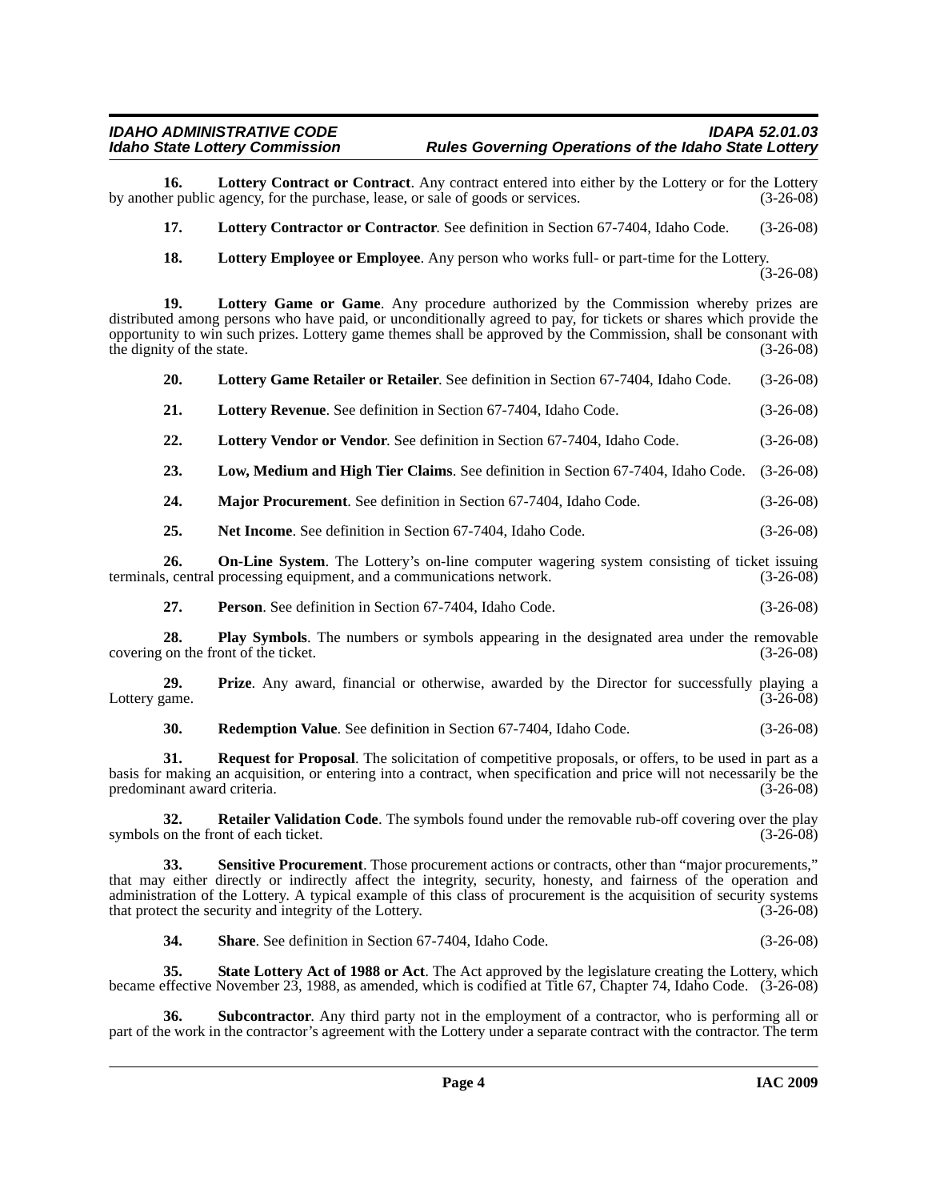**16. Lottery Contract or Contract**. Any contract entered into either by the Lottery or for the Lottery by another public agency, for the purchase, lease, or sale of goods or services. (3-26-08)

**17. Lottery Contractor or Contractor**. See definition in Section 67-7404, Idaho Code. (3-26-08)

**18. Lottery Employee or Employee**. Any person who works full- or part-time for the Lottery. (3-26-08)

**19. Lottery Game or Game**. Any procedure authorized by the Commission whereby prizes are distributed among persons who have paid, or unconditionally agreed to pay, for tickets or shares which provide the opportunity to win such prizes. Lottery game themes shall be approved by the Commission, shall be consonant with the dignity of the state. (3-26-08)

**20. Lottery Game Retailer or Retailer**. See definition in Section 67-7404, Idaho Code. (3-26-08)

**21. Lottery Revenue**. See definition in Section 67-7404, Idaho Code. (3-26-08)

**22. Lottery Vendor or Vendor**. See definition in Section 67-7404, Idaho Code. (3-26-08)

**23. Low, Medium and High Tier Claims**. See definition in Section 67-7404, Idaho Code. (3-26-08)

**24. Major Procurement**. See definition in Section 67-7404, Idaho Code. (3-26-08)

**25. Net Income**. See definition in Section 67-7404, Idaho Code. (3-26-08)

**26. On-Line System**. The Lottery's on-line computer wagering system consisting of ticket issuing terminals, central processing equipment, and a communications network. (3-26-08)

**27. Person**. See definition in Section 67-7404, Idaho Code. (3-26-08)

**28. Play Symbols**. The numbers or symbols appearing in the designated area under the removable covering on the front of the ticket. (3-26-08)

**29. Prize**. Any award, financial or otherwise, awarded by the Director for successfully playing a Lottery game. (3-26-08)

**30. Redemption Value**. See definition in Section 67-7404, Idaho Code. (3-26-08)

**31. Request for Proposal**. The solicitation of competitive proposals, or offers, to be used in part as a basis for making an acquisition, or entering into a contract, when specification and price will not necessarily be the predominant award criteria. (3-26-08)

**32. Retailer Validation Code**. The symbols found under the removable rub-off covering over the play symbols on the front of each ticket. (3-26-08)

**33. Sensitive Procurement**. Those procurement actions or contracts, other than "major procurements," that may either directly or indirectly affect the integrity, security, honesty, and fairness of the operation and administration of the Lottery. A typical example of this class of procurement is the acquisition of security systems that protect the security and integrity of the Lottery. (3-26-08)

**34. Share**. See definition in Section 67-7404, Idaho Code. (3-26-08)

**35. State Lottery Act of 1988 or Act**. The Act approved by the legislature creating the Lottery, which became effective November 23, 1988, as amended, which is codified at Title 67, Chapter 74, Idaho Code. (3-26-08)

**36. Subcontractor**. Any third party not in the employment of a contractor, who is performing all or part of the work in the contractor's agreement with the Lottery under a separate contract with the contractor. The term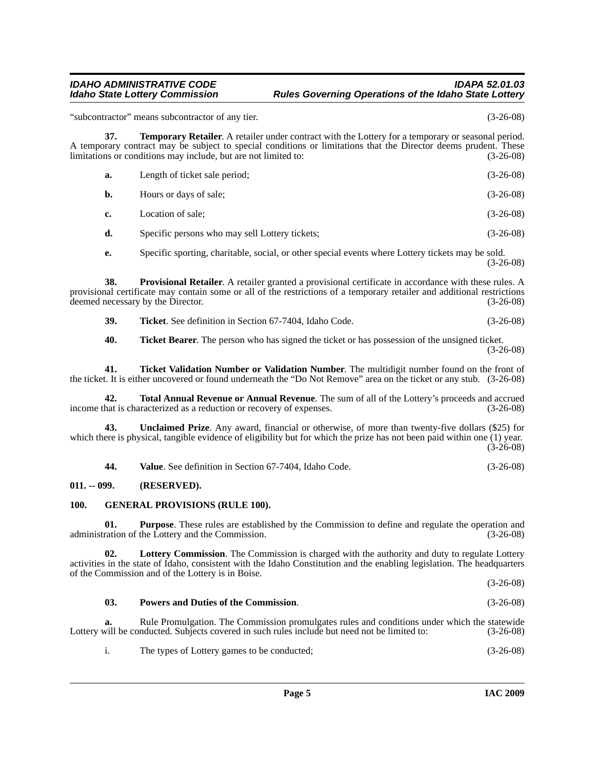"subcontractor" means subcontractor of any tier. (3-26-08)

**37. Temporary Retailer**. A retailer under contract with the Lottery for a temporary or seasonal period. A temporary contract may be subject to special conditions or limitations that the Director deems prudent. These limitations or conditions may include, but are not limited to: (3-26-08)

**a.** Length of ticket sale period; (3-26-08)

**b.** Hours or days of sale; (3-26-08)

**c.** Location of sale; (3-26-08)

**d.** Specific persons who may sell Lottery tickets; (3-26-08)

**e.** Specific sporting, charitable, social, or other special events where Lottery tickets may be sold. (3-26-08)

**38. Provisional Retailer**. A retailer granted a provisional certificate in accordance with these rules. A provisional certificate may contain some or all of the restrictions of a temporary retailer and additional restrictions deemed necessary by the Director. (3-26-08)

**39. Ticket**. See definition in Section 67-7404, Idaho Code. (3-26-08)

**40. Ticket Bearer**. The person who has signed the ticket or has possession of the unsigned ticket. (3-26-08)

**41. Ticket Validation Number or Validation Number**. The multidigit number found on the front of the ticket. It is either uncovered or found underneath the "Do Not Remove" area on the ticket or any stub. (3-26-08)

**42. Total Annual Revenue or Annual Revenue**. The sum of all of the Lottery's proceeds and accrued income that is characterized as a reduction or recovery of expenses. (3-26-08)

**43. Unclaimed Prize**. Any award, financial or otherwise, of more than twenty-five dollars ($25) for which there is physical, tangible evidence of eligibility but for which the prize has not been paid within one (1) year. (3-26-08)

**44. Value**. See definition in Section 67-7404, Idaho Code. (3-26-08)

## 011. -- 099. (RESERVED).

## 100. GENERAL PROVISIONS (RULE 100).

**01. Purpose**. These rules are established by the Commission to define and regulate the operation and administration of the Lottery and the Commission. (3-26-08)

**02. Lottery Commission**. The Commission is charged with the authority and duty to regulate Lottery activities in the state of Idaho, consistent with the Idaho Constitution and the enabling legislation. The headquarters of the Commission and of the Lottery is in Boise. (3-26-08)

**03. Powers and Duties of the Commission**. (3-26-08)

**a.** Rule Promulgation. The Commission promulgates rules and conditions under which the statewide Lottery will be conducted. Subjects covered in such rules include but need not be limited to: (3-26-08)

i. The types of Lottery games to be conducted; (3-26-08)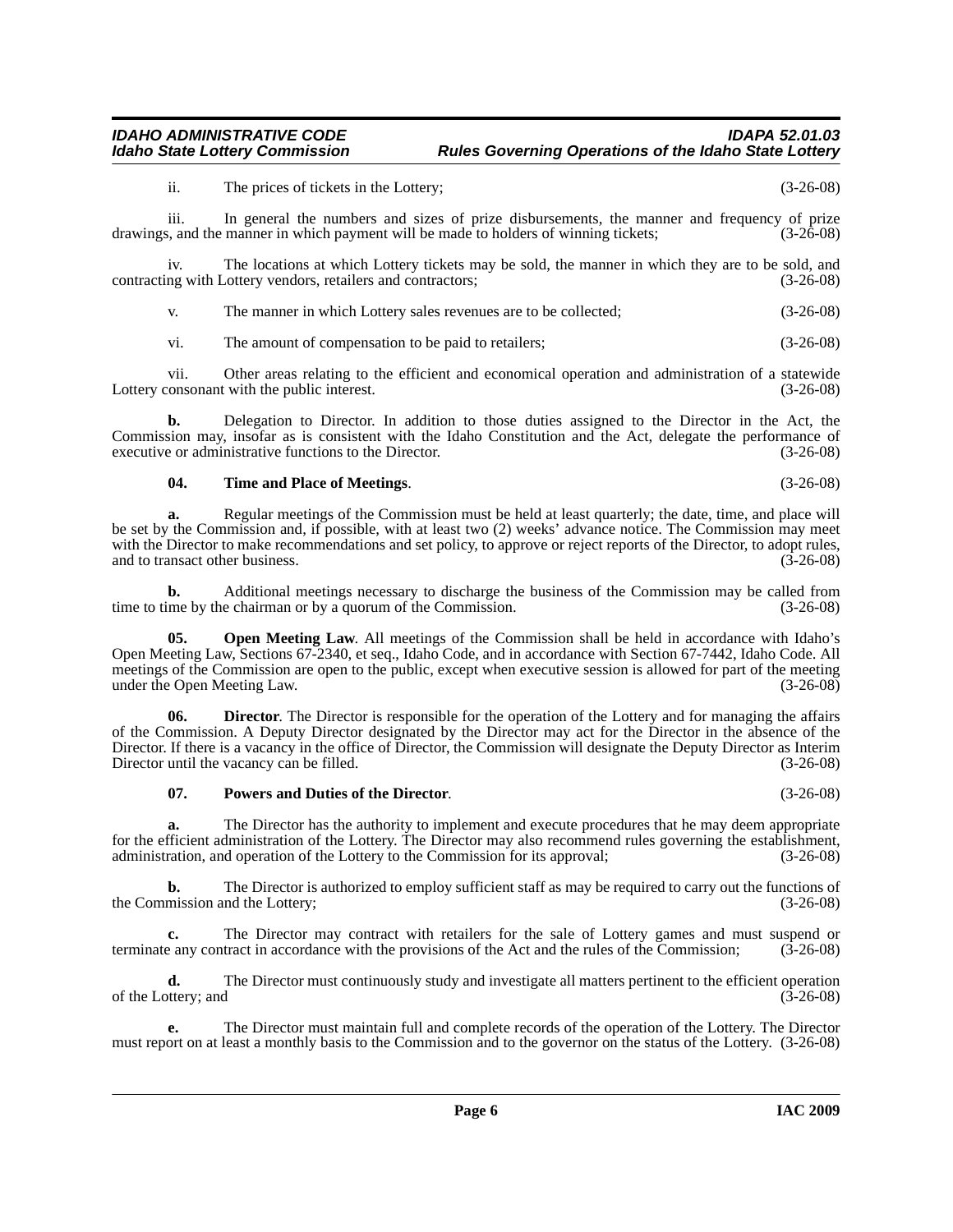ii. The prices of tickets in the Lottery; (3-26-08)

iii. In general the numbers and sizes of prize disbursements, the manner and frequency of prize drawings, and the manner in which payment will be made to holders of winning tickets; (3-26-08)

iv. The locations at which Lottery tickets may be sold, the manner in which they are to be sold, and contracting with Lottery vendors, retailers and contractors; (3-26-08)

v. The manner in which Lottery sales revenues are to be collected; (3-26-08)

vi. The amount of compensation to be paid to retailers; (3-26-08)

vii. Other areas relating to the efficient and economical operation and administration of a statewide Lottery consonant with the public interest. (3-26-08)

**b.** Delegation to Director. In addition to those duties assigned to the Director in the Act, the Commission may, insofar as is consistent with the Idaho Constitution and the Act, delegate the performance of executive or administrative functions to the Director. (3-26-08)

**04. Time and Place of Meetings**. (3-26-08)

**a.** Regular meetings of the Commission must be held at least quarterly; the date, time, and place will be set by the Commission and, if possible, with at least two (2) weeks' advance notice. The Commission may meet with the Director to make recommendations and set policy, to approve or reject reports of the Director, to adopt rules, and to transact other business. (3-26-08)

**b.** Additional meetings necessary to discharge the business of the Commission may be called from time to time by the chairman or by a quorum of the Commission. (3-26-08)

**05. Open Meeting Law**. All meetings of the Commission shall be held in accordance with Idaho's Open Meeting Law, Sections 67-2340, et seq., Idaho Code, and in accordance with Section 67-7442, Idaho Code. All meetings of the Commission are open to the public, except when executive session is allowed for part of the meeting under the Open Meeting Law. (3-26-08)

**06. Director**. The Director is responsible for the operation of the Lottery and for managing the affairs of the Commission. A Deputy Director designated by the Director may act for the Director in the absence of the Director. If there is a vacancy in the office of Director, the Commission will designate the Deputy Director as Interim Director until the vacancy can be filled. (3-26-08)

**07. Powers and Duties of the Director**. (3-26-08)

**a.** The Director has the authority to implement and execute procedures that he may deem appropriate for the efficient administration of the Lottery. The Director may also recommend rules governing the establishment, administration, and operation of the Lottery to the Commission for its approval; (3-26-08)

**b.** The Director is authorized to employ sufficient staff as may be required to carry out the functions of the Commission and the Lottery; (3-26-08)

**c.** The Director may contract with retailers for the sale of Lottery games and must suspend or terminate any contract in accordance with the provisions of the Act and the rules of the Commission; (3-26-08)

**d.** The Director must continuously study and investigate all matters pertinent to the efficient operation of the Lottery; and (3-26-08)

**e.** The Director must maintain full and complete records of the operation of the Lottery. The Director must report on at least a monthly basis to the Commission and to the governor on the status of the Lottery. (3-26-08)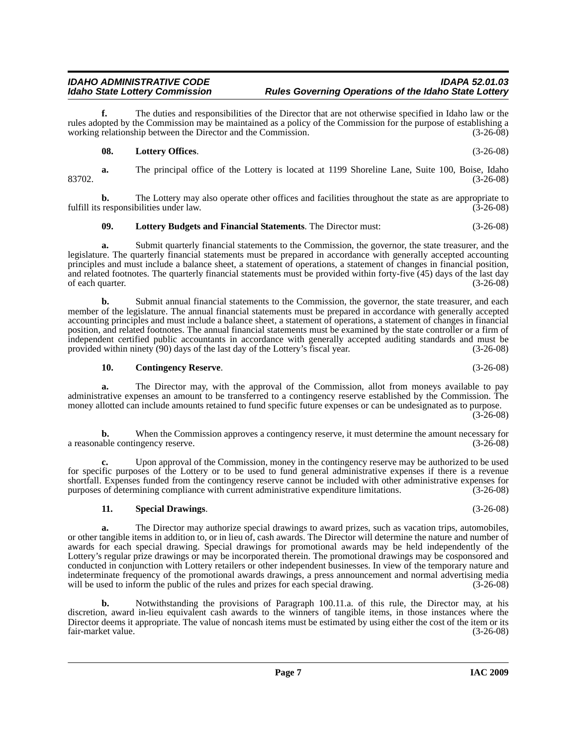**f.** The duties and responsibilities of the Director that are not otherwise specified in Idaho law or the rules adopted by the Commission may be maintained as a policy of the Commission for the purpose of establishing a working relationship between the Director and the Commission. (3-26-08)

**08. Lottery Offices**. (3-26-08)

**a.** The principal office of the Lottery is located at 1199 Shoreline Lane, Suite 100, Boise, Idaho 83702. (3-26-08)

**b.** The Lottery may also operate other offices and facilities throughout the state as are appropriate to fulfill its responsibilities under law. (3-26-08)

**09. Lottery Budgets and Financial Statements**. The Director must: (3-26-08)

**a.** Submit quarterly financial statements to the Commission, the governor, the state treasurer, and the legislature. The quarterly financial statements must be prepared in accordance with generally accepted accounting principles and must include a balance sheet, a statement of operations, a statement of changes in financial position, and related footnotes. The quarterly financial statements must be provided within forty-five (45) days of the last day of each quarter. (3-26-08)

**b.** Submit annual financial statements to the Commission, the governor, the state treasurer, and each member of the legislature. The annual financial statements must be prepared in accordance with generally accepted accounting principles and must include a balance sheet, a statement of operations, a statement of changes in financial position, and related footnotes. The annual financial statements must be examined by the state controller or a firm of independent certified public accountants in accordance with generally accepted auditing standards and must be provided within ninety (90) days of the last day of the Lottery's fiscal year. (3-26-08)

**10. Contingency Reserve**. (3-26-08)

**a.** The Director may, with the approval of the Commission, allot from moneys available to pay administrative expenses an amount to be transferred to a contingency reserve established by the Commission. The money allotted can include amounts retained to fund specific future expenses or can be undesignated as to purpose. (3-26-08)

**b.** When the Commission approves a contingency reserve, it must determine the amount necessary for a reasonable contingency reserve. (3-26-08)

**c.** Upon approval of the Commission, money in the contingency reserve may be authorized to be used for specific purposes of the Lottery or to be used to fund general administrative expenses if there is a revenue shortfall. Expenses funded from the contingency reserve cannot be included with other administrative expenses for purposes of determining compliance with current administrative expenditure limitations. (3-26-08)

**11. Special Drawings**. (3-26-08)

**a.** The Director may authorize special drawings to award prizes, such as vacation trips, automobiles, or other tangible items in addition to, or in lieu of, cash awards. The Director will determine the nature and number of awards for each special drawing. Special drawings for promotional awards may be held independently of the Lottery's regular prize drawings or may be incorporated therein. The promotional drawings may be cosponsored and conducted in conjunction with Lottery retailers or other independent businesses. In view of the temporary nature and indeterminate frequency of the promotional awards drawings, a press announcement and normal advertising media will be used to inform the public of the rules and prizes for each special drawing. (3-26-08)

**b.** Notwithstanding the provisions of Paragraph 100.11.a. of this rule, the Director may, at his discretion, award in-lieu equivalent cash awards to the winners of tangible items, in those instances where the Director deems it appropriate. The value of noncash items must be estimated by using either the cost of the item or its fair-market value. (3-26-08)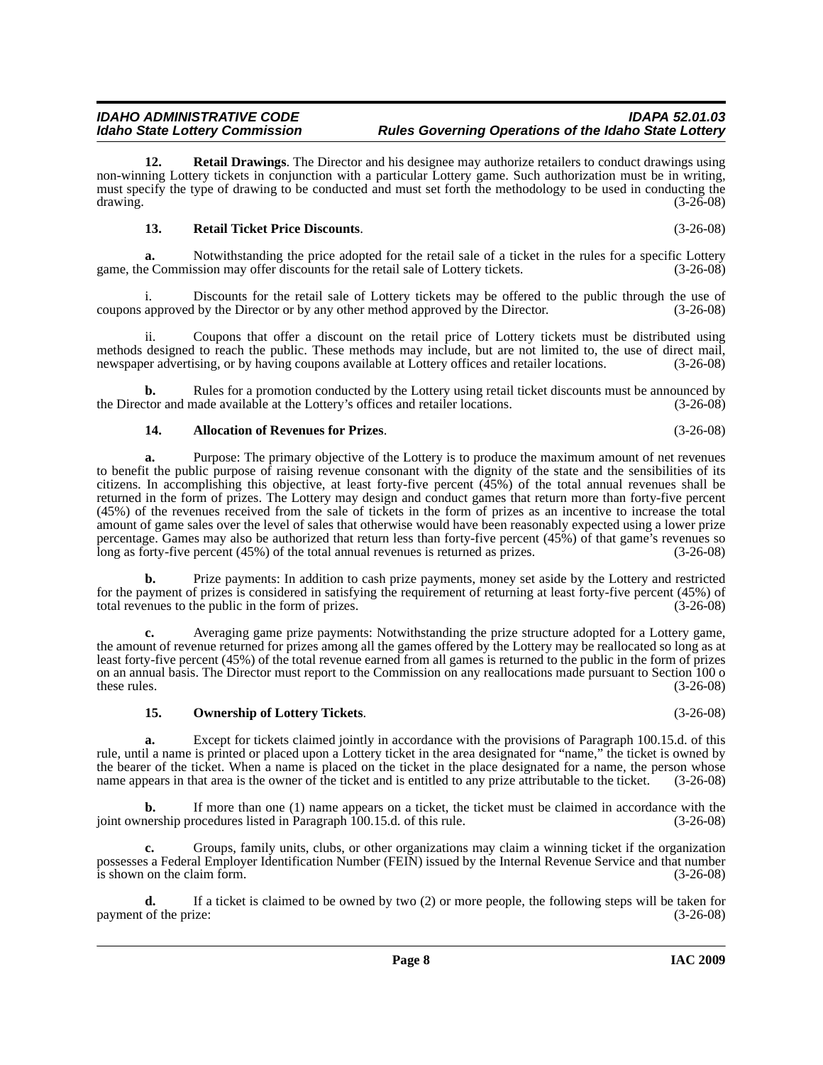**12. Retail Drawings**. The Director and his designee may authorize retailers to conduct drawings using non-winning Lottery tickets in conjunction with a particular Lottery game. Such authorization must be in writing, must specify the type of drawing to be conducted and must set forth the methodology to be used in conducting the drawing. (3-26-08)

**13. Retail Ticket Price Discounts**. (3-26-08)

**a.** Notwithstanding the price adopted for the retail sale of a ticket in the rules for a specific Lottery game, the Commission may offer discounts for the retail sale of Lottery tickets. (3-26-08)

i. Discounts for the retail sale of Lottery tickets may be offered to the public through the use of coupons approved by the Director or by any other method approved by the Director. (3-26-08)

ii. Coupons that offer a discount on the retail price of Lottery tickets must be distributed using methods designed to reach the public. These methods may include, but are not limited to, the use of direct mail, newspaper advertising, or by having coupons available at Lottery offices and retailer locations. (3-26-08)

**b.** Rules for a promotion conducted by the Lottery using retail ticket discounts must be announced by the Director and made available at the Lottery's offices and retailer locations. (3-26-08)

**14. Allocation of Revenues for Prizes**. (3-26-08)

**a.** Purpose: The primary objective of the Lottery is to produce the maximum amount of net revenues to benefit the public purpose of raising revenue consonant with the dignity of the state and the sensibilities of its citizens. In accomplishing this objective, at least forty-five percent (45%) of the total annual revenues shall be returned in the form of prizes. The Lottery may design and conduct games that return more than forty-five percent (45%) of the revenues received from the sale of tickets in the form of prizes as an incentive to increase the total amount of game sales over the level of sales that otherwise would have been reasonably expected using a lower prize percentage. Games may also be authorized that return less than forty-five percent (45%) of that game's revenues so long as forty-five percent (45%) of the total annual revenues is returned as prizes. (3-26-08)

**b.** Prize payments: In addition to cash prize payments, money set aside by the Lottery and restricted for the payment of prizes is considered in satisfying the requirement of returning at least forty-five percent (45%) of total revenues to the public in the form of prizes. (3-26-08)

**c.** Averaging game prize payments: Notwithstanding the prize structure adopted for a Lottery game, the amount of revenue returned for prizes among all the games offered by the Lottery may be reallocated so long as at least forty-five percent (45%) of the total revenue earned from all games is returned to the public in the form of prizes on an annual basis. The Director must report to the Commission on any reallocations made pursuant to Section 100 o these rules. (3-26-08)

**15. Ownership of Lottery Tickets**. (3-26-08)

**a.** Except for tickets claimed jointly in accordance with the provisions of Paragraph 100.15.d. of this rule, until a name is printed or placed upon a Lottery ticket in the area designated for "name," the ticket is owned by the bearer of the ticket. When a name is placed on the ticket in the place designated for a name, the person whose name appears in that area is the owner of the ticket and is entitled to any prize attributable to the ticket. (3-26-08)

**b.** If more than one (1) name appears on a ticket, the ticket must be claimed in accordance with the joint ownership procedures listed in Paragraph 100.15.d. of this rule. (3-26-08)

**c.** Groups, family units, clubs, or other organizations may claim a winning ticket if the organization possesses a Federal Employer Identification Number (FEIN) issued by the Internal Revenue Service and that number is shown on the claim form. (3-26-08)

**d.** If a ticket is claimed to be owned by two (2) or more people, the following steps will be taken for payment of the prize: (3-26-08)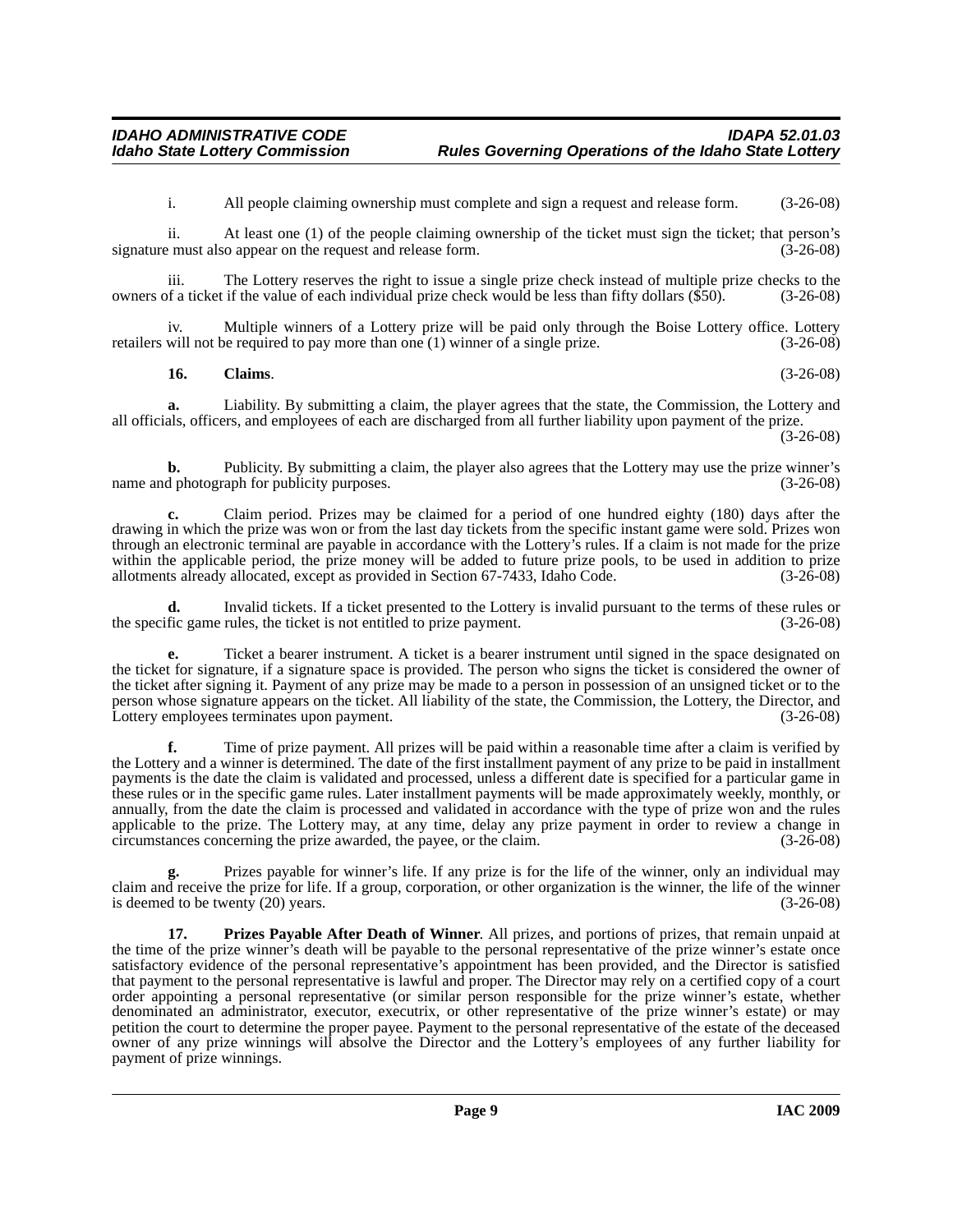i. All people claiming ownership must complete and sign a request and release form. (3-26-08)

ii. At least one (1) of the people claiming ownership of the ticket must sign the ticket; that person's signature must also appear on the request and release form. (3-26-08)

iii. The Lottery reserves the right to issue a single prize check instead of multiple prize checks to the owners of a ticket if the value of each individual prize check would be less than fifty dollars ($50). (3-26-08)

iv. Multiple winners of a Lottery prize will be paid only through the Boise Lottery office. Lottery retailers will not be required to pay more than one (1) winner of a single prize. (3-26-08)

**16. Claims**. (3-26-08)

**a.** Liability. By submitting a claim, the player agrees that the state, the Commission, the Lottery and all officials, officers, and employees of each are discharged from all further liability upon payment of the prize. (3-26-08)

**b.** Publicity. By submitting a claim, the player also agrees that the Lottery may use the prize winner's name and photograph for publicity purposes. (3-26-08)

**c.** Claim period. Prizes may be claimed for a period of one hundred eighty (180) days after the drawing in which the prize was won or from the last day tickets from the specific instant game were sold. Prizes won through an electronic terminal are payable in accordance with the Lottery's rules. If a claim is not made for the prize within the applicable period, the prize money will be added to future prize pools, to be used in addition to prize allotments already allocated, except as provided in Section 67-7433, Idaho Code. (3-26-08)

**d.** Invalid tickets. If a ticket presented to the Lottery is invalid pursuant to the terms of these rules or the specific game rules, the ticket is not entitled to prize payment. (3-26-08)

**e.** Ticket a bearer instrument. A ticket is a bearer instrument until signed in the space designated on the ticket for signature, if a signature space is provided. The person who signs the ticket is considered the owner of the ticket after signing it. Payment of any prize may be made to a person in possession of an unsigned ticket or to the person whose signature appears on the ticket. All liability of the state, the Commission, the Lottery, the Director, and Lottery employees terminates upon payment. (3-26-08)

**f.** Time of prize payment. All prizes will be paid within a reasonable time after a claim is verified by the Lottery and a winner is determined. The date of the first installment payment of any prize to be paid in installment payments is the date the claim is validated and processed, unless a different date is specified for a particular game in these rules or in the specific game rules. Later installment payments will be made approximately weekly, monthly, or annually, from the date the claim is processed and validated in accordance with the type of prize won and the rules applicable to the prize. The Lottery may, at any time, delay any prize payment in order to review a change in circumstances concerning the prize awarded, the payee, or the claim. (3-26-08)

**g.** Prizes payable for winner's life. If any prize is for the life of the winner, only an individual may claim and receive the prize for life. If a group, corporation, or other organization is the winner, the life of the winner is deemed to be twenty (20) years. (3-26-08)

**17. Prizes Payable After Death of Winner**. All prizes, and portions of prizes, that remain unpaid at the time of the prize winner's death will be payable to the personal representative of the prize winner's estate once satisfactory evidence of the personal representative's appointment has been provided, and the Director is satisfied that payment to the personal representative is lawful and proper. The Director may rely on a certified copy of a court order appointing a personal representative (or similar person responsible for the prize winner's estate, whether denominated an administrator, executor, executrix, or other representative of the prize winner's estate) or may petition the court to determine the proper payee. Payment to the personal representative of the estate of the deceased owner of any prize winnings will absolve the Director and the Lottery's employees of any further liability for payment of prize winnings.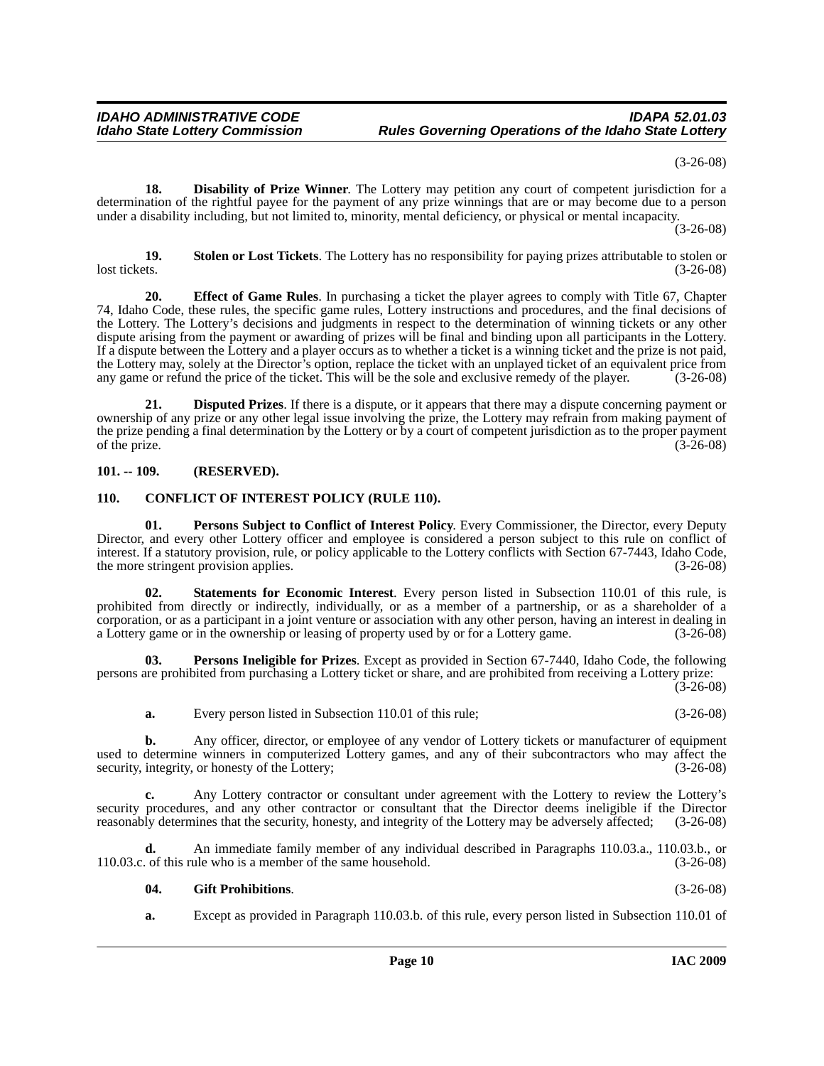(3-26-08)

**18. Disability of Prize Winner**. The Lottery may petition any court of competent jurisdiction for a determination of the rightful payee for the payment of any prize winnings that are or may become due to a person under a disability including, but not limited to, minority, mental deficiency, or physical or mental incapacity. (3-26-08)

**19. Stolen or Lost Tickets**. The Lottery has no responsibility for paying prizes attributable to stolen or lost tickets. (3-26-08)

**20. Effect of Game Rules**. In purchasing a ticket the player agrees to comply with Title 67, Chapter 74, Idaho Code, these rules, the specific game rules, Lottery instructions and procedures, and the final decisions of the Lottery. The Lottery's decisions and judgments in respect to the determination of winning tickets or any other dispute arising from the payment or awarding of prizes will be final and binding upon all participants in the Lottery. If a dispute between the Lottery and a player occurs as to whether a ticket is a winning ticket and the prize is not paid, the Lottery may, solely at the Director's option, replace the ticket with an unplayed ticket of an equivalent price from any game or refund the price of the ticket. This will be the sole and exclusive remedy of the player. (3-26-08)

**21. Disputed Prizes**. If there is a dispute, or it appears that there may a dispute concerning payment or ownership of any prize or any other legal issue involving the prize, the Lottery may refrain from making payment of the prize pending a final determination by the Lottery or by a court of competent jurisdiction as to the proper payment of the prize. (3-26-08)

## 101. -- 109. (RESERVED).

## 110. CONFLICT OF INTEREST POLICY (RULE 110).

**01. Persons Subject to Conflict of Interest Policy**. Every Commissioner, the Director, every Deputy Director, and every other Lottery officer and employee is considered a person subject to this rule on conflict of interest. If a statutory provision, rule, or policy applicable to the Lottery conflicts with Section 67-7443, Idaho Code, the more stringent provision applies. (3-26-08)

**02. Statements for Economic Interest**. Every person listed in Subsection 110.01 of this rule, is prohibited from directly or indirectly, individually, or as a member of a partnership, or as a shareholder of a corporation, or as a participant in a joint venture or association with any other person, having an interest in dealing in a Lottery game or in the ownership or leasing of property used by or for a Lottery game. (3-26-08)

**03. Persons Ineligible for Prizes**. Except as provided in Section 67-7440, Idaho Code, the following persons are prohibited from purchasing a Lottery ticket or share, and are prohibited from receiving a Lottery prize: (3-26-08)

**a.** Every person listed in Subsection 110.01 of this rule; (3-26-08)

**b.** Any officer, director, or employee of any vendor of Lottery tickets or manufacturer of equipment used to determine winners in computerized Lottery games, and any of their subcontractors who may affect the security, integrity, or honesty of the Lottery; (3-26-08)

**c.** Any Lottery contractor or consultant under agreement with the Lottery to review the Lottery's security procedures, and any other contractor or consultant that the Director deems ineligible if the Director reasonably determines that the security, honesty, and integrity of the Lottery may be adversely affected; (3-26-08)

**d.** An immediate family member of any individual described in Paragraphs 110.03.a., 110.03.b., or 110.03.c. of this rule who is a member of the same household. (3-26-08)

**04. Gift Prohibitions**. (3-26-08)

**a.** Except as provided in Paragraph 110.03.b. of this rule, every person listed in Subsection 110.01 of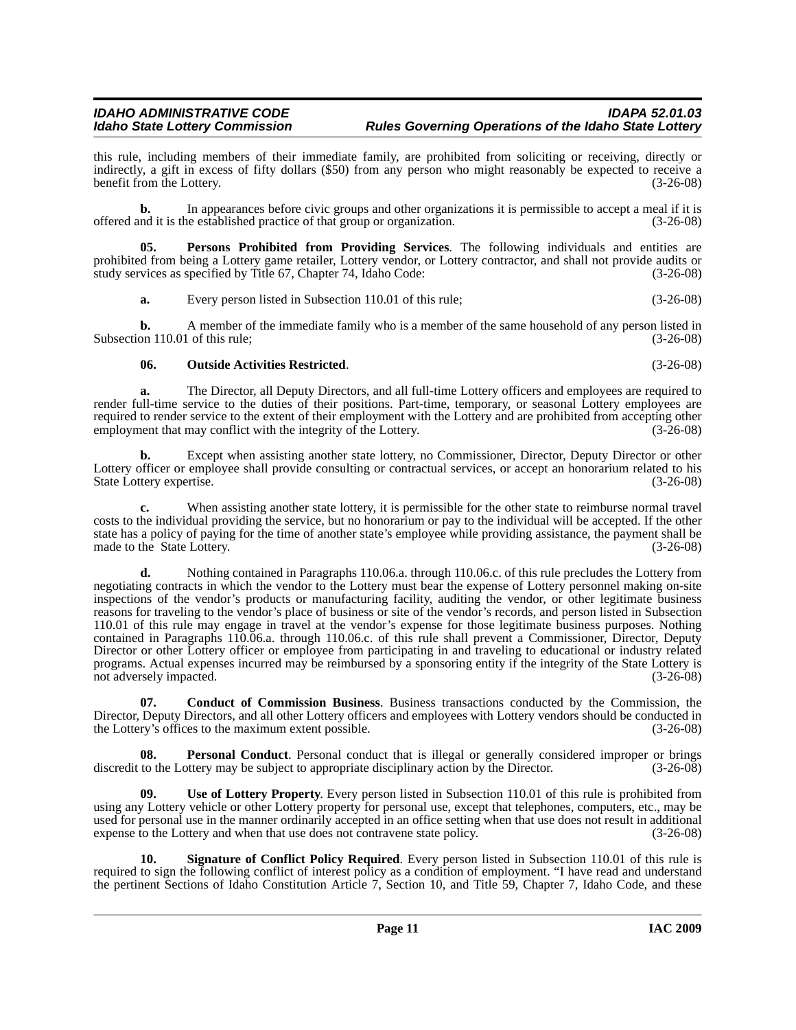this rule, including members of their immediate family, are prohibited from soliciting or receiving, directly or indirectly, a gift in excess of fifty dollars ($50) from any person who might reasonably be expected to receive a benefit from the Lottery. (3-26-08)

**b.** In appearances before civic groups and other organizations it is permissible to accept a meal if it is offered and it is the established practice of that group or organization. (3-26-08)

**05. Persons Prohibited from Providing Services**. The following individuals and entities are prohibited from being a Lottery game retailer, Lottery vendor, or Lottery contractor, and shall not provide audits or study services as specified by Title 67, Chapter 74, Idaho Code: (3-26-08)

**a.** Every person listed in Subsection 110.01 of this rule; (3-26-08)

**b.** A member of the immediate family who is a member of the same household of any person listed in Subsection 110.01 of this rule; (3-26-08)

**06. Outside Activities Restricted**. (3-26-08)

**a.** The Director, all Deputy Directors, and all full-time Lottery officers and employees are required to render full-time service to the duties of their positions. Part-time, temporary, or seasonal Lottery employees are required to render service to the extent of their employment with the Lottery and are prohibited from accepting other employment that may conflict with the integrity of the Lottery. (3-26-08)

**b.** Except when assisting another state lottery, no Commissioner, Director, Deputy Director or other Lottery officer or employee shall provide consulting or contractual services, or accept an honorarium related to his State Lottery expertise. (3-26-08)

**c.** When assisting another state lottery, it is permissible for the other state to reimburse normal travel costs to the individual providing the service, but no honorarium or pay to the individual will be accepted. If the other state has a policy of paying for the time of another state's employee while providing assistance, the payment shall be made to the State Lottery. (3-26-08)

**d.** Nothing contained in Paragraphs 110.06.a. through 110.06.c. of this rule precludes the Lottery from negotiating contracts in which the vendor to the Lottery must bear the expense of Lottery personnel making on-site inspections of the vendor's products or manufacturing facility, auditing the vendor, or other legitimate business reasons for traveling to the vendor's place of business or site of the vendor's records, and person listed in Subsection 110.01 of this rule may engage in travel at the vendor's expense for those legitimate business purposes. Nothing contained in Paragraphs 110.06.a. through 110.06.c. of this rule shall prevent a Commissioner, Director, Deputy Director or other Lottery officer or employee from participating in and traveling to educational or industry related programs. Actual expenses incurred may be reimbursed by a sponsoring entity if the integrity of the State Lottery is not adversely impacted. (3-26-08)

**07. Conduct of Commission Business**. Business transactions conducted by the Commission, the Director, Deputy Directors, and all other Lottery officers and employees with Lottery vendors should be conducted in the Lottery's offices to the maximum extent possible. (3-26-08)

**08. Personal Conduct**. Personal conduct that is illegal or generally considered improper or brings discredit to the Lottery may be subject to appropriate disciplinary action by the Director. (3-26-08)

**09. Use of Lottery Property**. Every person listed in Subsection 110.01 of this rule is prohibited from using any Lottery vehicle or other Lottery property for personal use, except that telephones, computers, etc., may be used for personal use in the manner ordinarily accepted in an office setting when that use does not result in additional expense to the Lottery and when that use does not contravene state policy. (3-26-08)

**10. Signature of Conflict Policy Required**. Every person listed in Subsection 110.01 of this rule is required to sign the following conflict of interest policy as a condition of employment. "I have read and understand the pertinent Sections of Idaho Constitution Article 7, Section 10, and Title 59, Chapter 7, Idaho Code, and these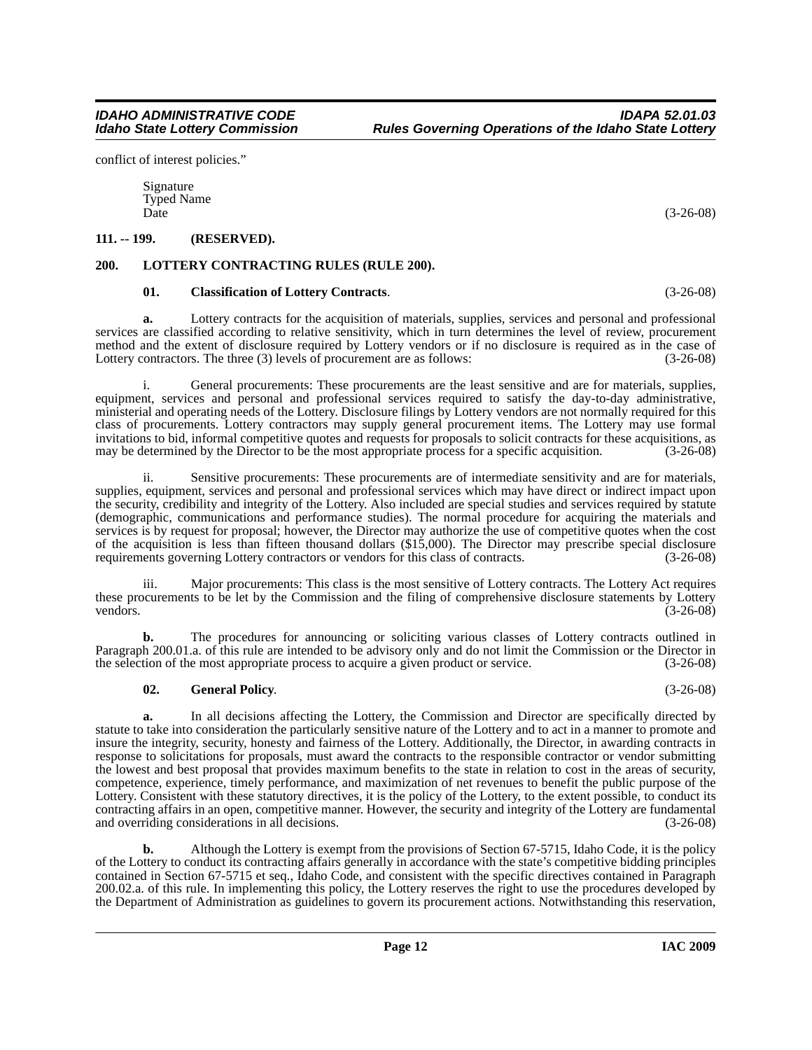conflict of interest policies."

Signature
Typed Name
Date (3-26-08)

**111. -- 199. (RESERVED).**

**200. LOTTERY CONTRACTING RULES (RULE 200).**

**01. Classification of Lottery Contracts**. (3-26-08)

**a.** Lottery contracts for the acquisition of materials, supplies, services and personal and professional services are classified according to relative sensitivity, which in turn determines the level of review, procurement method and the extent of disclosure required by Lottery vendors or if no disclosure is required as in the case of Lottery contractors. The three (3) levels of procurement are as follows: (3-26-08)

i. General procurements: These procurements are the least sensitive and are for materials, supplies, equipment, services and personal and professional services required to satisfy the day-to-day administrative, ministerial and operating needs of the Lottery. Disclosure filings by Lottery vendors are not normally required for this class of procurements. Lottery contractors may supply general procurement items. The Lottery may use formal invitations to bid, informal competitive quotes and requests for proposals to solicit contracts for these acquisitions, as may be determined by the Director to be the most appropriate process for a specific acquisition. (3-26-08)

ii. Sensitive procurements: These procurements are of intermediate sensitivity and are for materials, supplies, equipment, services and personal and professional services which may have direct or indirect impact upon the security, credibility and integrity of the Lottery. Also included are special studies and services required by statute (demographic, communications and performance studies). The normal procedure for acquiring the materials and services is by request for proposal; however, the Director may authorize the use of competitive quotes when the cost of the acquisition is less than fifteen thousand dollars ($15,000). The Director may prescribe special disclosure requirements governing Lottery contractors or vendors for this class of contracts. (3-26-08)

iii. Major procurements: This class is the most sensitive of Lottery contracts. The Lottery Act requires these procurements to be let by the Commission and the filing of comprehensive disclosure statements by Lottery vendors. (3-26-08)

**b.** The procedures for announcing or soliciting various classes of Lottery contracts outlined in Paragraph 200.01.a. of this rule are intended to be advisory only and do not limit the Commission or the Director in the selection of the most appropriate process to acquire a given product or service. (3-26-08)

**02. General Policy**. (3-26-08)

**a.** In all decisions affecting the Lottery, the Commission and Director are specifically directed by statute to take into consideration the particularly sensitive nature of the Lottery and to act in a manner to promote and insure the integrity, security, honesty and fairness of the Lottery. Additionally, the Director, in awarding contracts in response to solicitations for proposals, must award the contracts to the responsible contractor or vendor submitting the lowest and best proposal that provides maximum benefits to the state in relation to cost in the areas of security, competence, experience, timely performance, and maximization of net revenues to benefit the public purpose of the Lottery. Consistent with these statutory directives, it is the policy of the Lottery, to the extent possible, to conduct its contracting affairs in an open, competitive manner. However, the security and integrity of the Lottery are fundamental and overriding considerations in all decisions. (3-26-08)

**b.** Although the Lottery is exempt from the provisions of Section 67-5715, Idaho Code, it is the policy of the Lottery to conduct its contracting affairs generally in accordance with the state's competitive bidding principles contained in Section 67-5715 et seq., Idaho Code, and consistent with the specific directives contained in Paragraph 200.02.a. of this rule. In implementing this policy, the Lottery reserves the right to use the procedures developed by the Department of Administration as guidelines to govern its procurement actions. Notwithstanding this reservation,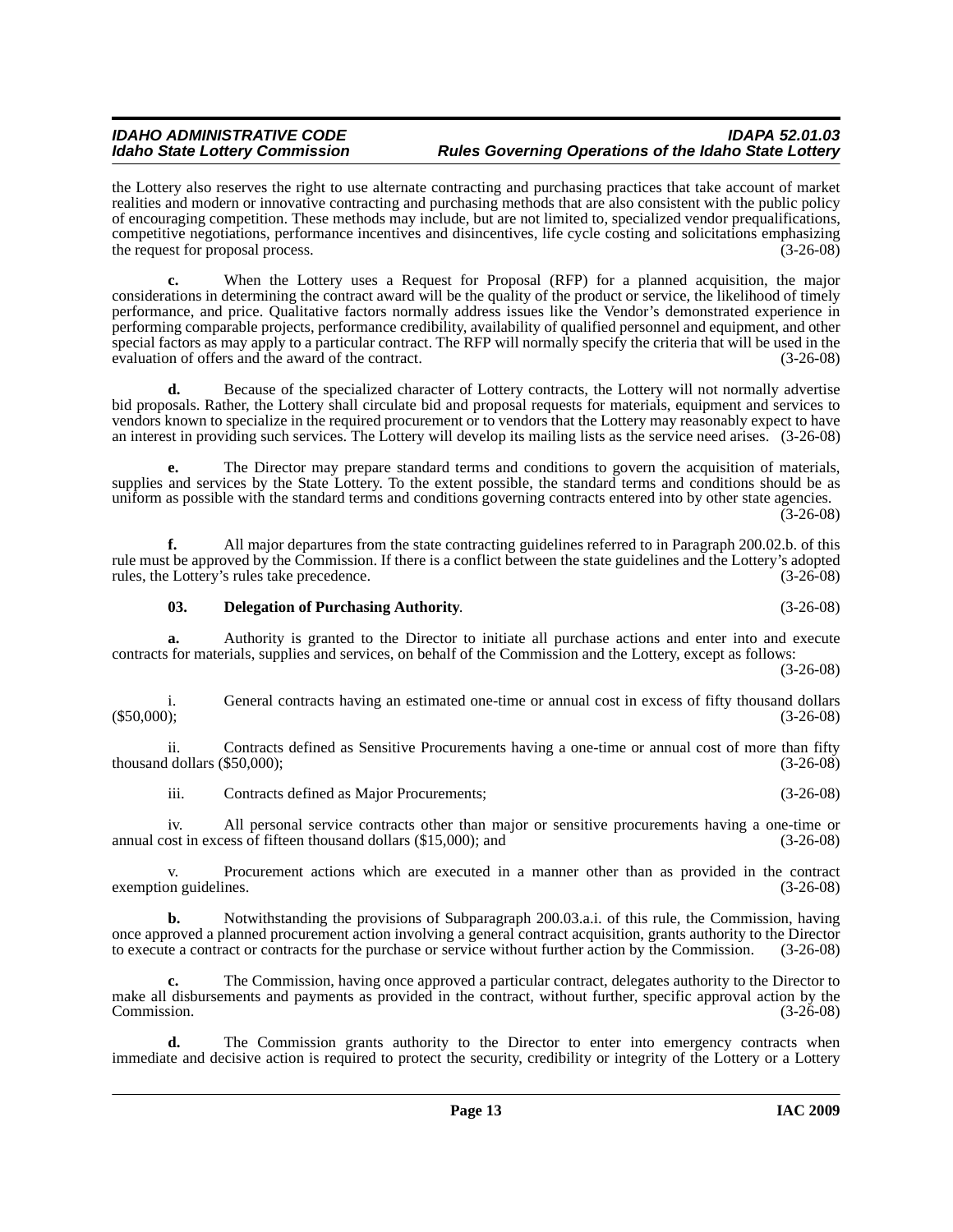the Lottery also reserves the right to use alternate contracting and purchasing practices that take account of market realities and modern or innovative contracting and purchasing methods that are also consistent with the public policy of encouraging competition. These methods may include, but are not limited to, specialized vendor prequalifications, competitive negotiations, performance incentives and disincentives, life cycle costing and solicitations emphasizing the request for proposal process. (3-26-08)

**c.** When the Lottery uses a Request for Proposal (RFP) for a planned acquisition, the major considerations in determining the contract award will be the quality of the product or service, the likelihood of timely performance, and price. Qualitative factors normally address issues like the Vendor's demonstrated experience in performing comparable projects, performance credibility, availability of qualified personnel and equipment, and other special factors as may apply to a particular contract. The RFP will normally specify the criteria that will be used in the evaluation of offers and the award of the contract. (3-26-08)

**d.** Because of the specialized character of Lottery contracts, the Lottery will not normally advertise bid proposals. Rather, the Lottery shall circulate bid and proposal requests for materials, equipment and services to vendors known to specialize in the required procurement or to vendors that the Lottery may reasonably expect to have an interest in providing such services. The Lottery will develop its mailing lists as the service need arises. (3-26-08)

**e.** The Director may prepare standard terms and conditions to govern the acquisition of materials, supplies and services by the State Lottery. To the extent possible, the standard terms and conditions should be as uniform as possible with the standard terms and conditions governing contracts entered into by other state agencies. (3-26-08)

**f.** All major departures from the state contracting guidelines referred to in Paragraph 200.02.b. of this rule must be approved by the Commission. If there is a conflict between the state guidelines and the Lottery's adopted rules, the Lottery's rules take precedence. (3-26-08)

**03. Delegation of Purchasing Authority**. (3-26-08)

**a.** Authority is granted to the Director to initiate all purchase actions and enter into and execute contracts for materials, supplies and services, on behalf of the Commission and the Lottery, except as follows: (3-26-08)

i. General contracts having an estimated one-time or annual cost in excess of fifty thousand dollars ($50,000); (3-26-08)

ii. Contracts defined as Sensitive Procurements having a one-time or annual cost of more than fifty thousand dollars ($50,000); (3-26-08)

iii. Contracts defined as Major Procurements; (3-26-08)

iv. All personal service contracts other than major or sensitive procurements having a one-time or annual cost in excess of fifteen thousand dollars ($15,000); and (3-26-08)

v. Procurement actions which are executed in a manner other than as provided in the contract exemption guidelines. (3-26-08)

**b.** Notwithstanding the provisions of Subparagraph 200.03.a.i. of this rule, the Commission, having once approved a planned procurement action involving a general contract acquisition, grants authority to the Director to execute a contract or contracts for the purchase or service without further action by the Commission. (3-26-08)

**c.** The Commission, having once approved a particular contract, delegates authority to the Director to make all disbursements and payments as provided in the contract, without further, specific approval action by the Commission. (3-26-08)

**d.** The Commission grants authority to the Director to enter into emergency contracts when immediate and decisive action is required to protect the security, credibility or integrity of the Lottery or a Lottery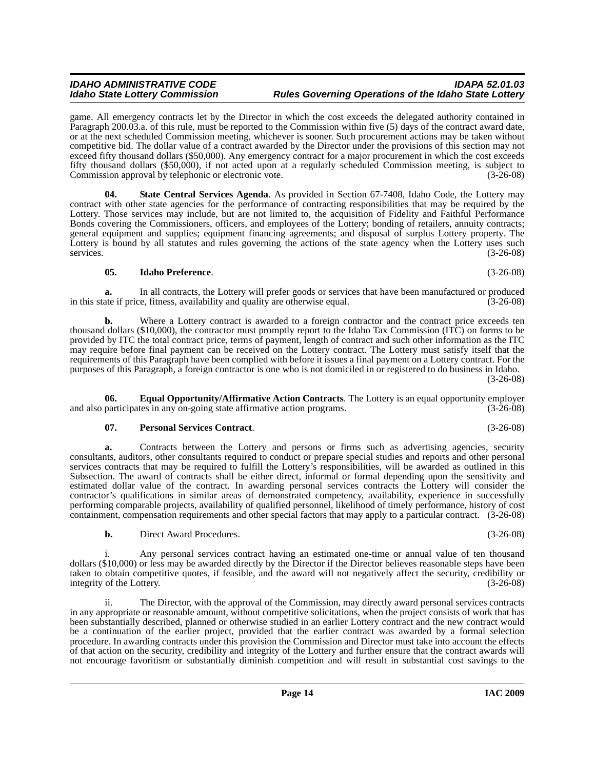game. All emergency contracts let by the Director in which the cost exceeds the delegated authority contained in Paragraph 200.03.a. of this rule, must be reported to the Commission within five (5) days of the contract award date, or at the next scheduled Commission meeting, whichever is sooner. Such procurement actions may be taken without competitive bid. The dollar value of a contract awarded by the Director under the provisions of this section may not exceed fifty thousand dollars ($50,000). Any emergency contract for a major procurement in which the cost exceeds fifty thousand dollars ($50,000), if not acted upon at a regularly scheduled Commission meeting, is subject to Commission approval by telephonic or electronic vote. (3-26-08)

**04. State Central Services Agenda**. As provided in Section 67-7408, Idaho Code, the Lottery may contract with other state agencies for the performance of contracting responsibilities that may be required by the Lottery. Those services may include, but are not limited to, the acquisition of Fidelity and Faithful Performance Bonds covering the Commissioners, officers, and employees of the Lottery; bonding of retailers, annuity contracts; general equipment and supplies; equipment financing agreements; and disposal of surplus Lottery property. The Lottery is bound by all statutes and rules governing the actions of the state agency when the Lottery uses such services. (3-26-08)

**05. Idaho Preference**. (3-26-08)

**a.** In all contracts, the Lottery will prefer goods or services that have been manufactured or produced in this state if price, fitness, availability and quality are otherwise equal. (3-26-08)

**b.** Where a Lottery contract is awarded to a foreign contractor and the contract price exceeds ten thousand dollars ($10,000), the contractor must promptly report to the Idaho Tax Commission (ITC) on forms to be provided by ITC the total contract price, terms of payment, length of contract and such other information as the ITC may require before final payment can be received on the Lottery contract. The Lottery must satisfy itself that the requirements of this Paragraph have been complied with before it issues a final payment on a Lottery contract. For the purposes of this Paragraph, a foreign contractor is one who is not domiciled in or registered to do business in Idaho. (3-26-08)

**06. Equal Opportunity/Affirmative Action Contracts**. The Lottery is an equal opportunity employer and also participates in any on-going state affirmative action programs. (3-26-08)

**07. Personal Services Contract**. (3-26-08)

**a.** Contracts between the Lottery and persons or firms such as advertising agencies, security consultants, auditors, other consultants required to conduct or prepare special studies and reports and other personal services contracts that may be required to fulfill the Lottery's responsibilities, will be awarded as outlined in this Subsection. The award of contracts shall be either direct, informal or formal depending upon the sensitivity and estimated dollar value of the contract. In awarding personal services contracts the Lottery will consider the contractor's qualifications in similar areas of demonstrated competency, availability, experience in successfully performing comparable projects, availability of qualified personnel, likelihood of timely performance, history of cost containment, compensation requirements and other special factors that may apply to a particular contract. (3-26-08)

**b.** Direct Award Procedures. (3-26-08)

i. Any personal services contract having an estimated one-time or annual value of ten thousand dollars ($10,000) or less may be awarded directly by the Director if the Director believes reasonable steps have been taken to obtain competitive quotes, if feasible, and the award will not negatively affect the security, credibility or integrity of the Lottery. (3-26-08)

ii. The Director, with the approval of the Commission, may directly award personal services contracts in any appropriate or reasonable amount, without competitive solicitations, when the project consists of work that has been substantially described, planned or otherwise studied in an earlier Lottery contract and the new contract would be a continuation of the earlier project, provided that the earlier contract was awarded by a formal selection procedure. In awarding contracts under this provision the Commission and Director must take into account the effects of that action on the security, credibility and integrity of the Lottery and further ensure that the contract awards will not encourage favoritism or substantially diminish competition and will result in substantial cost savings to the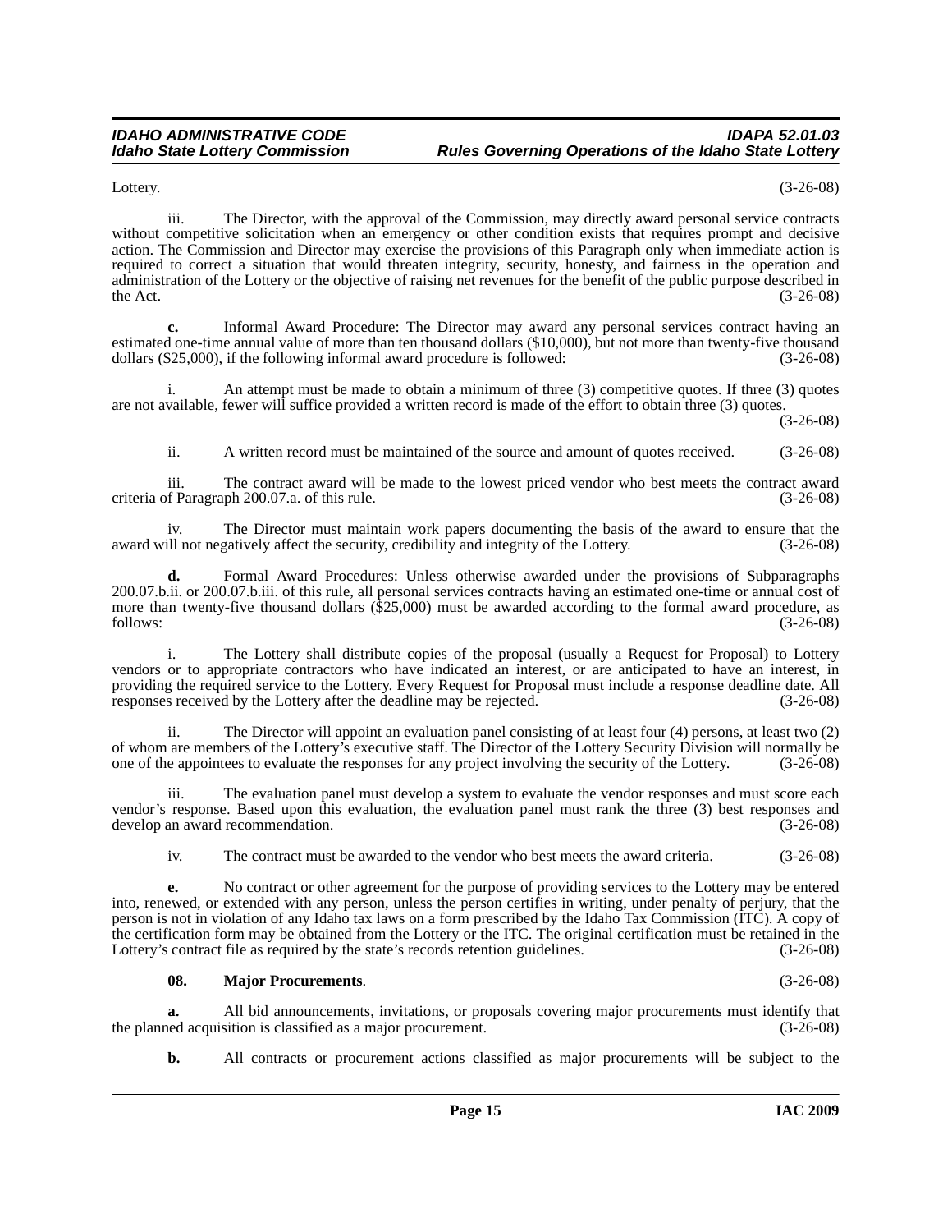Lottery. (3-26-08)

iii. The Director, with the approval of the Commission, may directly award personal service contracts without competitive solicitation when an emergency or other condition exists that requires prompt and decisive action. The Commission and Director may exercise the provisions of this Paragraph only when immediate action is required to correct a situation that would threaten integrity, security, honesty, and fairness in the operation and administration of the Lottery or the objective of raising net revenues for the benefit of the public purpose described in the Act. (3-26-08)

**c.** Informal Award Procedure: The Director may award any personal services contract having an estimated one-time annual value of more than ten thousand dollars ($10,000), but not more than twenty-five thousand dollars ($25,000), if the following informal award procedure is followed: (3-26-08)

i. An attempt must be made to obtain a minimum of three (3) competitive quotes. If three (3) quotes are not available, fewer will suffice provided a written record is made of the effort to obtain three (3) quotes. (3-26-08)

ii. A written record must be maintained of the source and amount of quotes received. (3-26-08)

iii. The contract award will be made to the lowest priced vendor who best meets the contract award criteria of Paragraph 200.07.a. of this rule. (3-26-08)

iv. The Director must maintain work papers documenting the basis of the award to ensure that the award will not negatively affect the security, credibility and integrity of the Lottery. (3-26-08)

**d.** Formal Award Procedures: Unless otherwise awarded under the provisions of Subparagraphs 200.07.b.ii. or 200.07.b.iii. of this rule, all personal services contracts having an estimated one-time or annual cost of more than twenty-five thousand dollars ($25,000) must be awarded according to the formal award procedure, as follows: (3-26-08)

i. The Lottery shall distribute copies of the proposal (usually a Request for Proposal) to Lottery vendors or to appropriate contractors who have indicated an interest, or are anticipated to have an interest, in providing the required service to the Lottery. Every Request for Proposal must include a response deadline date. All responses received by the Lottery after the deadline may be rejected. (3-26-08)

ii. The Director will appoint an evaluation panel consisting of at least four (4) persons, at least two (2) of whom are members of the Lottery's executive staff. The Director of the Lottery Security Division will normally be one of the appointees to evaluate the responses for any project involving the security of the Lottery. (3-26-08)

iii. The evaluation panel must develop a system to evaluate the vendor responses and must score each vendor's response. Based upon this evaluation, the evaluation panel must rank the three (3) best responses and develop an award recommendation. (3-26-08)

iv. The contract must be awarded to the vendor who best meets the award criteria. (3-26-08)

**e.** No contract or other agreement for the purpose of providing services to the Lottery may be entered into, renewed, or extended with any person, unless the person certifies in writing, under penalty of perjury, that the person is not in violation of any Idaho tax laws on a form prescribed by the Idaho Tax Commission (ITC). A copy of the certification form may be obtained from the Lottery or the ITC. The original certification must be retained in the Lottery's contract file as required by the state's records retention guidelines. (3-26-08)

**08. Major Procurements**. (3-26-08)

**a.** All bid announcements, invitations, or proposals covering major procurements must identify that the planned acquisition is classified as a major procurement. (3-26-08)

**b.** All contracts or procurement actions classified as major procurements will be subject to the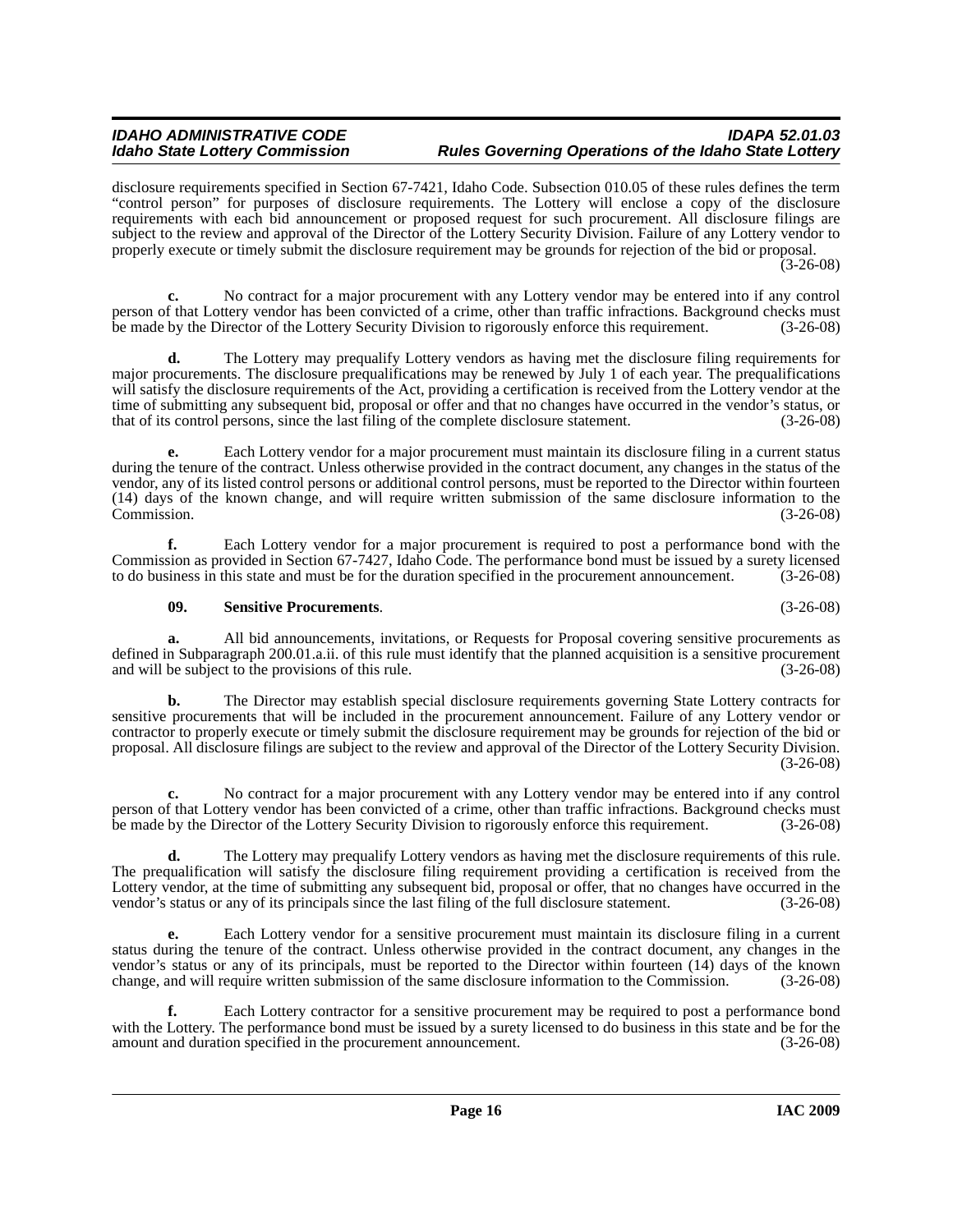disclosure requirements specified in Section 67-7421, Idaho Code. Subsection 010.05 of these rules defines the term "control person" for purposes of disclosure requirements. The Lottery will enclose a copy of the disclosure requirements with each bid announcement or proposed request for such procurement. All disclosure filings are subject to the review and approval of the Director of the Lottery Security Division. Failure of any Lottery vendor to properly execute or timely submit the disclosure requirement may be grounds for rejection of the bid or proposal. (3-26-08)

**c.** No contract for a major procurement with any Lottery vendor may be entered into if any control person of that Lottery vendor has been convicted of a crime, other than traffic infractions. Background checks must be made by the Director of the Lottery Security Division to rigorously enforce this requirement. (3-26-08)

**d.** The Lottery may prequalify Lottery vendors as having met the disclosure filing requirements for major procurements. The disclosure prequalifications may be renewed by July 1 of each year. The prequalifications will satisfy the disclosure requirements of the Act, providing a certification is received from the Lottery vendor at the time of submitting any subsequent bid, proposal or offer and that no changes have occurred in the vendor's status, or that of its control persons, since the last filing of the complete disclosure statement. (3-26-08)

**e.** Each Lottery vendor for a major procurement must maintain its disclosure filing in a current status during the tenure of the contract. Unless otherwise provided in the contract document, any changes in the status of the vendor, any of its listed control persons or additional control persons, must be reported to the Director within fourteen (14) days of the known change, and will require written submission of the same disclosure information to the Commission. (3-26-08)

**f.** Each Lottery vendor for a major procurement is required to post a performance bond with the Commission as provided in Section 67-7427, Idaho Code. The performance bond must be issued by a surety licensed to do business in this state and must be for the duration specified in the procurement announcement. (3-26-08)

**09. Sensitive Procurements**. (3-26-08)

**a.** All bid announcements, invitations, or Requests for Proposal covering sensitive procurements as defined in Subparagraph 200.01.a.ii. of this rule must identify that the planned acquisition is a sensitive procurement and will be subject to the provisions of this rule. (3-26-08)

**b.** The Director may establish special disclosure requirements governing State Lottery contracts for sensitive procurements that will be included in the procurement announcement. Failure of any Lottery vendor or contractor to properly execute or timely submit the disclosure requirement may be grounds for rejection of the bid or proposal. All disclosure filings are subject to the review and approval of the Director of the Lottery Security Division. (3-26-08)

**c.** No contract for a major procurement with any Lottery vendor may be entered into if any control person of that Lottery vendor has been convicted of a crime, other than traffic infractions. Background checks must be made by the Director of the Lottery Security Division to rigorously enforce this requirement. (3-26-08)

**d.** The Lottery may prequalify Lottery vendors as having met the disclosure requirements of this rule. The prequalification will satisfy the disclosure filing requirement providing a certification is received from the Lottery vendor, at the time of submitting any subsequent bid, proposal or offer, that no changes have occurred in the vendor's status or any of its principals since the last filing of the full disclosure statement. (3-26-08)

**e.** Each Lottery vendor for a sensitive procurement must maintain its disclosure filing in a current status during the tenure of the contract. Unless otherwise provided in the contract document, any changes in the vendor's status or any of its principals, must be reported to the Director within fourteen (14) days of the known change, and will require written submission of the same disclosure information to the Commission. (3-26-08)

**f.** Each Lottery contractor for a sensitive procurement may be required to post a performance bond with the Lottery. The performance bond must be issued by a surety licensed to do business in this state and be for the amount and duration specified in the procurement announcement. (3-26-08)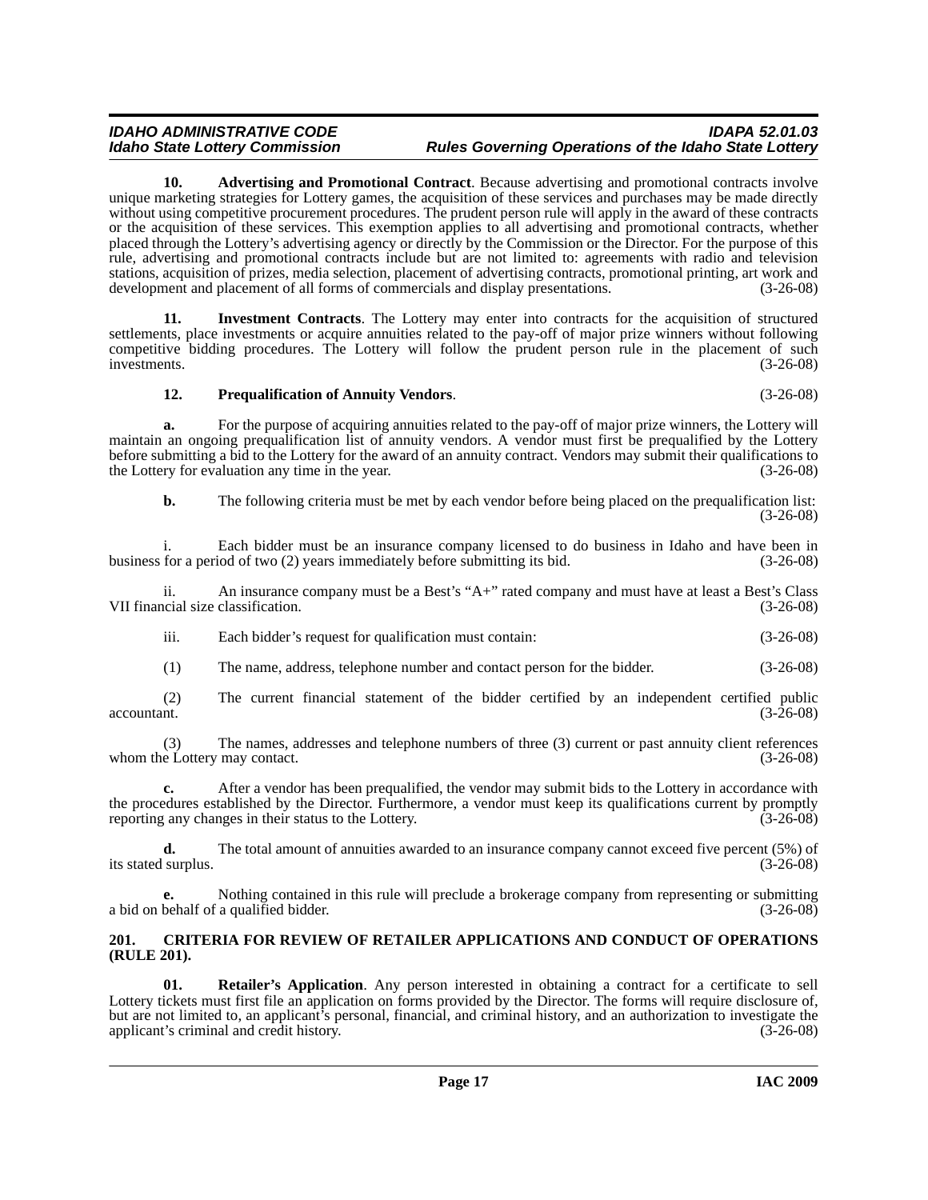**10. Advertising and Promotional Contract**. Because advertising and promotional contracts involve unique marketing strategies for Lottery games, the acquisition of these services and purchases may be made directly without using competitive procurement procedures. The prudent person rule will apply in the award of these contracts or the acquisition of these services. This exemption applies to all advertising and promotional contracts, whether placed through the Lottery's advertising agency or directly by the Commission or the Director. For the purpose of this rule, advertising and promotional contracts include but are not limited to: agreements with radio and television stations, acquisition of prizes, media selection, placement of advertising contracts, promotional printing, art work and development and placement of all forms of commercials and display presentations. (3-26-08)

**11. Investment Contracts**. The Lottery may enter into contracts for the acquisition of structured settlements, place investments or acquire annuities related to the pay-off of major prize winners without following competitive bidding procedures. The Lottery will follow the prudent person rule in the placement of such investments. (3-26-08)

**12. Prequalification of Annuity Vendors**. (3-26-08)

**a.** For the purpose of acquiring annuities related to the pay-off of major prize winners, the Lottery will maintain an ongoing prequalification list of annuity vendors. A vendor must first be prequalified by the Lottery before submitting a bid to the Lottery for the award of an annuity contract. Vendors may submit their qualifications to the Lottery for evaluation any time in the year. (3-26-08)

**b.** The following criteria must be met by each vendor before being placed on the prequalification list: (3-26-08)

i. Each bidder must be an insurance company licensed to do business in Idaho and have been in business for a period of two (2) years immediately before submitting its bid. (3-26-08)

ii. An insurance company must be a Best's "A+" rated company and must have at least a Best's Class VII financial size classification. (3-26-08)

iii. Each bidder's request for qualification must contain: (3-26-08)

(1) The name, address, telephone number and contact person for the bidder. (3-26-08)

(2) The current financial statement of the bidder certified by an independent certified public accountant. (3-26-08)

(3) The names, addresses and telephone numbers of three (3) current or past annuity client references whom the Lottery may contact. (3-26-08)

**c.** After a vendor has been prequalified, the vendor may submit bids to the Lottery in accordance with the procedures established by the Director. Furthermore, a vendor must keep its qualifications current by promptly reporting any changes in their status to the Lottery. (3-26-08)

**d.** The total amount of annuities awarded to an insurance company cannot exceed five percent (5%) of its stated surplus. (3-26-08)

**e.** Nothing contained in this rule will preclude a brokerage company from representing or submitting a bid on behalf of a qualified bidder. (3-26-08)

## 201. CRITERIA FOR REVIEW OF RETAILER APPLICATIONS AND CONDUCT OF OPERATIONS (RULE 201).

**01. Retailer's Application**. Any person interested in obtaining a contract for a certificate to sell Lottery tickets must first file an application on forms provided by the Director. The forms will require disclosure of, but are not limited to, an applicant's personal, financial, and criminal history, and an authorization to investigate the applicant's criminal and credit history. (3-26-08)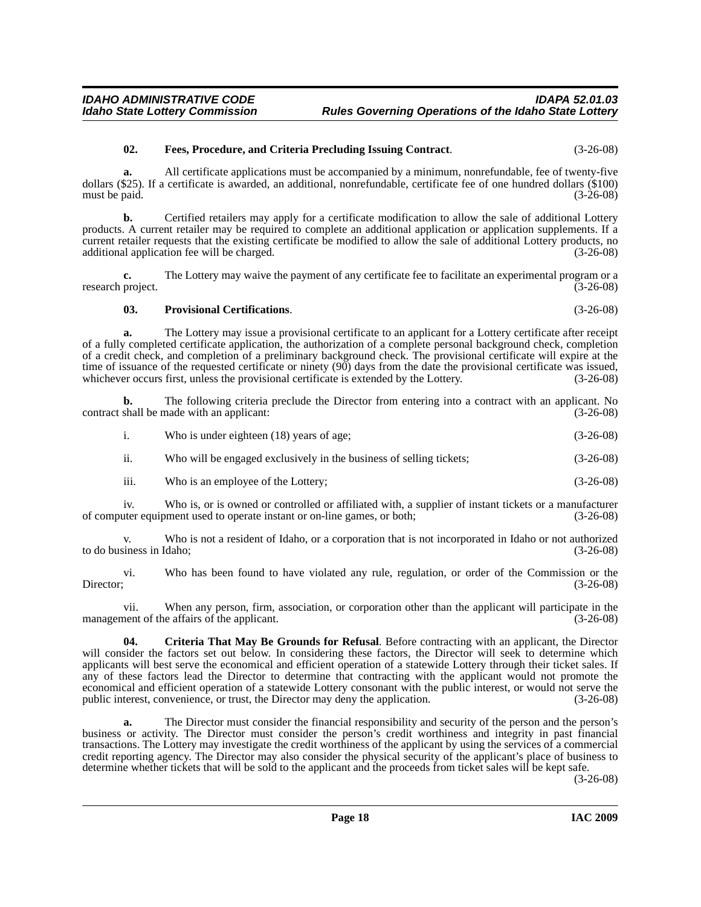**02. Fees, Procedure, and Criteria Precluding Issuing Contract**. (3-26-08)

**a.** All certificate applications must be accompanied by a minimum, nonrefundable, fee of twenty-five dollars ($25). If a certificate is awarded, an additional, nonrefundable, certificate fee of one hundred dollars ($100) must be paid. (3-26-08)

**b.** Certified retailers may apply for a certificate modification to allow the sale of additional Lottery products. A current retailer may be required to complete an additional application or application supplements. If a current retailer requests that the existing certificate be modified to allow the sale of additional Lottery products, no additional application fee will be charged. (3-26-08)

**c.** The Lottery may waive the payment of any certificate fee to facilitate an experimental program or a research project. (3-26-08)

**03. Provisional Certifications**. (3-26-08)

**a.** The Lottery may issue a provisional certificate to an applicant for a Lottery certificate after receipt of a fully completed certificate application, the authorization of a complete personal background check, completion of a credit check, and completion of a preliminary background check. The provisional certificate will expire at the time of issuance of the requested certificate or ninety (90) days from the date the provisional certificate was issued, whichever occurs first, unless the provisional certificate is extended by the Lottery. (3-26-08)

**b.** The following criteria preclude the Director from entering into a contract with an applicant. No contract shall be made with an applicant: (3-26-08)

i. Who is under eighteen (18) years of age; (3-26-08)

ii. Who will be engaged exclusively in the business of selling tickets; (3-26-08)

iii. Who is an employee of the Lottery; (3-26-08)

iv. Who is, or is owned or controlled or affiliated with, a supplier of instant tickets or a manufacturer of computer equipment used to operate instant or on-line games, or both; (3-26-08)

v. Who is not a resident of Idaho, or a corporation that is not incorporated in Idaho or not authorized to do business in Idaho; (3-26-08)

vi. Who has been found to have violated any rule, regulation, or order of the Commission or the Director; (3-26-08)

vii. When any person, firm, association, or corporation other than the applicant will participate in the management of the affairs of the applicant. (3-26-08)

**04. Criteria That May Be Grounds for Refusal**. Before contracting with an applicant, the Director will consider the factors set out below. In considering these factors, the Director will seek to determine which applicants will best serve the economical and efficient operation of a statewide Lottery through their ticket sales. If any of these factors lead the Director to determine that contracting with the applicant would not promote the economical and efficient operation of a statewide Lottery consonant with the public interest, or would not serve the public interest, convenience, or trust, the Director may deny the application. (3-26-08)

**a.** The Director must consider the financial responsibility and security of the person and the person's business or activity. The Director must consider the person's credit worthiness and integrity in past financial transactions. The Lottery may investigate the credit worthiness of the applicant by using the services of a commercial credit reporting agency. The Director may also consider the physical security of the applicant's place of business to determine whether tickets that will be sold to the applicant and the proceeds from ticket sales will be kept safe. (3-26-08)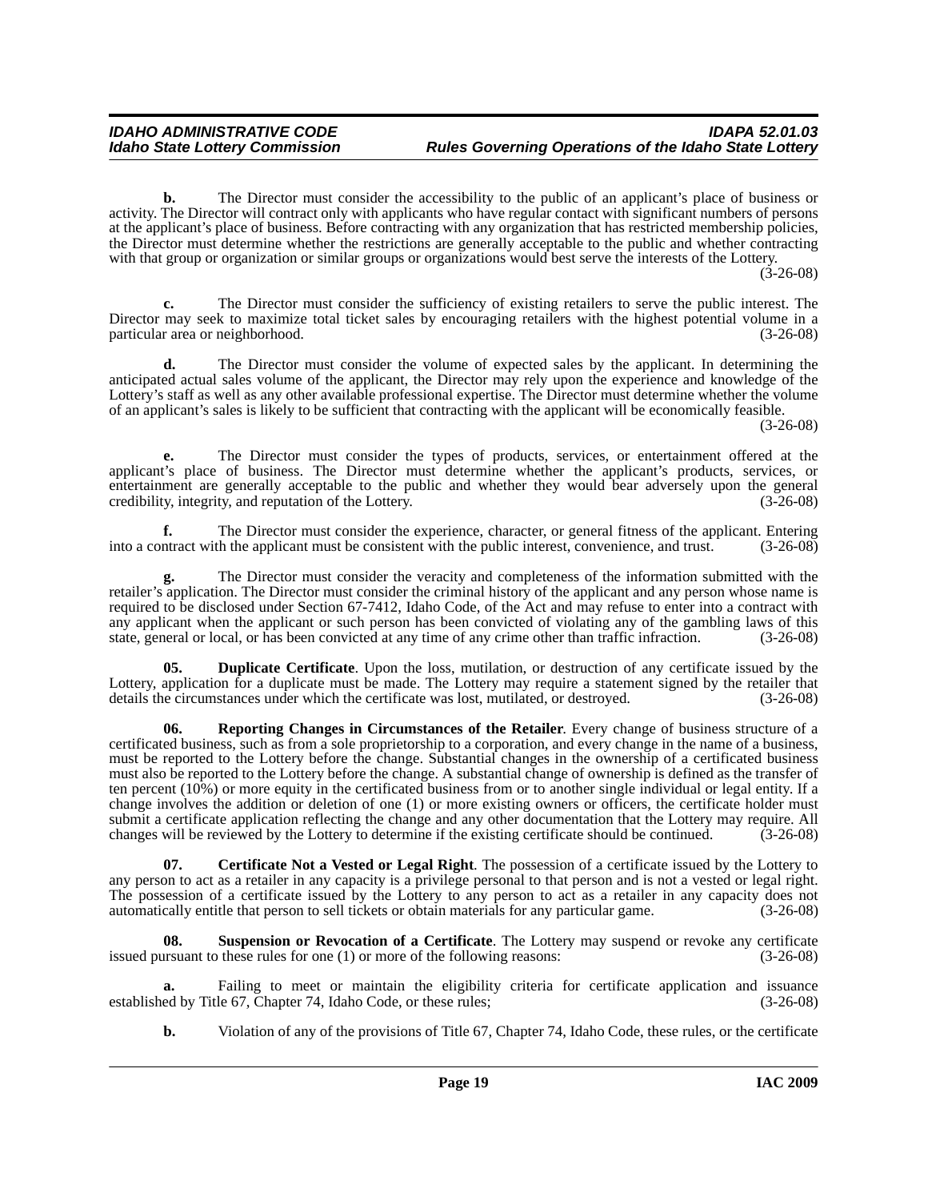**b.** The Director must consider the accessibility to the public of an applicant's place of business or activity. The Director will contract only with applicants who have regular contact with significant numbers of persons at the applicant's place of business. Before contracting with any organization that has restricted membership policies, the Director must determine whether the restrictions are generally acceptable to the public and whether contracting with that group or organization or similar groups or organizations would best serve the interests of the Lottery. (3-26-08)

**c.** The Director must consider the sufficiency of existing retailers to serve the public interest. The Director may seek to maximize total ticket sales by encouraging retailers with the highest potential volume in a particular area or neighborhood. (3-26-08)

**d.** The Director must consider the volume of expected sales by the applicant. In determining the anticipated actual sales volume of the applicant, the Director may rely upon the experience and knowledge of the Lottery's staff as well as any other available professional expertise. The Director must determine whether the volume of an applicant's sales is likely to be sufficient that contracting with the applicant will be economically feasible. (3-26-08)

**e.** The Director must consider the types of products, services, or entertainment offered at the applicant's place of business. The Director must determine whether the applicant's products, services, or entertainment are generally acceptable to the public and whether they would bear adversely upon the general credibility, integrity, and reputation of the Lottery. (3-26-08)

**f.** The Director must consider the experience, character, or general fitness of the applicant. Entering into a contract with the applicant must be consistent with the public interest, convenience, and trust. (3-26-08)

**g.** The Director must consider the veracity and completeness of the information submitted with the retailer's application. The Director must consider the criminal history of the applicant and any person whose name is required to be disclosed under Section 67-7412, Idaho Code, of the Act and may refuse to enter into a contract with any applicant when the applicant or such person has been convicted of violating any of the gambling laws of this state, general or local, or has been convicted at any time of any crime other than traffic infraction. (3-26-08)

**05. Duplicate Certificate**. Upon the loss, mutilation, or destruction of any certificate issued by the Lottery, application for a duplicate must be made. The Lottery may require a statement signed by the retailer that details the circumstances under which the certificate was lost, mutilated, or destroyed. (3-26-08)

**06. Reporting Changes in Circumstances of the Retailer**. Every change of business structure of a certificated business, such as from a sole proprietorship to a corporation, and every change in the name of a business, must be reported to the Lottery before the change. Substantial changes in the ownership of a certificated business must also be reported to the Lottery before the change. A substantial change of ownership is defined as the transfer of ten percent (10%) or more equity in the certificated business from or to another single individual or legal entity. If a change involves the addition or deletion of one (1) or more existing owners or officers, the certificate holder must submit a certificate application reflecting the change and any other documentation that the Lottery may require. All changes will be reviewed by the Lottery to determine if the existing certificate should be continued. (3-26-08)

**07. Certificate Not a Vested or Legal Right**. The possession of a certificate issued by the Lottery to any person to act as a retailer in any capacity is a privilege personal to that person and is not a vested or legal right. The possession of a certificate issued by the Lottery to any person to act as a retailer in any capacity does not automatically entitle that person to sell tickets or obtain materials for any particular game. (3-26-08)

**08. Suspension or Revocation of a Certificate**. The Lottery may suspend or revoke any certificate issued pursuant to these rules for one (1) or more of the following reasons: (3-26-08)

**a.** Failing to meet or maintain the eligibility criteria for certificate application and issuance established by Title 67, Chapter 74, Idaho Code, or these rules; (3-26-08)

**b.** Violation of any of the provisions of Title 67, Chapter 74, Idaho Code, these rules, or the certificate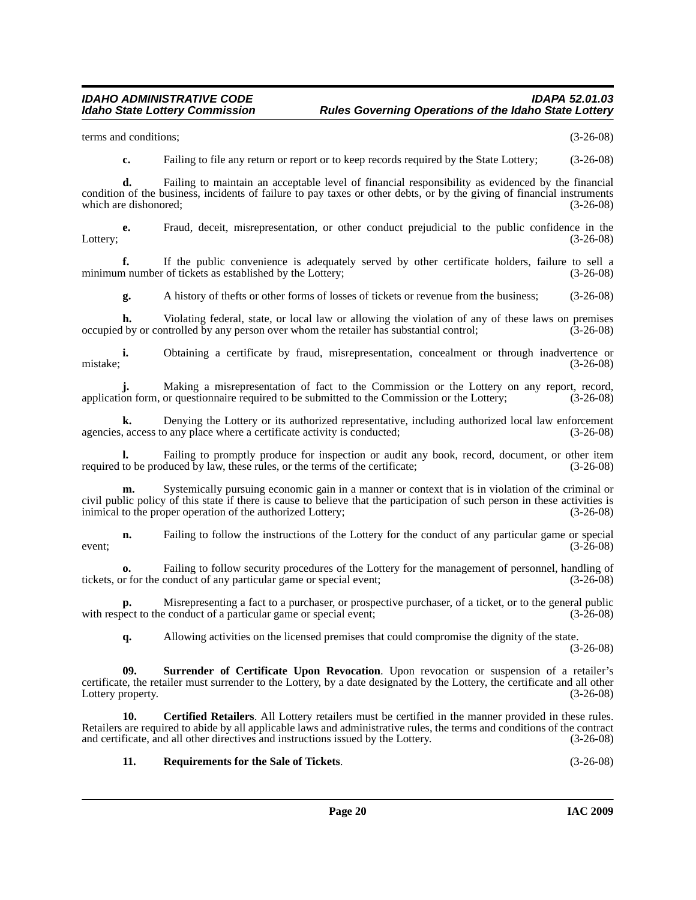terms and conditions; (3-26-08)

**c.** Failing to file any return or report or to keep records required by the State Lottery; (3-26-08)

**d.** Failing to maintain an acceptable level of financial responsibility as evidenced by the financial condition of the business, incidents of failure to pay taxes or other debts, or by the giving of financial instruments which are dishonored; (3-26-08)

**e.** Fraud, deceit, misrepresentation, or other conduct prejudicial to the public confidence in the Lottery; (3-26-08)

**f.** If the public convenience is adequately served by other certificate holders, failure to sell a minimum number of tickets as established by the Lottery; (3-26-08)

**g.** A history of thefts or other forms of losses of tickets or revenue from the business; (3-26-08)

**h.** Violating federal, state, or local law or allowing the violation of any of these laws on premises occupied by or controlled by any person over whom the retailer has substantial control; (3-26-08)

**i.** Obtaining a certificate by fraud, misrepresentation, concealment or through inadvertence or mistake; (3-26-08)

**j.** Making a misrepresentation of fact to the Commission or the Lottery on any report, record, application form, or questionnaire required to be submitted to the Commission or the Lottery; (3-26-08)

**k.** Denying the Lottery or its authorized representative, including authorized local law enforcement agencies, access to any place where a certificate activity is conducted; (3-26-08)

**l.** Failing to promptly produce for inspection or audit any book, record, document, or other item required to be produced by law, these rules, or the terms of the certificate; (3-26-08)

**m.** Systemically pursuing economic gain in a manner or context that is in violation of the criminal or civil public policy of this state if there is cause to believe that the participation of such person in these activities is inimical to the proper operation of the authorized Lottery; (3-26-08)

**n.** Failing to follow the instructions of the Lottery for the conduct of any particular game or special event; (3-26-08)

**o.** Failing to follow security procedures of the Lottery for the management of personnel, handling of tickets, or for the conduct of any particular game or special event; (3-26-08)

**p.** Misrepresenting a fact to a purchaser, or prospective purchaser, of a ticket, or to the general public with respect to the conduct of a particular game or special event; (3-26-08)

**q.** Allowing activities on the licensed premises that could compromise the dignity of the state. (3-26-08)

**09. Surrender of Certificate Upon Revocation**. Upon revocation or suspension of a retailer's certificate, the retailer must surrender to the Lottery, by a date designated by the Lottery, the certificate and all other Lottery property. (3-26-08)

**10. Certified Retailers**. All Lottery retailers must be certified in the manner provided in these rules. Retailers are required to abide by all applicable laws and administrative rules, the terms and conditions of the contract and certificate, and all other directives and instructions issued by the Lottery. (3-26-08)

**11. Requirements for the Sale of Tickets**. (3-26-08)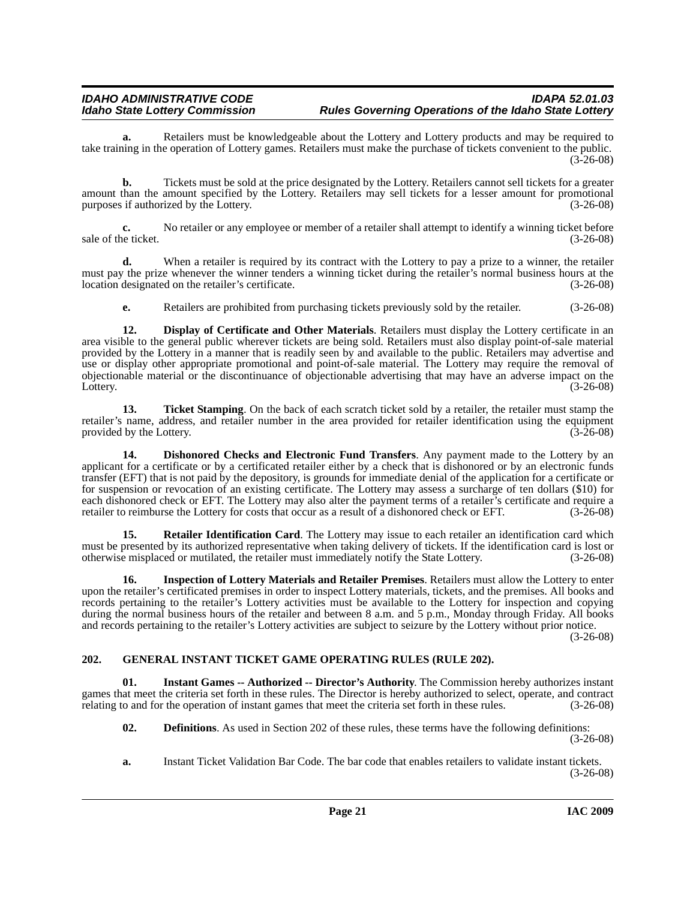**a.** Retailers must be knowledgeable about the Lottery and Lottery products and may be required to take training in the operation of Lottery games. Retailers must make the purchase of tickets convenient to the public. (3-26-08)

**b.** Tickets must be sold at the price designated by the Lottery. Retailers cannot sell tickets for a greater amount than the amount specified by the Lottery. Retailers may sell tickets for a lesser amount for promotional purposes if authorized by the Lottery. (3-26-08)

**c.** No retailer or any employee or member of a retailer shall attempt to identify a winning ticket before sale of the ticket. (3-26-08)

**d.** When a retailer is required by its contract with the Lottery to pay a prize to a winner, the retailer must pay the prize whenever the winner tenders a winning ticket during the retailer's normal business hours at the location designated on the retailer's certificate. (3-26-08)

**e.** Retailers are prohibited from purchasing tickets previously sold by the retailer. (3-26-08)

**12. Display of Certificate and Other Materials**. Retailers must display the Lottery certificate in an area visible to the general public wherever tickets are being sold. Retailers must also display point-of-sale material provided by the Lottery in a manner that is readily seen by and available to the public. Retailers may advertise and use or display other appropriate promotional and point-of-sale material. The Lottery may require the removal of objectionable material or the discontinuance of objectionable advertising that may have an adverse impact on the Lottery. (3-26-08)

**13. Ticket Stamping**. On the back of each scratch ticket sold by a retailer, the retailer must stamp the retailer's name, address, and retailer number in the area provided for retailer identification using the equipment provided by the Lottery. (3-26-08)

**14. Dishonored Checks and Electronic Fund Transfers**. Any payment made to the Lottery by an applicant for a certificate or by a certificated retailer either by a check that is dishonored or by an electronic funds transfer (EFT) that is not paid by the depository, is grounds for immediate denial of the application for a certificate or for suspension or revocation of an existing certificate. The Lottery may assess a surcharge of ten dollars ($10) for each dishonored check or EFT. The Lottery may also alter the payment terms of a retailer's certificate and require a retailer to reimburse the Lottery for costs that occur as a result of a dishonored check or EFT. (3-26-08)

**15. Retailer Identification Card**. The Lottery may issue to each retailer an identification card which must be presented by its authorized representative when taking delivery of tickets. If the identification card is lost or otherwise misplaced or mutilated, the retailer must immediately notify the State Lottery. (3-26-08)

**16. Inspection of Lottery Materials and Retailer Premises**. Retailers must allow the Lottery to enter upon the retailer's certificated premises in order to inspect Lottery materials, tickets, and the premises. All books and records pertaining to the retailer's Lottery activities must be available to the Lottery for inspection and copying during the normal business hours of the retailer and between 8 a.m. and 5 p.m., Monday through Friday. All books and records pertaining to the retailer's Lottery activities are subject to seizure by the Lottery without prior notice. (3-26-08)

## 202. GENERAL INSTANT TICKET GAME OPERATING RULES (RULE 202).

**01. Instant Games -- Authorized -- Director's Authority**. The Commission hereby authorizes instant games that meet the criteria set forth in these rules. The Director is hereby authorized to select, operate, and contract relating to and for the operation of instant games that meet the criteria set forth in these rules. (3-26-08)

**02. Definitions**. As used in Section 202 of these rules, these terms have the following definitions: (3-26-08)

**a.** Instant Ticket Validation Bar Code. The bar code that enables retailers to validate instant tickets. (3-26-08)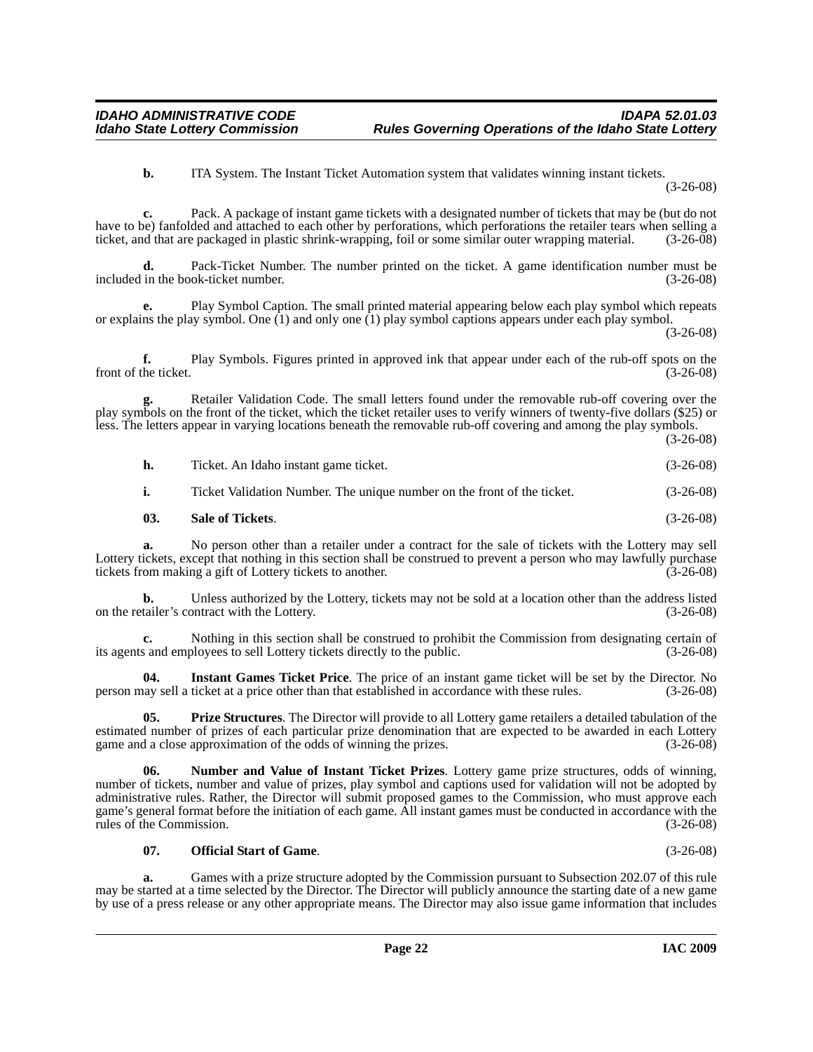**b.** ITA System. The Instant Ticket Automation system that validates winning instant tickets. (3-26-08)

**c.** Pack. A package of instant game tickets with a designated number of tickets that may be (but do not have to be) fanfolded and attached to each other by perforations, which perforations the retailer tears when selling a ticket, and that are packaged in plastic shrink-wrapping, foil or some similar outer wrapping material. (3-26-08)

**d.** Pack-Ticket Number. The number printed on the ticket. A game identification number must be included in the book-ticket number. (3-26-08)

**e.** Play Symbol Caption. The small printed material appearing below each play symbol which repeats or explains the play symbol. One (1) and only one (1) play symbol captions appears under each play symbol. (3-26-08)

**f.** Play Symbols. Figures printed in approved ink that appear under each of the rub-off spots on the front of the ticket. (3-26-08)

**g.** Retailer Validation Code. The small letters found under the removable rub-off covering over the play symbols on the front of the ticket, which the ticket retailer uses to verify winners of twenty-five dollars ($25) or less. The letters appear in varying locations beneath the removable rub-off covering and among the play symbols. (3-26-08)

**h.** Ticket. An Idaho instant game ticket. (3-26-08)

**i.** Ticket Validation Number. The unique number on the front of the ticket. (3-26-08)

**03. Sale of Tickets**. (3-26-08)

**a.** No person other than a retailer under a contract for the sale of tickets with the Lottery may sell Lottery tickets, except that nothing in this section shall be construed to prevent a person who may lawfully purchase tickets from making a gift of Lottery tickets to another. (3-26-08)

**b.** Unless authorized by the Lottery, tickets may not be sold at a location other than the address listed on the retailer's contract with the Lottery. (3-26-08)

**c.** Nothing in this section shall be construed to prohibit the Commission from designating certain of its agents and employees to sell Lottery tickets directly to the public. (3-26-08)

**04. Instant Games Ticket Price**. The price of an instant game ticket will be set by the Director. No person may sell a ticket at a price other than that established in accordance with these rules. (3-26-08)

**05. Prize Structures**. The Director will provide to all Lottery game retailers a detailed tabulation of the estimated number of prizes of each particular prize denomination that are expected to be awarded in each Lottery game and a close approximation of the odds of winning the prizes. (3-26-08)

**06. Number and Value of Instant Ticket Prizes**. Lottery game prize structures, odds of winning, number of tickets, number and value of prizes, play symbol and captions used for validation will not be adopted by administrative rules. Rather, the Director will submit proposed games to the Commission, who must approve each game's general format before the initiation of each game. All instant games must be conducted in accordance with the rules of the Commission. (3-26-08)

**07. Official Start of Game**. (3-26-08)

**a.** Games with a prize structure adopted by the Commission pursuant to Subsection 202.07 of this rule may be started at a time selected by the Director. The Director will publicly announce the starting date of a new game by use of a press release or any other appropriate means. The Director may also issue game information that includes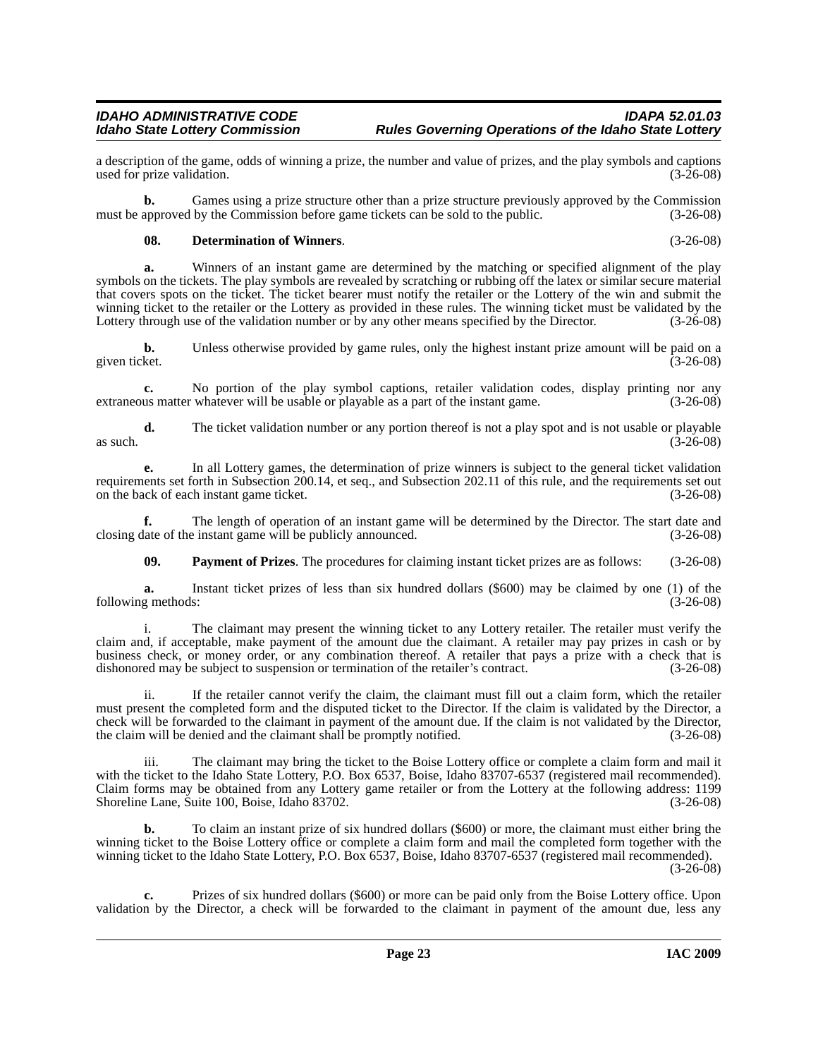a description of the game, odds of winning a prize, the number and value of prizes, and the play symbols and captions used for prize validation. (3-26-08)

**b.** Games using a prize structure other than a prize structure previously approved by the Commission must be approved by the Commission before game tickets can be sold to the public. (3-26-08)

**08. Determination of Winners**. (3-26-08)

**a.** Winners of an instant game are determined by the matching or specified alignment of the play symbols on the tickets. The play symbols are revealed by scratching or rubbing off the latex or similar secure material that covers spots on the ticket. The ticket bearer must notify the retailer or the Lottery of the win and submit the winning ticket to the retailer or the Lottery as provided in these rules. The winning ticket must be validated by the Lottery through use of the validation number or by any other means specified by the Director. (3-26-08)

**b.** Unless otherwise provided by game rules, only the highest instant prize amount will be paid on a given ticket. (3-26-08)

**c.** No portion of the play symbol captions, retailer validation codes, display printing nor any extraneous matter whatever will be usable or playable as a part of the instant game. (3-26-08)

**d.** The ticket validation number or any portion thereof is not a play spot and is not usable or playable as such. (3-26-08)

**e.** In all Lottery games, the determination of prize winners is subject to the general ticket validation requirements set forth in Subsection 200.14, et seq., and Subsection 202.11 of this rule, and the requirements set out on the back of each instant game ticket. (3-26-08)

**f.** The length of operation of an instant game will be determined by the Director. The start date and closing date of the instant game will be publicly announced. (3-26-08)

**09. Payment of Prizes**. The procedures for claiming instant ticket prizes are as follows: (3-26-08)

**a.** Instant ticket prizes of less than six hundred dollars ($600) may be claimed by one (1) of the following methods: (3-26-08)

i. The claimant may present the winning ticket to any Lottery retailer. The retailer must verify the claim and, if acceptable, make payment of the amount due the claimant. A retailer may pay prizes in cash or by business check, or money order, or any combination thereof. A retailer that pays a prize with a check that is dishonored may be subject to suspension or termination of the retailer's contract. (3-26-08)

ii. If the retailer cannot verify the claim, the claimant must fill out a claim form, which the retailer must present the completed form and the disputed ticket to the Director. If the claim is validated by the Director, a check will be forwarded to the claimant in payment of the amount due. If the claim is not validated by the Director, the claim will be denied and the claimant shall be promptly notified. (3-26-08)

iii. The claimant may bring the ticket to the Boise Lottery office or complete a claim form and mail it with the ticket to the Idaho State Lottery, P.O. Box 6537, Boise, Idaho 83707-6537 (registered mail recommended). Claim forms may be obtained from any Lottery game retailer or from the Lottery at the following address: 1199 Shoreline Lane, Suite 100, Boise, Idaho 83702. (3-26-08)

**b.** To claim an instant prize of six hundred dollars ($600) or more, the claimant must either bring the winning ticket to the Boise Lottery office or complete a claim form and mail the completed form together with the winning ticket to the Idaho State Lottery, P.O. Box 6537, Boise, Idaho 83707-6537 (registered mail recommended). (3-26-08)

**c.** Prizes of six hundred dollars ($600) or more can be paid only from the Boise Lottery office. Upon validation by the Director, a check will be forwarded to the claimant in payment of the amount due, less any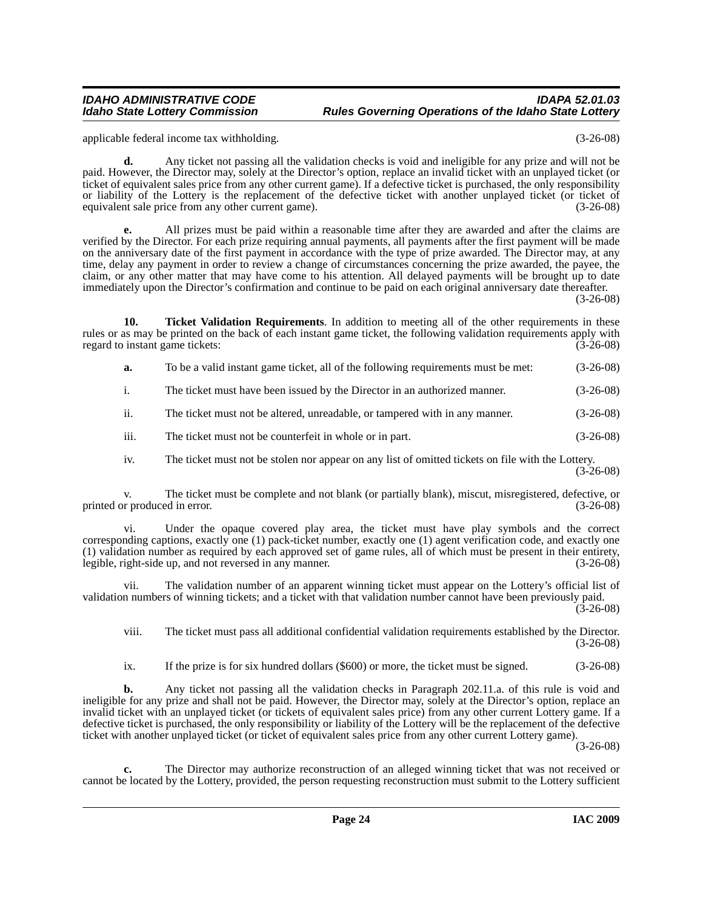applicable federal income tax withholding. (3-26-08)

**d.** Any ticket not passing all the validation checks is void and ineligible for any prize and will not be paid. However, the Director may, solely at the Director's option, replace an invalid ticket with an unplayed ticket (or ticket of equivalent sales price from any other current game). If a defective ticket is purchased, the only responsibility or liability of the Lottery is the replacement of the defective ticket with another unplayed ticket (or ticket of equivalent sale price from any other current game). (3-26-08)

**e.** All prizes must be paid within a reasonable time after they are awarded and after the claims are verified by the Director. For each prize requiring annual payments, all payments after the first payment will be made on the anniversary date of the first payment in accordance with the type of prize awarded. The Director may, at any time, delay any payment in order to review a change of circumstances concerning the prize awarded, the payee, the claim, or any other matter that may have come to his attention. All delayed payments will be brought up to date immediately upon the Director's confirmation and continue to be paid on each original anniversary date thereafter. (3-26-08)

**10. Ticket Validation Requirements**. In addition to meeting all of the other requirements in these rules or as may be printed on the back of each instant game ticket, the following validation requirements apply with regard to instant game tickets: (3-26-08)

**a.** To be a valid instant game ticket, all of the following requirements must be met: (3-26-08)

i. The ticket must have been issued by the Director in an authorized manner. (3-26-08)

ii. The ticket must not be altered, unreadable, or tampered with in any manner. (3-26-08)

iii. The ticket must not be counterfeit in whole or in part. (3-26-08)

iv. The ticket must not be stolen nor appear on any list of omitted tickets on file with the Lottery. (3-26-08)

v. The ticket must be complete and not blank (or partially blank), miscut, misregistered, defective, or printed or produced in error. (3-26-08)

vi. Under the opaque covered play area, the ticket must have play symbols and the correct corresponding captions, exactly one (1) pack-ticket number, exactly one (1) agent verification code, and exactly one (1) validation number as required by each approved set of game rules, all of which must be present in their entirety, legible, right-side up, and not reversed in any manner. (3-26-08)

vii. The validation number of an apparent winning ticket must appear on the Lottery's official list of validation numbers of winning tickets; and a ticket with that validation number cannot have been previously paid. (3-26-08)

viii. The ticket must pass all additional confidential validation requirements established by the Director. (3-26-08)

ix. If the prize is for six hundred dollars ($600) or more, the ticket must be signed. (3-26-08)

**b.** Any ticket not passing all the validation checks in Paragraph 202.11.a. of this rule is void and ineligible for any prize and shall not be paid. However, the Director may, solely at the Director's option, replace an invalid ticket with an unplayed ticket (or tickets of equivalent sales price) from any other current Lottery game. If a defective ticket is purchased, the only responsibility or liability of the Lottery will be the replacement of the defective ticket with another unplayed ticket (or ticket of equivalent sales price from any other current Lottery game). (3-26-08)

**c.** The Director may authorize reconstruction of an alleged winning ticket that was not received or cannot be located by the Lottery, provided, the person requesting reconstruction must submit to the Lottery sufficient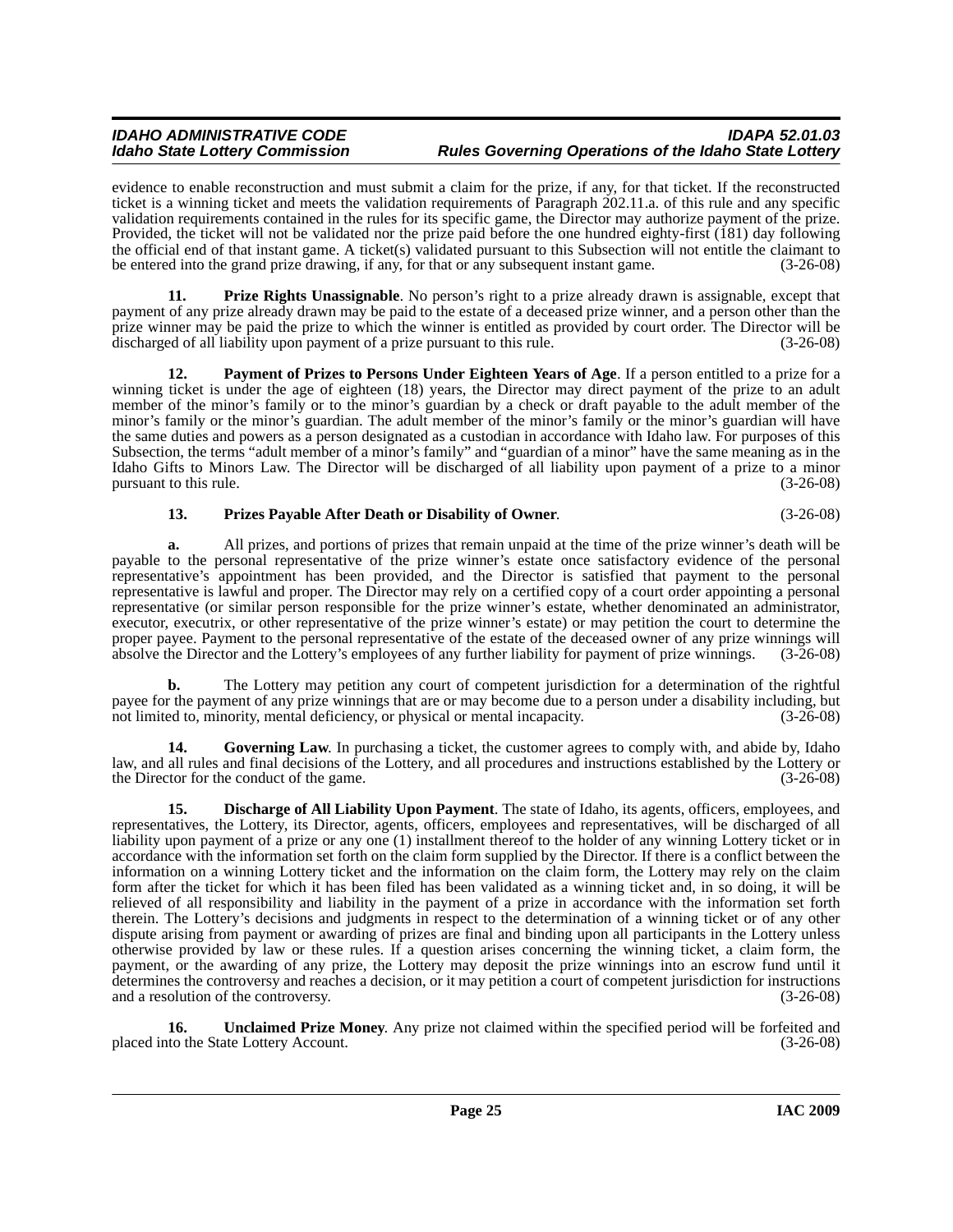evidence to enable reconstruction and must submit a claim for the prize, if any, for that ticket. If the reconstructed ticket is a winning ticket and meets the validation requirements of Paragraph 202.11.a. of this rule and any specific validation requirements contained in the rules for its specific game, the Director may authorize payment of the prize. Provided, the ticket will not be validated nor the prize paid before the one hundred eighty-first (181) day following the official end of that instant game. A ticket(s) validated pursuant to this Subsection will not entitle the claimant to be entered into the grand prize drawing, if any, for that or any subsequent instant game. (3-26-08)

**11. Prize Rights Unassignable**. No person's right to a prize already drawn is assignable, except that payment of any prize already drawn may be paid to the estate of a deceased prize winner, and a person other than the prize winner may be paid the prize to which the winner is entitled as provided by court order. The Director will be discharged of all liability upon payment of a prize pursuant to this rule. (3-26-08)

**12. Payment of Prizes to Persons Under Eighteen Years of Age**. If a person entitled to a prize for a winning ticket is under the age of eighteen (18) years, the Director may direct payment of the prize to an adult member of the minor's family or to the minor's guardian by a check or draft payable to the adult member of the minor's family or the minor's guardian. The adult member of the minor's family or the minor's guardian will have the same duties and powers as a person designated as a custodian in accordance with Idaho law. For purposes of this Subsection, the terms "adult member of a minor's family" and "guardian of a minor" have the same meaning as in the Idaho Gifts to Minors Law. The Director will be discharged of all liability upon payment of a prize to a minor pursuant to this rule. (3-26-08)

**13. Prizes Payable After Death or Disability of Owner**. (3-26-08)

**a.** All prizes, and portions of prizes that remain unpaid at the time of the prize winner's death will be payable to the personal representative of the prize winner's estate once satisfactory evidence of the personal representative's appointment has been provided, and the Director is satisfied that payment to the personal representative is lawful and proper. The Director may rely on a certified copy of a court order appointing a personal representative (or similar person responsible for the prize winner's estate, whether denominated an administrator, executor, executrix, or other representative of the prize winner's estate) or may petition the court to determine the proper payee. Payment to the personal representative of the estate of the deceased owner of any prize winnings will absolve the Director and the Lottery's employees of any further liability for payment of prize winnings. (3-26-08)

**b.** The Lottery may petition any court of competent jurisdiction for a determination of the rightful payee for the payment of any prize winnings that are or may become due to a person under a disability including, but not limited to, minority, mental deficiency, or physical or mental incapacity. (3-26-08)

**14. Governing Law**. In purchasing a ticket, the customer agrees to comply with, and abide by, Idaho law, and all rules and final decisions of the Lottery, and all procedures and instructions established by the Lottery or the Director for the conduct of the game. (3-26-08)

**15. Discharge of All Liability Upon Payment**. The state of Idaho, its agents, officers, employees, and representatives, the Lottery, its Director, agents, officers, employees and representatives, will be discharged of all liability upon payment of a prize or any one (1) installment thereof to the holder of any winning Lottery ticket or in accordance with the information set forth on the claim form supplied by the Director. If there is a conflict between the information on a winning Lottery ticket and the information on the claim form, the Lottery may rely on the claim form after the ticket for which it has been filed has been validated as a winning ticket and, in so doing, it will be relieved of all responsibility and liability in the payment of a prize in accordance with the information set forth therein. The Lottery's decisions and judgments in respect to the determination of a winning ticket or of any other dispute arising from payment or awarding of prizes are final and binding upon all participants in the Lottery unless otherwise provided by law or these rules. If a question arises concerning the winning ticket, a claim form, the payment, or the awarding of any prize, the Lottery may deposit the prize winnings into an escrow fund until it determines the controversy and reaches a decision, or it may petition a court of competent jurisdiction for instructions and a resolution of the controversy. (3-26-08)

**16. Unclaimed Prize Money**. Any prize not claimed within the specified period will be forfeited and placed into the State Lottery Account. (3-26-08)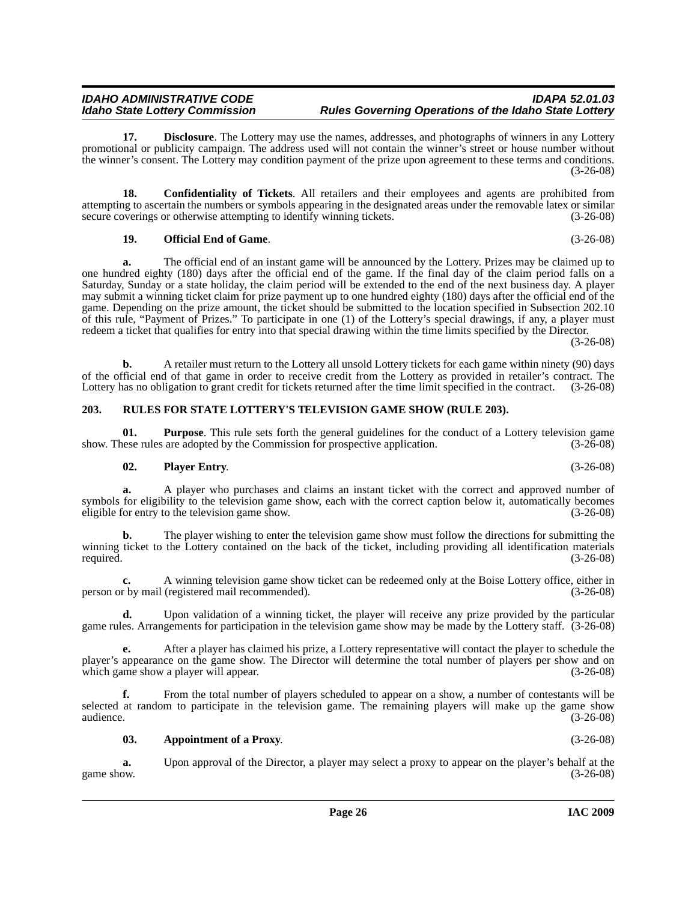**17. Disclosure**. The Lottery may use the names, addresses, and photographs of winners in any Lottery promotional or publicity campaign. The address used will not contain the winner's street or house number without the winner's consent. The Lottery may condition payment of the prize upon agreement to these terms and conditions. (3-26-08)

**18. Confidentiality of Tickets**. All retailers and their employees and agents are prohibited from attempting to ascertain the numbers or symbols appearing in the designated areas under the removable latex or similar secure coverings or otherwise attempting to identify winning tickets. (3-26-08)

**19. Official End of Game**. (3-26-08)

**a.** The official end of an instant game will be announced by the Lottery. Prizes may be claimed up to one hundred eighty (180) days after the official end of the game. If the final day of the claim period falls on a Saturday, Sunday or a state holiday, the claim period will be extended to the end of the next business day. A player may submit a winning ticket claim for prize payment up to one hundred eighty (180) days after the official end of the game. Depending on the prize amount, the ticket should be submitted to the location specified in Subsection 202.10 of this rule, "Payment of Prizes." To participate in one (1) of the Lottery's special drawings, if any, a player must redeem a ticket that qualifies for entry into that special drawing within the time limits specified by the Director. (3-26-08)

**b.** A retailer must return to the Lottery all unsold Lottery tickets for each game within ninety (90) days of the official end of that game in order to receive credit from the Lottery as provided in retailer's contract. The Lottery has no obligation to grant credit for tickets returned after the time limit specified in the contract. (3-26-08)

## 203. RULES FOR STATE LOTTERY'S TELEVISION GAME SHOW (RULE 203).

**01. Purpose**. This rule sets forth the general guidelines for the conduct of a Lottery television game show. These rules are adopted by the Commission for prospective application. (3-26-08)

**02. Player Entry**. (3-26-08)

**a.** A player who purchases and claims an instant ticket with the correct and approved number of symbols for eligibility to the television game show, each with the correct caption below it, automatically becomes eligible for entry to the television game show. (3-26-08)

**b.** The player wishing to enter the television game show must follow the directions for submitting the winning ticket to the Lottery contained on the back of the ticket, including providing all identification materials required. (3-26-08)

**c.** A winning television game show ticket can be redeemed only at the Boise Lottery office, either in person or by mail (registered mail recommended). (3-26-08)

**d.** Upon validation of a winning ticket, the player will receive any prize provided by the particular game rules. Arrangements for participation in the television game show may be made by the Lottery staff. (3-26-08)

**e.** After a player has claimed his prize, a Lottery representative will contact the player to schedule the player's appearance on the game show. The Director will determine the total number of players per show and on which game show a player will appear. (3-26-08)

**f.** From the total number of players scheduled to appear on a show, a number of contestants will be selected at random to participate in the television game. The remaining players will make up the game show audience. (3-26-08)

**03. Appointment of a Proxy**. (3-26-08)

**a.** Upon approval of the Director, a player may select a proxy to appear on the player's behalf at the game show. (3-26-08)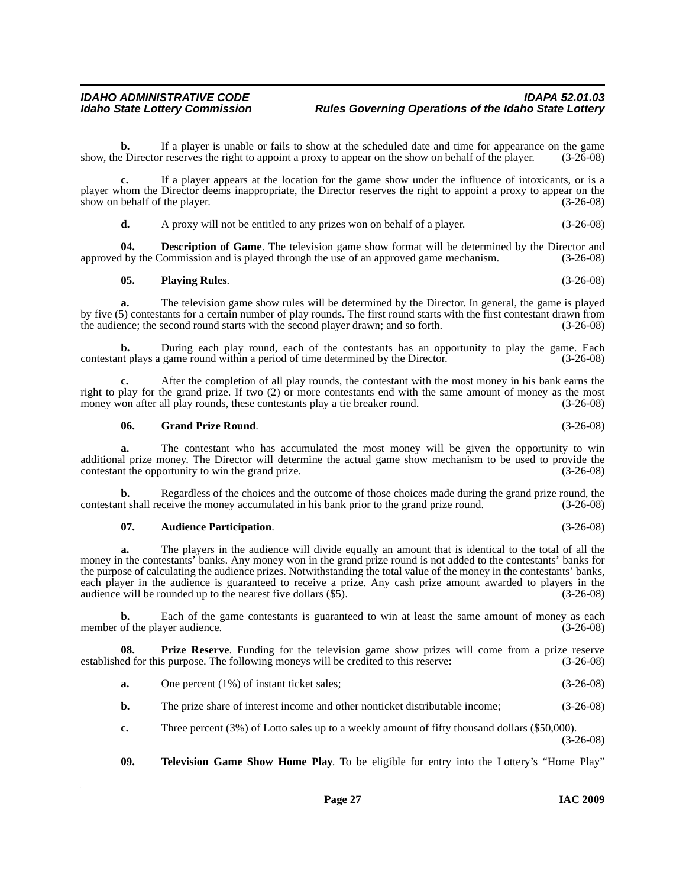**b.** If a player is unable or fails to show at the scheduled date and time for appearance on the game show, the Director reserves the right to appoint a proxy to appear on the show on behalf of the player. (3-26-08)

**c.** If a player appears at the location for the game show under the influence of intoxicants, or is a player whom the Director deems inappropriate, the Director reserves the right to appoint a proxy to appear on the show on behalf of the player. (3-26-08)

**d.** A proxy will not be entitled to any prizes won on behalf of a player. (3-26-08)

**04. Description of Game**. The television game show format will be determined by the Director and approved by the Commission and is played through the use of an approved game mechanism. (3-26-08)

**05. Playing Rules**. (3-26-08)

**a.** The television game show rules will be determined by the Director. In general, the game is played by five (5) contestants for a certain number of play rounds. The first round starts with the first contestant drawn from the audience; the second round starts with the second player drawn; and so forth. (3-26-08)

**b.** During each play round, each of the contestants has an opportunity to play the game. Each contestant plays a game round within a period of time determined by the Director. (3-26-08)

**c.** After the completion of all play rounds, the contestant with the most money in his bank earns the right to play for the grand prize. If two (2) or more contestants end with the same amount of money as the most money won after all play rounds, these contestants play a tie breaker round. (3-26-08)

**06. Grand Prize Round**. (3-26-08)

**a.** The contestant who has accumulated the most money will be given the opportunity to win additional prize money. The Director will determine the actual game show mechanism to be used to provide the contestant the opportunity to win the grand prize. (3-26-08)

**b.** Regardless of the choices and the outcome of those choices made during the grand prize round, the contestant shall receive the money accumulated in his bank prior to the grand prize round. (3-26-08)

**07. Audience Participation**. (3-26-08)

**a.** The players in the audience will divide equally an amount that is identical to the total of all the money in the contestants' banks. Any money won in the grand prize round is not added to the contestants' banks for the purpose of calculating the audience prizes. Notwithstanding the total value of the money in the contestants' banks, each player in the audience is guaranteed to receive a prize. Any cash prize amount awarded to players in the audience will be rounded up to the nearest five dollars ($5). (3-26-08)

**b.** Each of the game contestants is guaranteed to win at least the same amount of money as each member of the player audience. (3-26-08)

**08. Prize Reserve**. Funding for the television game show prizes will come from a prize reserve established for this purpose. The following moneys will be credited to this reserve: (3-26-08)

**a.** One percent (1%) of instant ticket sales; (3-26-08)

**b.** The prize share of interest income and other nonticket distributable income; (3-26-08)

**c.** Three percent (3%) of Lotto sales up to a weekly amount of fifty thousand dollars ($50,000). (3-26-08)

**09. Television Game Show Home Play**. To be eligible for entry into the Lottery's "Home Play"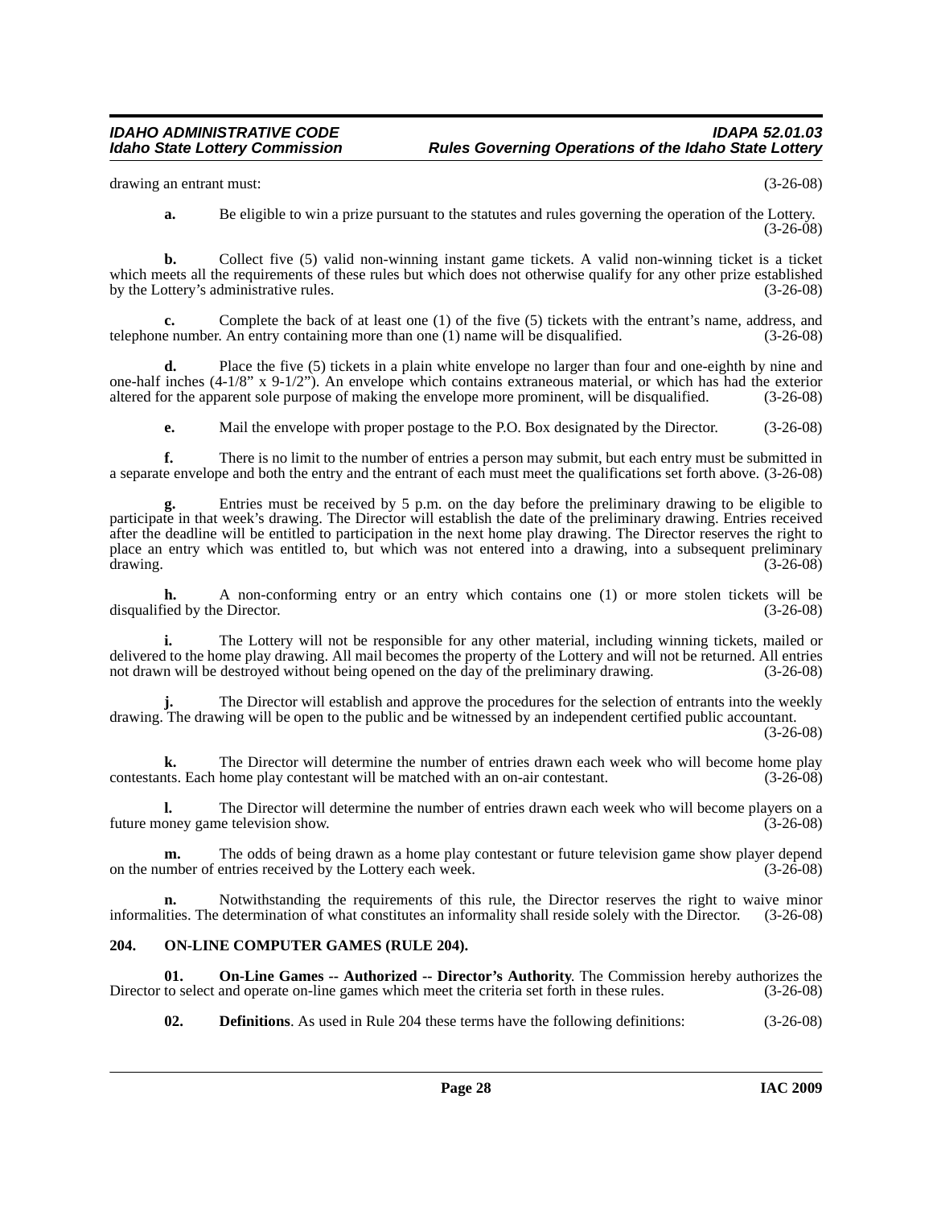drawing an entrant must: (3-26-08)

**a.** Be eligible to win a prize pursuant to the statutes and rules governing the operation of the Lottery. (3-26-08)

**b.** Collect five (5) valid non-winning instant game tickets. A valid non-winning ticket is a ticket which meets all the requirements of these rules but which does not otherwise qualify for any other prize established by the Lottery's administrative rules. (3-26-08)

**c.** Complete the back of at least one (1) of the five (5) tickets with the entrant's name, address, and telephone number. An entry containing more than one (1) name will be disqualified. (3-26-08)

**d.** Place the five (5) tickets in a plain white envelope no larger than four and one-eighth by nine and one-half inches (4-1/8" x 9-1/2"). An envelope which contains extraneous material, or which has had the exterior altered for the apparent sole purpose of making the envelope more prominent, will be disqualified. (3-26-08)

**e.** Mail the envelope with proper postage to the P.O. Box designated by the Director. (3-26-08)

**f.** There is no limit to the number of entries a person may submit, but each entry must be submitted in a separate envelope and both the entry and the entrant of each must meet the qualifications set forth above. (3-26-08)

**g.** Entries must be received by 5 p.m. on the day before the preliminary drawing to be eligible to participate in that week's drawing. The Director will establish the date of the preliminary drawing. Entries received after the deadline will be entitled to participation in the next home play drawing. The Director reserves the right to place an entry which was entitled to, but which was not entered into a drawing, into a subsequent preliminary drawing. (3-26-08)

**h.** A non-conforming entry or an entry which contains one (1) or more stolen tickets will be disqualified by the Director. (3-26-08)

**i.** The Lottery will not be responsible for any other material, including winning tickets, mailed or delivered to the home play drawing. All mail becomes the property of the Lottery and will not be returned. All entries not drawn will be destroyed without being opened on the day of the preliminary drawing. (3-26-08)

**j.** The Director will establish and approve the procedures for the selection of entrants into the weekly drawing. The drawing will be open to the public and be witnessed by an independent certified public accountant. (3-26-08)

**k.** The Director will determine the number of entries drawn each week who will become home play contestants. Each home play contestant will be matched with an on-air contestant. (3-26-08)

**l.** The Director will determine the number of entries drawn each week who will become players on a future money game television show. (3-26-08)

**m.** The odds of being drawn as a home play contestant or future television game show player depend on the number of entries received by the Lottery each week. (3-26-08)

**n.** Notwithstanding the requirements of this rule, the Director reserves the right to waive minor informalities. The determination of what constitutes an informality shall reside solely with the Director. (3-26-08)

### 204. ON-LINE COMPUTER GAMES (RULE 204).

**01. On-Line Games -- Authorized -- Director's Authority**. The Commission hereby authorizes the Director to select and operate on-line games which meet the criteria set forth in these rules. (3-26-08)

**02. Definitions**. As used in Rule 204 these terms have the following definitions: (3-26-08)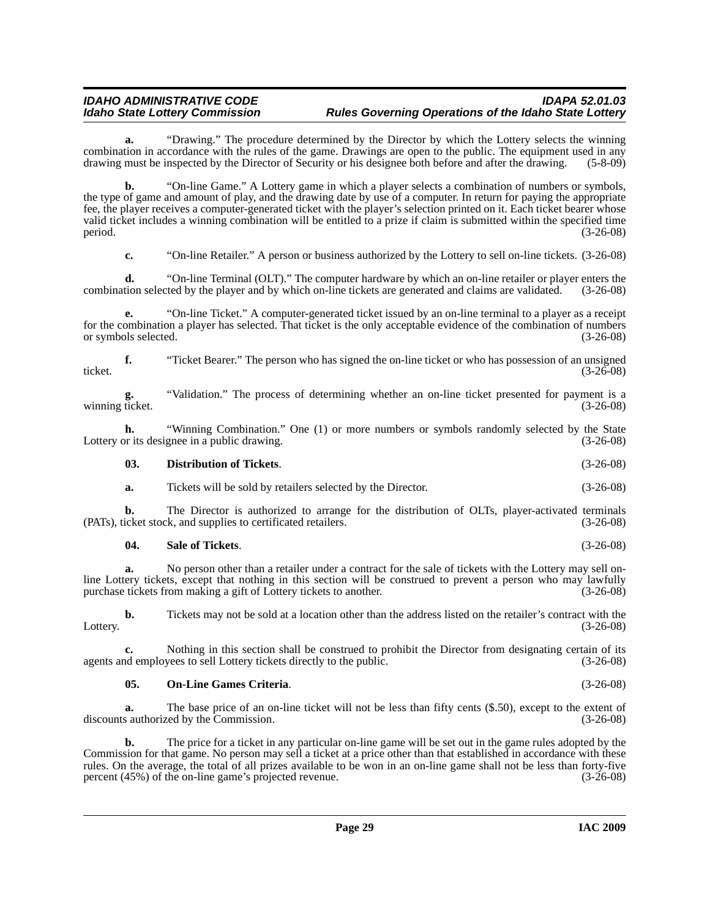**a.** "Drawing." The procedure determined by the Director by which the Lottery selects the winning combination in accordance with the rules of the game. Drawings are open to the public. The equipment used in any drawing must be inspected by the Director of Security or his designee both before and after the drawing. (5-8-09)

**b.** "On-line Game." A Lottery game in which a player selects a combination of numbers or symbols, the type of game and amount of play, and the drawing date by use of a computer. In return for paying the appropriate fee, the player receives a computer-generated ticket with the player's selection printed on it. Each ticket bearer whose valid ticket includes a winning combination will be entitled to a prize if claim is submitted within the specified time period. (3-26-08)

**c.** "On-line Retailer." A person or business authorized by the Lottery to sell on-line tickets. (3-26-08)

**d.** "On-line Terminal (OLT)." The computer hardware by which an on-line retailer or player enters the combination selected by the player and by which on-line tickets are generated and claims are validated. (3-26-08)

**e.** "On-line Ticket." A computer-generated ticket issued by an on-line terminal to a player as a receipt for the combination a player has selected. That ticket is the only acceptable evidence of the combination of numbers or symbols selected. (3-26-08)

**f.** "Ticket Bearer." The person who has signed the on-line ticket or who has possession of an unsigned ticket. (3-26-08)

**g.** "Validation." The process of determining whether an on-line ticket presented for payment is a winning ticket. (3-26-08)

**h.** "Winning Combination." One (1) or more numbers or symbols randomly selected by the State Lottery or its designee in a public drawing. (3-26-08)

**03. Distribution of Tickets**. (3-26-08)

**a.** Tickets will be sold by retailers selected by the Director. (3-26-08)

**b.** The Director is authorized to arrange for the distribution of OLTs, player-activated terminals (PATs), ticket stock, and supplies to certificated retailers. (3-26-08)

**04. Sale of Tickets**. (3-26-08)

**a.** No person other than a retailer under a contract for the sale of tickets with the Lottery may sell on-line Lottery tickets, except that nothing in this section will be construed to prevent a person who may lawfully purchase tickets from making a gift of Lottery tickets to another. (3-26-08)

**b.** Tickets may not be sold at a location other than the address listed on the retailer's contract with the Lottery. (3-26-08)

**c.** Nothing in this section shall be construed to prohibit the Director from designating certain of its agents and employees to sell Lottery tickets directly to the public. (3-26-08)

**05. On-Line Games Criteria**. (3-26-08)

**a.** The base price of an on-line ticket will not be less than fifty cents ($.50), except to the extent of discounts authorized by the Commission. (3-26-08)

**b.** The price for a ticket in any particular on-line game will be set out in the game rules adopted by the Commission for that game. No person may sell a ticket at a price other than that established in accordance with these rules. On the average, the total of all prizes available to be won in an on-line game shall not be less than forty-five percent (45%) of the on-line game's projected revenue. (3-26-08)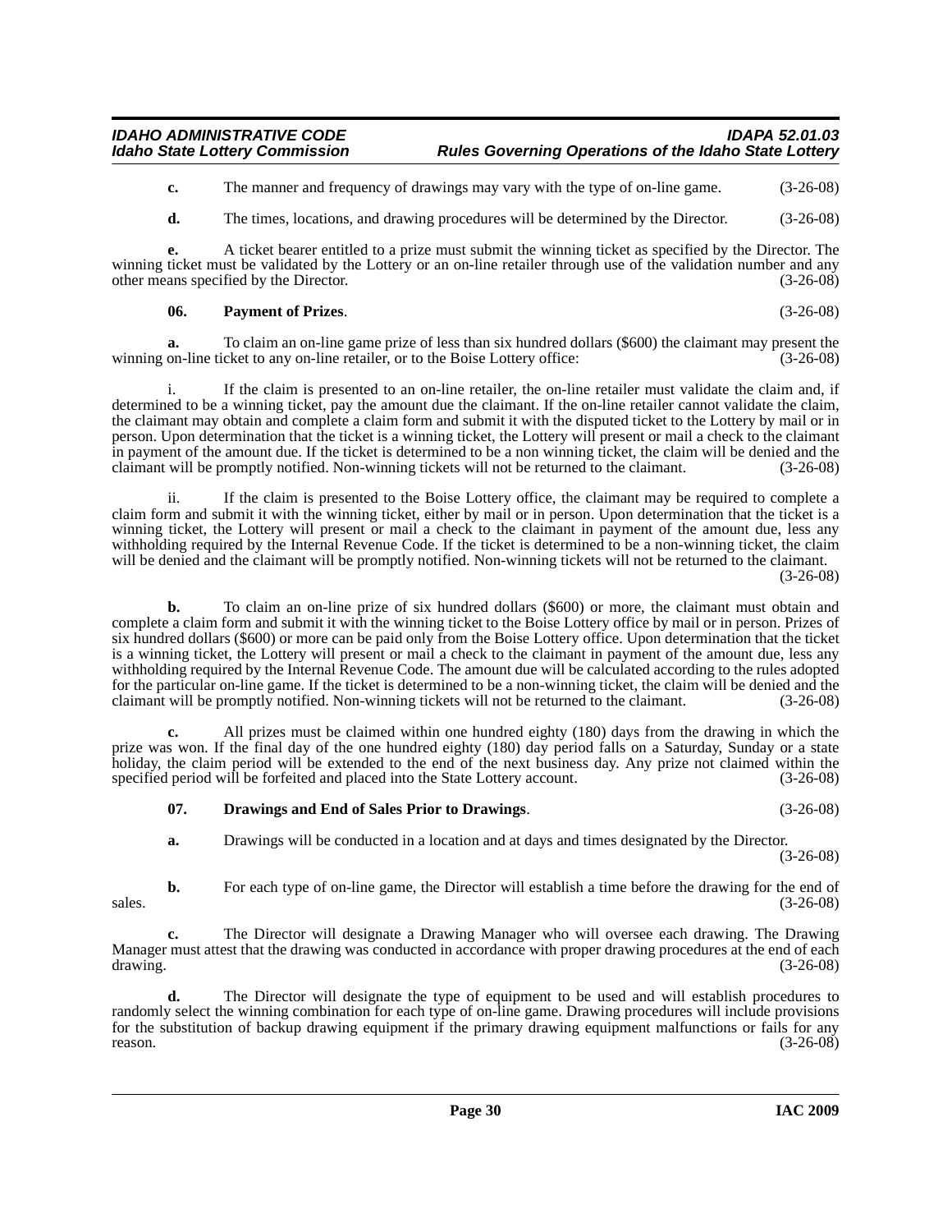**c.** The manner and frequency of drawings may vary with the type of on-line game. (3-26-08)

**d.** The times, locations, and drawing procedures will be determined by the Director. (3-26-08)

**e.** A ticket bearer entitled to a prize must submit the winning ticket as specified by the Director. The winning ticket must be validated by the Lottery or an on-line retailer through use of the validation number and any other means specified by the Director. (3-26-08)

**06. Payment of Prizes**. (3-26-08)

**a.** To claim an on-line game prize of less than six hundred dollars ($600) the claimant may present the winning on-line ticket to any on-line retailer, or to the Boise Lottery office: (3-26-08)

i. If the claim is presented to an on-line retailer, the on-line retailer must validate the claim and, if determined to be a winning ticket, pay the amount due the claimant. If the on-line retailer cannot validate the claim, the claimant may obtain and complete a claim form and submit it with the disputed ticket to the Lottery by mail or in person. Upon determination that the ticket is a winning ticket, the Lottery will present or mail a check to the claimant in payment of the amount due. If the ticket is determined to be a non winning ticket, the claim will be denied and the claimant will be promptly notified. Non-winning tickets will not be returned to the claimant. (3-26-08)

ii. If the claim is presented to the Boise Lottery office, the claimant may be required to complete a claim form and submit it with the winning ticket, either by mail or in person. Upon determination that the ticket is a winning ticket, the Lottery will present or mail a check to the claimant in payment of the amount due, less any withholding required by the Internal Revenue Code. If the ticket is determined to be a non-winning ticket, the claim will be denied and the claimant will be promptly notified. Non-winning tickets will not be returned to the claimant. (3-26-08)

**b.** To claim an on-line prize of six hundred dollars ($600) or more, the claimant must obtain and complete a claim form and submit it with the winning ticket to the Boise Lottery office by mail or in person. Prizes of six hundred dollars ($600) or more can be paid only from the Boise Lottery office. Upon determination that the ticket is a winning ticket, the Lottery will present or mail a check to the claimant in payment of the amount due, less any withholding required by the Internal Revenue Code. The amount due will be calculated according to the rules adopted for the particular on-line game. If the ticket is determined to be a non-winning ticket, the claim will be denied and the claimant will be promptly notified. Non-winning tickets will not be returned to the claimant. (3-26-08)

**c.** All prizes must be claimed within one hundred eighty (180) days from the drawing in which the prize was won. If the final day of the one hundred eighty (180) day period falls on a Saturday, Sunday or a state holiday, the claim period will be extended to the end of the next business day. Any prize not claimed within the specified period will be forfeited and placed into the State Lottery account. (3-26-08)

**07. Drawings and End of Sales Prior to Drawings**. (3-26-08)

**a.** Drawings will be conducted in a location and at days and times designated by the Director. (3-26-08)

**b.** For each type of on-line game, the Director will establish a time before the drawing for the end of sales. (3-26-08)

**c.** The Director will designate a Drawing Manager who will oversee each drawing. The Drawing Manager must attest that the drawing was conducted in accordance with proper drawing procedures at the end of each drawing. (3-26-08)

**d.** The Director will designate the type of equipment to be used and will establish procedures to randomly select the winning combination for each type of on-line game. Drawing procedures will include provisions for the substitution of backup drawing equipment if the primary drawing equipment malfunctions or fails for any reason. (3-26-08)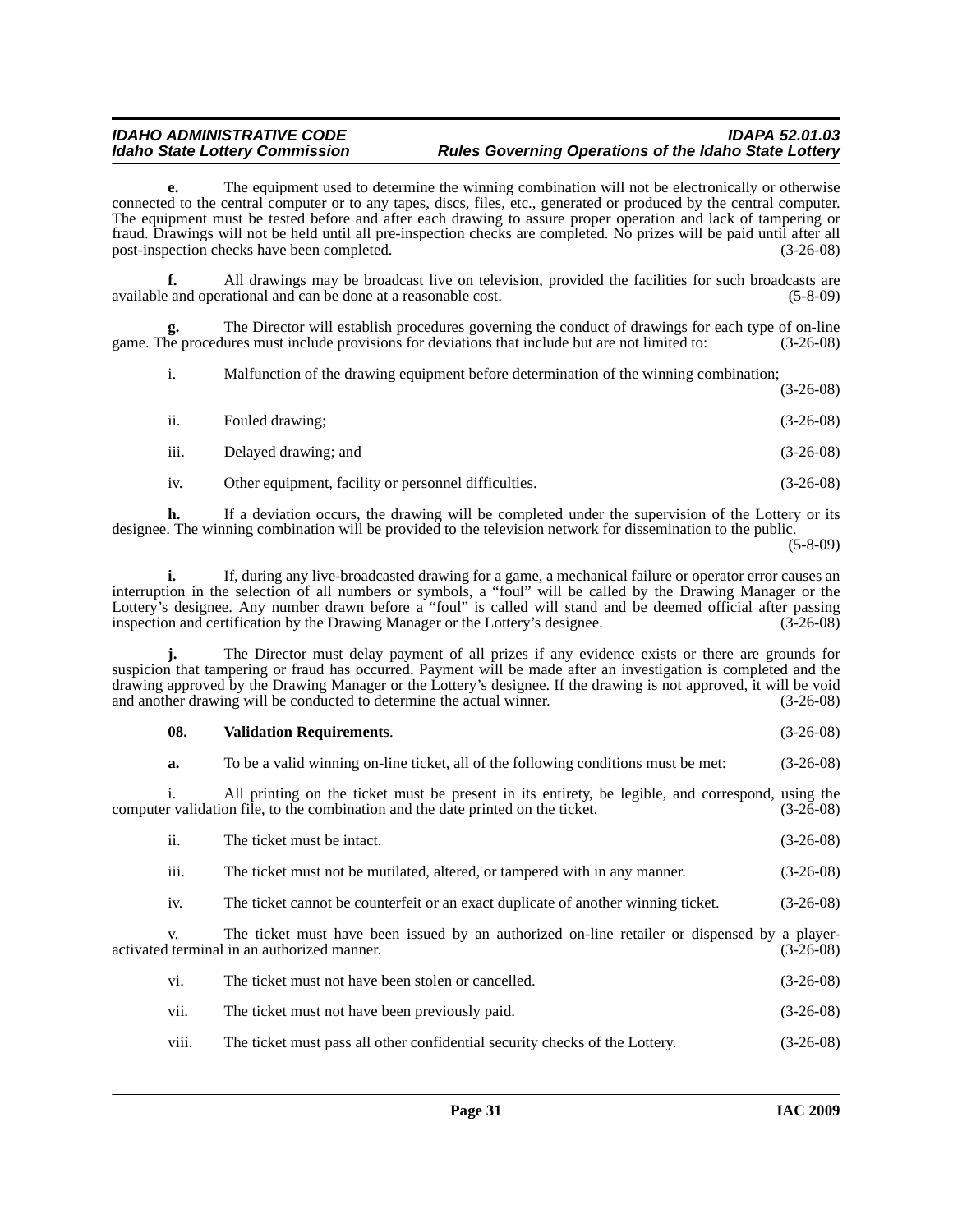**e.** The equipment used to determine the winning combination will not be electronically or otherwise connected to the central computer or to any tapes, discs, files, etc., generated or produced by the central computer. The equipment must be tested before and after each drawing to assure proper operation and lack of tampering or fraud. Drawings will not be held until all pre-inspection checks are completed. No prizes will be paid until after all post-inspection checks have been completed. (3-26-08)

**f.** All drawings may be broadcast live on television, provided the facilities for such broadcasts are available and operational and can be done at a reasonable cost. (5-8-09)

**g.** The Director will establish procedures governing the conduct of drawings for each type of on-line game. The procedures must include provisions for deviations that include but are not limited to: (3-26-08)

i. Malfunction of the drawing equipment before determination of the winning combination; (3-26-08)

ii. Fouled drawing; (3-26-08)

iii. Delayed drawing; and (3-26-08)

iv. Other equipment, facility or personnel difficulties. (3-26-08)

**h.** If a deviation occurs, the drawing will be completed under the supervision of the Lottery or its designee. The winning combination will be provided to the television network for dissemination to the public. (5-8-09)

**i.** If, during any live-broadcasted drawing for a game, a mechanical failure or operator error causes an interruption in the selection of all numbers or symbols, a "foul" will be called by the Drawing Manager or the Lottery's designee. Any number drawn before a "foul" is called will stand and be deemed official after passing inspection and certification by the Drawing Manager or the Lottery's designee. (3-26-08)

**j.** The Director must delay payment of all prizes if any evidence exists or there are grounds for suspicion that tampering or fraud has occurred. Payment will be made after an investigation is completed and the drawing approved by the Drawing Manager or the Lottery's designee. If the drawing is not approved, it will be void and another drawing will be conducted to determine the actual winner. (3-26-08)

**08. Validation Requirements**. (3-26-08)

**a.** To be a valid winning on-line ticket, all of the following conditions must be met: (3-26-08)

i. All printing on the ticket must be present in its entirety, be legible, and correspond, using the computer validation file, to the combination and the date printed on the ticket. (3-26-08)

ii. The ticket must be intact. (3-26-08)

iii. The ticket must not be mutilated, altered, or tampered with in any manner. (3-26-08)

iv. The ticket cannot be counterfeit or an exact duplicate of another winning ticket. (3-26-08)

v. The ticket must have been issued by an authorized on-line retailer or dispensed by a player-activated terminal in an authorized manner. (3-26-08)

vi. The ticket must not have been stolen or cancelled. (3-26-08)

vii. The ticket must not have been previously paid. (3-26-08)

viii. The ticket must pass all other confidential security checks of the Lottery. (3-26-08)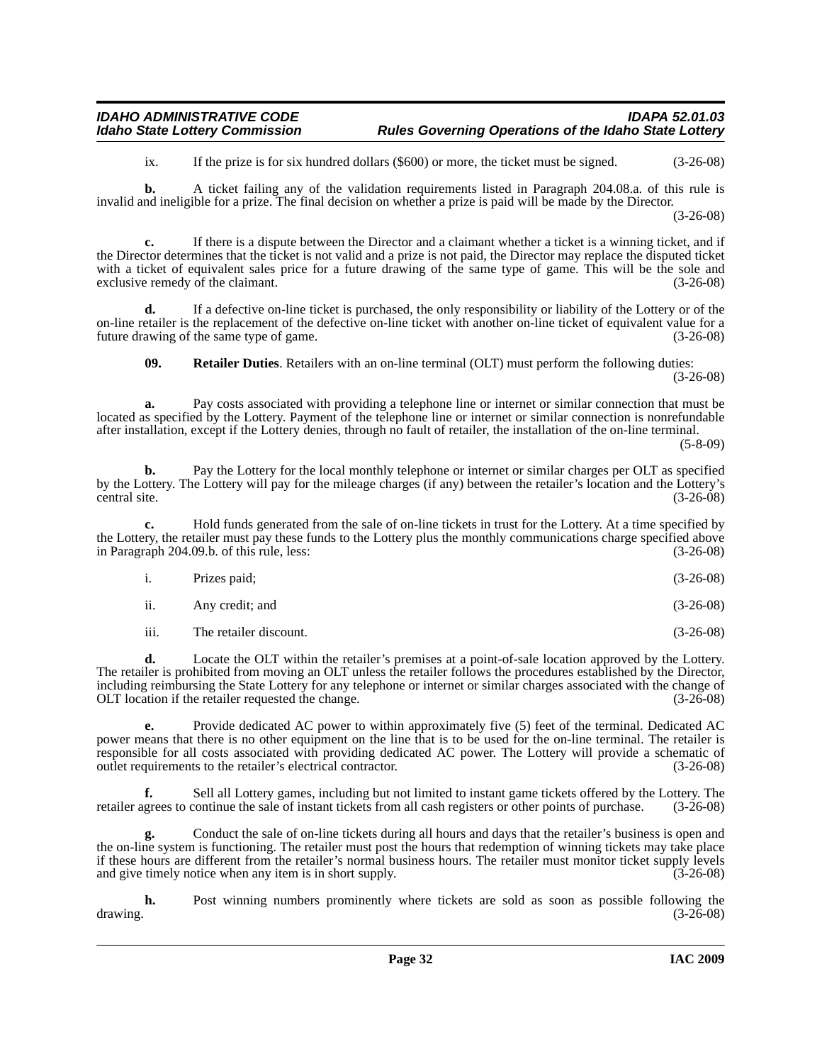ix. If the prize is for six hundred dollars ($600) or more, the ticket must be signed. (3-26-08)

**b.** A ticket failing any of the validation requirements listed in Paragraph 204.08.a. of this rule is invalid and ineligible for a prize. The final decision on whether a prize is paid will be made by the Director. (3-26-08)

**c.** If there is a dispute between the Director and a claimant whether a ticket is a winning ticket, and if the Director determines that the ticket is not valid and a prize is not paid, the Director may replace the disputed ticket with a ticket of equivalent sales price for a future drawing of the same type of game. This will be the sole and exclusive remedy of the claimant. (3-26-08)

**d.** If a defective on-line ticket is purchased, the only responsibility or liability of the Lottery or of the on-line retailer is the replacement of the defective on-line ticket with another on-line ticket of equivalent value for a future drawing of the same type of game. (3-26-08)

**09. Retailer Duties**. Retailers with an on-line terminal (OLT) must perform the following duties: (3-26-08)

**a.** Pay costs associated with providing a telephone line or internet or similar connection that must be located as specified by the Lottery. Payment of the telephone line or internet or similar connection is nonrefundable after installation, except if the Lottery denies, through no fault of retailer, the installation of the on-line terminal. (5-8-09)

**b.** Pay the Lottery for the local monthly telephone or internet or similar charges per OLT as specified by the Lottery. The Lottery will pay for the mileage charges (if any) between the retailer's location and the Lottery's central site. (3-26-08)

**c.** Hold funds generated from the sale of on-line tickets in trust for the Lottery. At a time specified by the Lottery, the retailer must pay these funds to the Lottery plus the monthly communications charge specified above in Paragraph 204.09.b. of this rule, less: (3-26-08)

i. Prizes paid; (3-26-08)

ii. Any credit; and (3-26-08)

iii. The retailer discount. (3-26-08)

**d.** Locate the OLT within the retailer's premises at a point-of-sale location approved by the Lottery. The retailer is prohibited from moving an OLT unless the retailer follows the procedures established by the Director, including reimbursing the State Lottery for any telephone or internet or similar charges associated with the change of OLT location if the retailer requested the change. (3-26-08)

**e.** Provide dedicated AC power to within approximately five (5) feet of the terminal. Dedicated AC power means that there is no other equipment on the line that is to be used for the on-line terminal. The retailer is responsible for all costs associated with providing dedicated AC power. The Lottery will provide a schematic of outlet requirements to the retailer's electrical contractor. (3-26-08)

**f.** Sell all Lottery games, including but not limited to instant game tickets offered by the Lottery. The retailer agrees to continue the sale of instant tickets from all cash registers or other points of purchase. (3-26-08)

**g.** Conduct the sale of on-line tickets during all hours and days that the retailer's business is open and the on-line system is functioning. The retailer must post the hours that redemption of winning tickets may take place if these hours are different from the retailer's normal business hours. The retailer must monitor ticket supply levels and give timely notice when any item is in short supply. (3-26-08)

**h.** Post winning numbers prominently where tickets are sold as soon as possible following the drawing. (3-26-08)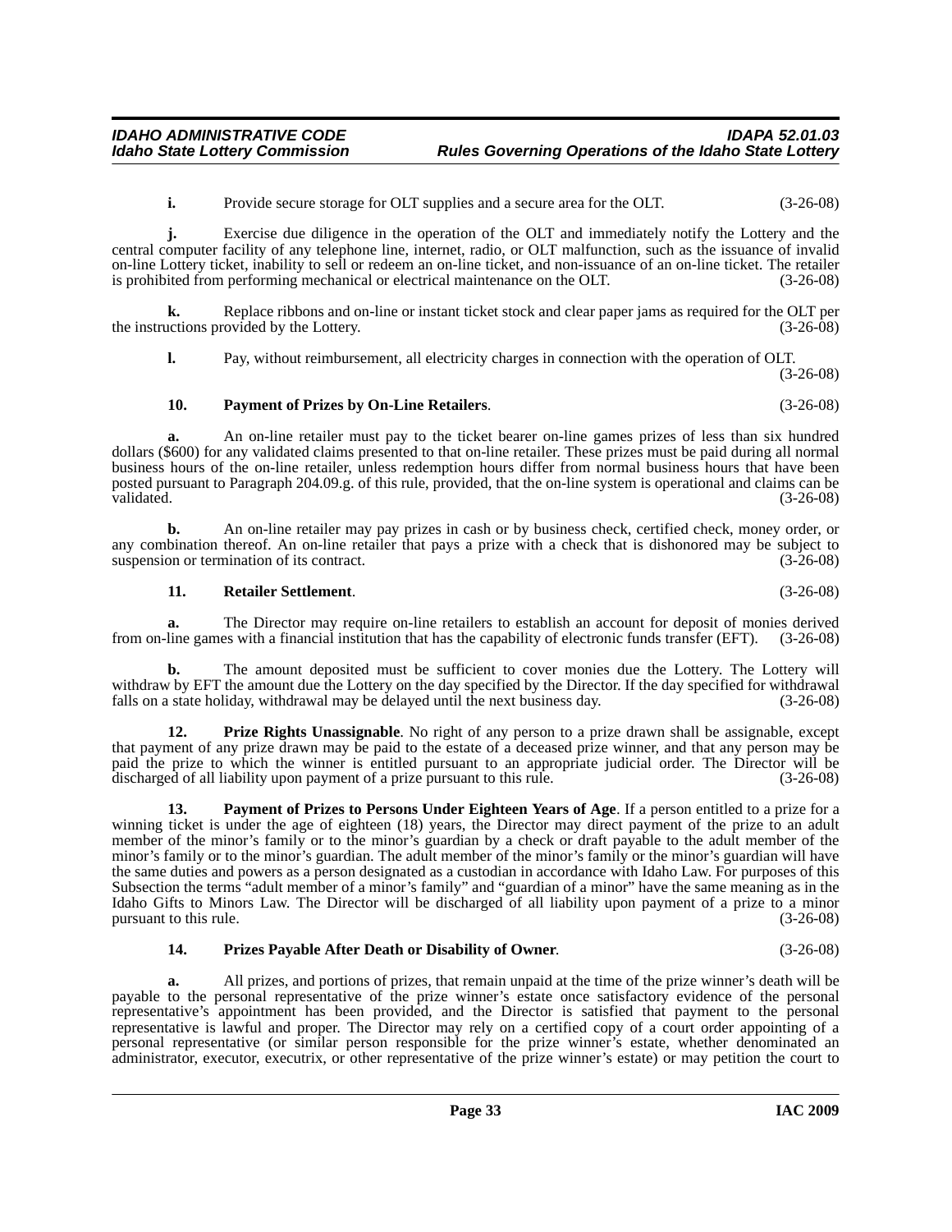**i.** Provide secure storage for OLT supplies and a secure area for the OLT. (3-26-08)

**j.** Exercise due diligence in the operation of the OLT and immediately notify the Lottery and the central computer facility of any telephone line, internet, radio, or OLT malfunction, such as the issuance of invalid on-line Lottery ticket, inability to sell or redeem an on-line ticket, and non-issuance of an on-line ticket. The retailer is prohibited from performing mechanical or electrical maintenance on the OLT. (3-26-08)

**k.** Replace ribbons and on-line or instant ticket stock and clear paper jams as required for the OLT per the instructions provided by the Lottery. (3-26-08)

**l.** Pay, without reimbursement, all electricity charges in connection with the operation of OLT. (3-26-08)

**10. Payment of Prizes by On-Line Retailers**. (3-26-08)

**a.** An on-line retailer must pay to the ticket bearer on-line games prizes of less than six hundred dollars ($600) for any validated claims presented to that on-line retailer. These prizes must be paid during all normal business hours of the on-line retailer, unless redemption hours differ from normal business hours that have been posted pursuant to Paragraph 204.09.g. of this rule, provided, that the on-line system is operational and claims can be validated. (3-26-08)

**b.** An on-line retailer may pay prizes in cash or by business check, certified check, money order, or any combination thereof. An on-line retailer that pays a prize with a check that is dishonored may be subject to suspension or termination of its contract. (3-26-08)

**11. Retailer Settlement**. (3-26-08)

**a.** The Director may require on-line retailers to establish an account for deposit of monies derived from on-line games with a financial institution that has the capability of electronic funds transfer (EFT). (3-26-08)

**b.** The amount deposited must be sufficient to cover monies due the Lottery. The Lottery will withdraw by EFT the amount due the Lottery on the day specified by the Director. If the day specified for withdrawal falls on a state holiday, withdrawal may be delayed until the next business day. (3-26-08)

**12. Prize Rights Unassignable**. No right of any person to a prize drawn shall be assignable, except that payment of any prize drawn may be paid to the estate of a deceased prize winner, and that any person may be paid the prize to which the winner is entitled pursuant to an appropriate judicial order. The Director will be discharged of all liability upon payment of a prize pursuant to this rule. (3-26-08)

**13. Payment of Prizes to Persons Under Eighteen Years of Age**. If a person entitled to a prize for a winning ticket is under the age of eighteen (18) years, the Director may direct payment of the prize to an adult member of the minor's family or to the minor's guardian by a check or draft payable to the adult member of the minor's family or to the minor's guardian. The adult member of the minor's family or the minor's guardian will have the same duties and powers as a person designated as a custodian in accordance with Idaho Law. For purposes of this Subsection the terms "adult member of a minor's family" and "guardian of a minor" have the same meaning as in the Idaho Gifts to Minors Law. The Director will be discharged of all liability upon payment of a prize to a minor pursuant to this rule. (3-26-08)

**14. Prizes Payable After Death or Disability of Owner**. (3-26-08)

**a.** All prizes, and portions of prizes, that remain unpaid at the time of the prize winner's death will be payable to the personal representative of the prize winner's estate once satisfactory evidence of the personal representative's appointment has been provided, and the Director is satisfied that payment to the personal representative is lawful and proper. The Director may rely on a certified copy of a court order appointing of a personal representative (or similar person responsible for the prize winner's estate, whether denominated an administrator, executor, executrix, or other representative of the prize winner's estate) or may petition the court to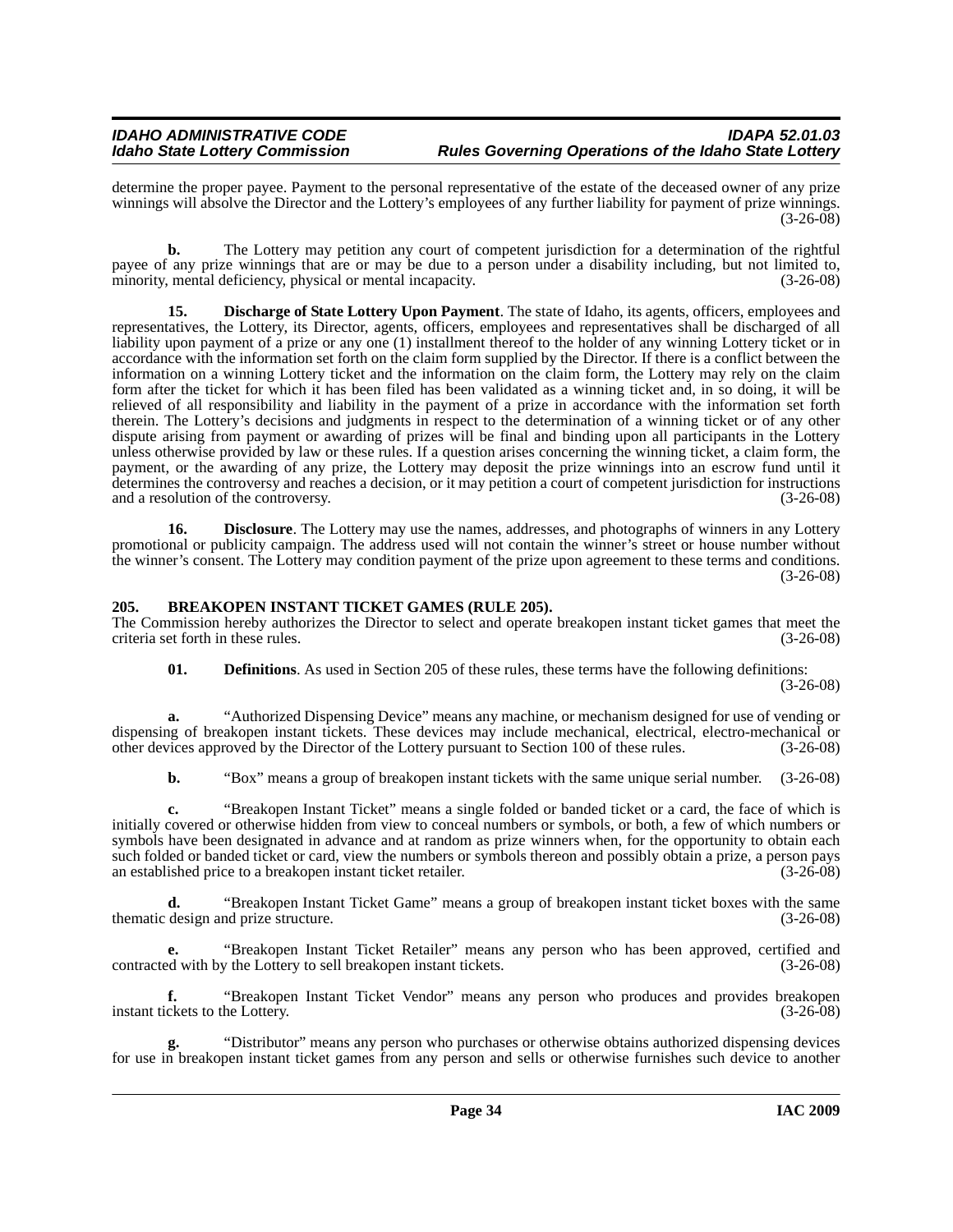determine the proper payee. Payment to the personal representative of the estate of the deceased owner of any prize winnings will absolve the Director and the Lottery's employees of any further liability for payment of prize winnings. (3-26-08)

**b.** The Lottery may petition any court of competent jurisdiction for a determination of the rightful payee of any prize winnings that are or may be due to a person under a disability including, but not limited to, minority, mental deficiency, physical or mental incapacity. (3-26-08)

**15. Discharge of State Lottery Upon Payment**. The state of Idaho, its agents, officers, employees and representatives, the Lottery, its Director, agents, officers, employees and representatives shall be discharged of all liability upon payment of a prize or any one (1) installment thereof to the holder of any winning Lottery ticket or in accordance with the information set forth on the claim form supplied by the Director. If there is a conflict between the information on a winning Lottery ticket and the information on the claim form, the Lottery may rely on the claim form after the ticket for which it has been filed has been validated as a winning ticket and, in so doing, it will be relieved of all responsibility and liability in the payment of a prize in accordance with the information set forth therein. The Lottery's decisions and judgments in respect to the determination of a winning ticket or of any other dispute arising from payment or awarding of prizes will be final and binding upon all participants in the Lottery unless otherwise provided by law or these rules. If a question arises concerning the winning ticket, a claim form, the payment, or the awarding of any prize, the Lottery may deposit the prize winnings into an escrow fund until it determines the controversy and reaches a decision, or it may petition a court of competent jurisdiction for instructions and a resolution of the controversy. (3-26-08)

**16. Disclosure**. The Lottery may use the names, addresses, and photographs of winners in any Lottery promotional or publicity campaign. The address used will not contain the winner's street or house number without the winner's consent. The Lottery may condition payment of the prize upon agreement to these terms and conditions. (3-26-08)

## 205. BREAKOPEN INSTANT TICKET GAMES (RULE 205).

The Commission hereby authorizes the Director to select and operate breakopen instant ticket games that meet the criteria set forth in these rules. (3-26-08)

**01. Definitions**. As used in Section 205 of these rules, these terms have the following definitions: (3-26-08)

**a.** "Authorized Dispensing Device" means any machine, or mechanism designed for use of vending or dispensing of breakopen instant tickets. These devices may include mechanical, electrical, electro-mechanical or other devices approved by the Director of the Lottery pursuant to Section 100 of these rules. (3-26-08)

**b.** "Box" means a group of breakopen instant tickets with the same unique serial number. (3-26-08)

**c.** "Breakopen Instant Ticket" means a single folded or banded ticket or a card, the face of which is initially covered or otherwise hidden from view to conceal numbers or symbols, or both, a few of which numbers or symbols have been designated in advance and at random as prize winners when, for the opportunity to obtain each such folded or banded ticket or card, view the numbers or symbols thereon and possibly obtain a prize, a person pays an established price to a breakopen instant ticket retailer. (3-26-08)

**d.** "Breakopen Instant Ticket Game" means a group of breakopen instant ticket boxes with the same thematic design and prize structure. (3-26-08)

**e.** "Breakopen Instant Ticket Retailer" means any person who has been approved, certified and contracted with by the Lottery to sell breakopen instant tickets. (3-26-08)

**f.** "Breakopen Instant Ticket Vendor" means any person who produces and provides breakopen instant tickets to the Lottery. (3-26-08)

**g.** "Distributor" means any person who purchases or otherwise obtains authorized dispensing devices for use in breakopen instant ticket games from any person and sells or otherwise furnishes such device to another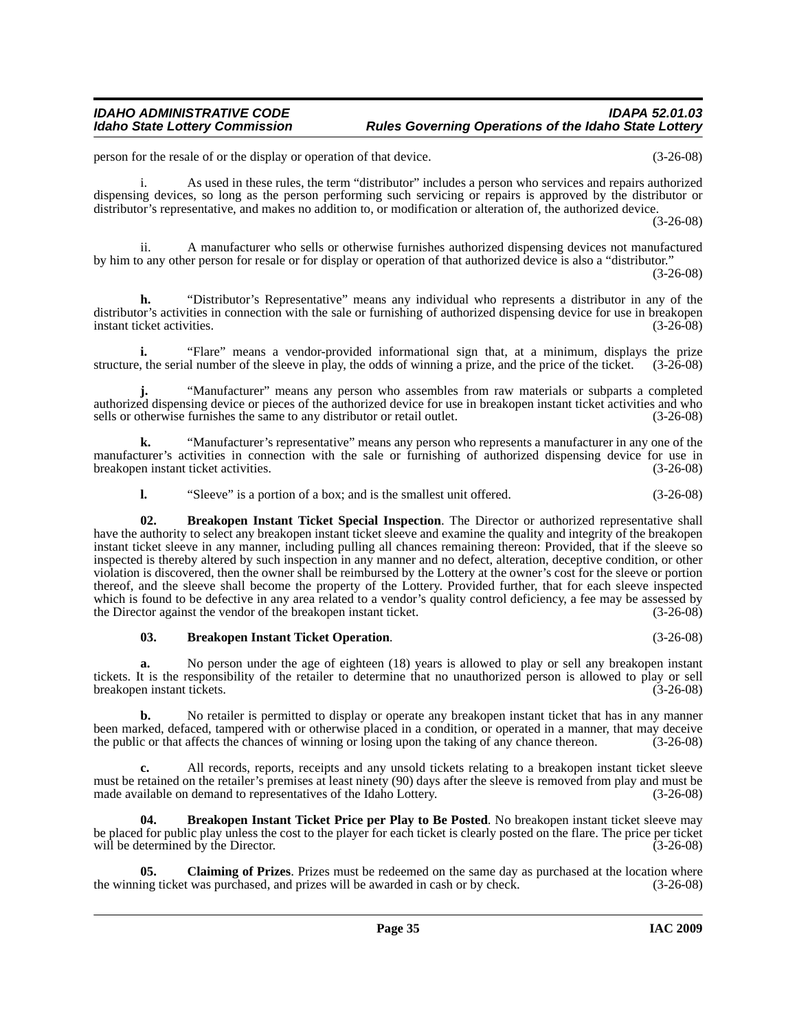person for the resale of or the display or operation of that device. (3-26-08)

i. As used in these rules, the term "distributor" includes a person who services and repairs authorized dispensing devices, so long as the person performing such servicing or repairs is approved by the distributor or distributor's representative, and makes no addition to, or modification or alteration of, the authorized device. (3-26-08)

ii. A manufacturer who sells or otherwise furnishes authorized dispensing devices not manufactured by him to any other person for resale or for display or operation of that authorized device is also a "distributor." (3-26-08)

**h.** "Distributor's Representative" means any individual who represents a distributor in any of the distributor's activities in connection with the sale or furnishing of authorized dispensing device for use in breakopen instant ticket activities. (3-26-08)

**i.** "Flare" means a vendor-provided informational sign that, at a minimum, displays the prize structure, the serial number of the sleeve in play, the odds of winning a prize, and the price of the ticket. (3-26-08)

**j.** "Manufacturer" means any person who assembles from raw materials or subparts a completed authorized dispensing device or pieces of the authorized device for use in breakopen instant ticket activities and who sells or otherwise furnishes the same to any distributor or retail outlet. (3-26-08)

**k.** "Manufacturer's representative" means any person who represents a manufacturer in any one of the manufacturer's activities in connection with the sale or furnishing of authorized dispensing device for use in breakopen instant ticket activities. (3-26-08)

**l.** "Sleeve" is a portion of a box; and is the smallest unit offered. (3-26-08)

**02. Breakopen Instant Ticket Special Inspection**. The Director or authorized representative shall have the authority to select any breakopen instant ticket sleeve and examine the quality and integrity of the breakopen instant ticket sleeve in any manner, including pulling all chances remaining thereon: Provided, that if the sleeve so inspected is thereby altered by such inspection in any manner and no defect, alteration, deceptive condition, or other violation is discovered, then the owner shall be reimbursed by the Lottery at the owner's cost for the sleeve or portion thereof, and the sleeve shall become the property of the Lottery. Provided further, that for each sleeve inspected which is found to be defective in any area related to a vendor's quality control deficiency, a fee may be assessed by the Director against the vendor of the breakopen instant ticket. (3-26-08)

**03. Breakopen Instant Ticket Operation**. (3-26-08)

**a.** No person under the age of eighteen (18) years is allowed to play or sell any breakopen instant tickets. It is the responsibility of the retailer to determine that no unauthorized person is allowed to play or sell breakopen instant tickets. (3-26-08)

**b.** No retailer is permitted to display or operate any breakopen instant ticket that has in any manner been marked, defaced, tampered with or otherwise placed in a condition, or operated in a manner, that may deceive the public or that affects the chances of winning or losing upon the taking of any chance thereon. (3-26-08)

**c.** All records, reports, receipts and any unsold tickets relating to a breakopen instant ticket sleeve must be retained on the retailer's premises at least ninety (90) days after the sleeve is removed from play and must be made available on demand to representatives of the Idaho Lottery. (3-26-08)

**04. Breakopen Instant Ticket Price per Play to Be Posted**. No breakopen instant ticket sleeve may be placed for public play unless the cost to the player for each ticket is clearly posted on the flare. The price per ticket will be determined by the Director. (3-26-08)

**05. Claiming of Prizes**. Prizes must be redeemed on the same day as purchased at the location where the winning ticket was purchased, and prizes will be awarded in cash or by check. (3-26-08)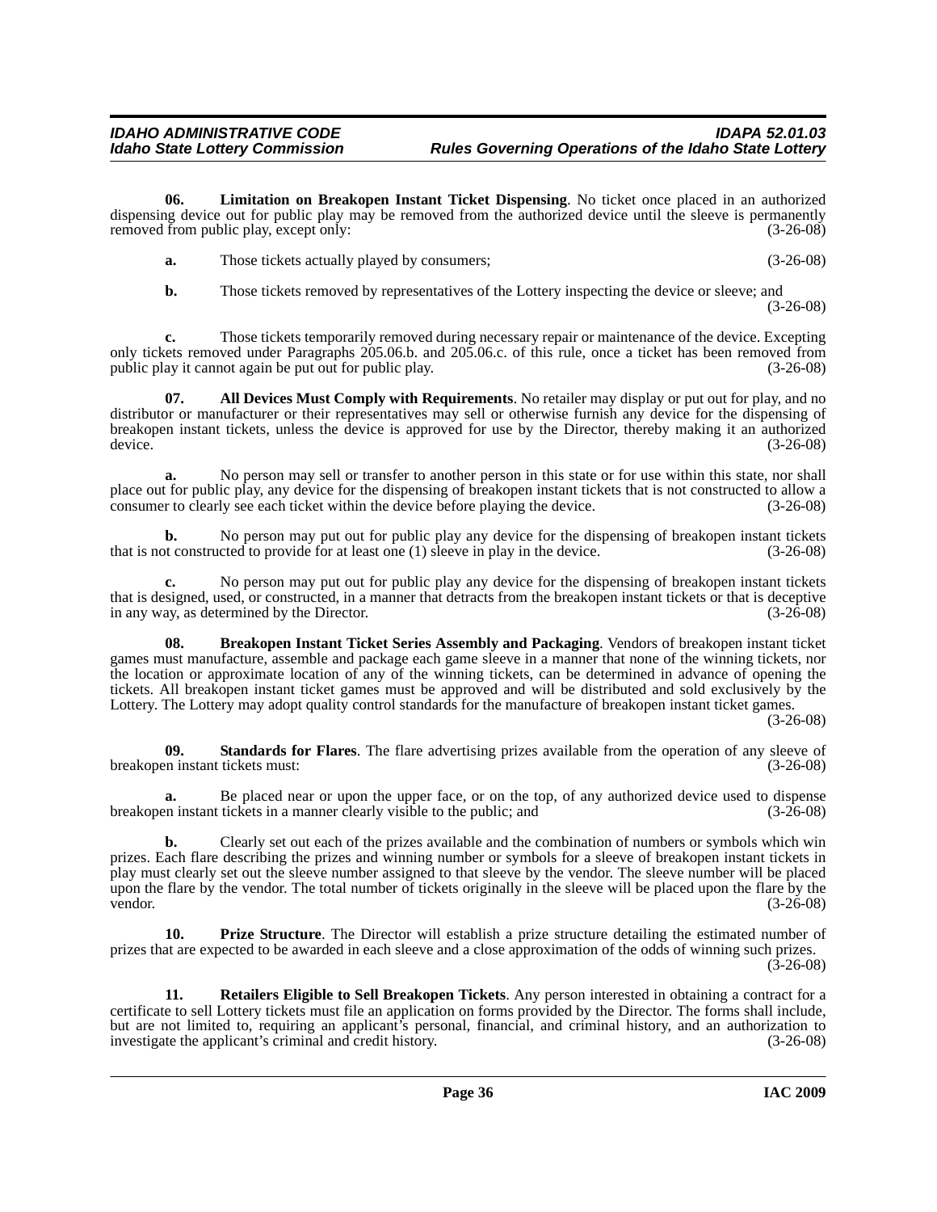**06. Limitation on Breakopen Instant Ticket Dispensing**. No ticket once placed in an authorized dispensing device out for public play may be removed from the authorized device until the sleeve is permanently removed from public play, except only: (3-26-08)

**a.** Those tickets actually played by consumers; (3-26-08)

**b.** Those tickets removed by representatives of the Lottery inspecting the device or sleeve; and (3-26-08)

**c.** Those tickets temporarily removed during necessary repair or maintenance of the device. Excepting only tickets removed under Paragraphs 205.06.b. and 205.06.c. of this rule, once a ticket has been removed from public play it cannot again be put out for public play. (3-26-08)

**07. All Devices Must Comply with Requirements**. No retailer may display or put out for play, and no distributor or manufacturer or their representatives may sell or otherwise furnish any device for the dispensing of breakopen instant tickets, unless the device is approved for use by the Director, thereby making it an authorized device. (3-26-08)

**a.** No person may sell or transfer to another person in this state or for use within this state, nor shall place out for public play, any device for the dispensing of breakopen instant tickets that is not constructed to allow a consumer to clearly see each ticket within the device before playing the device. (3-26-08)

**b.** No person may put out for public play any device for the dispensing of breakopen instant tickets that is not constructed to provide for at least one (1) sleeve in play in the device. (3-26-08)

**c.** No person may put out for public play any device for the dispensing of breakopen instant tickets that is designed, used, or constructed, in a manner that detracts from the breakopen instant tickets or that is deceptive in any way, as determined by the Director. (3-26-08)

**08. Breakopen Instant Ticket Series Assembly and Packaging**. Vendors of breakopen instant ticket games must manufacture, assemble and package each game sleeve in a manner that none of the winning tickets, nor the location or approximate location of any of the winning tickets, can be determined in advance of opening the tickets. All breakopen instant ticket games must be approved and will be distributed and sold exclusively by the Lottery. The Lottery may adopt quality control standards for the manufacture of breakopen instant ticket games. (3-26-08)

**09. Standards for Flares**. The flare advertising prizes available from the operation of any sleeve of breakopen instant tickets must: (3-26-08)

**a.** Be placed near or upon the upper face, or on the top, of any authorized device used to dispense breakopen instant tickets in a manner clearly visible to the public; and (3-26-08)

**b.** Clearly set out each of the prizes available and the combination of numbers or symbols which win prizes. Each flare describing the prizes and winning number or symbols for a sleeve of breakopen instant tickets in play must clearly set out the sleeve number assigned to that sleeve by the vendor. The sleeve number will be placed upon the flare by the vendor. The total number of tickets originally in the sleeve will be placed upon the flare by the vendor. (3-26-08)

**10. Prize Structure**. The Director will establish a prize structure detailing the estimated number of prizes that are expected to be awarded in each sleeve and a close approximation of the odds of winning such prizes. (3-26-08)

**11. Retailers Eligible to Sell Breakopen Tickets**. Any person interested in obtaining a contract for a certificate to sell Lottery tickets must file an application on forms provided by the Director. The forms shall include, but are not limited to, requiring an applicant's personal, financial, and criminal history, and an authorization to investigate the applicant's criminal and credit history. (3-26-08)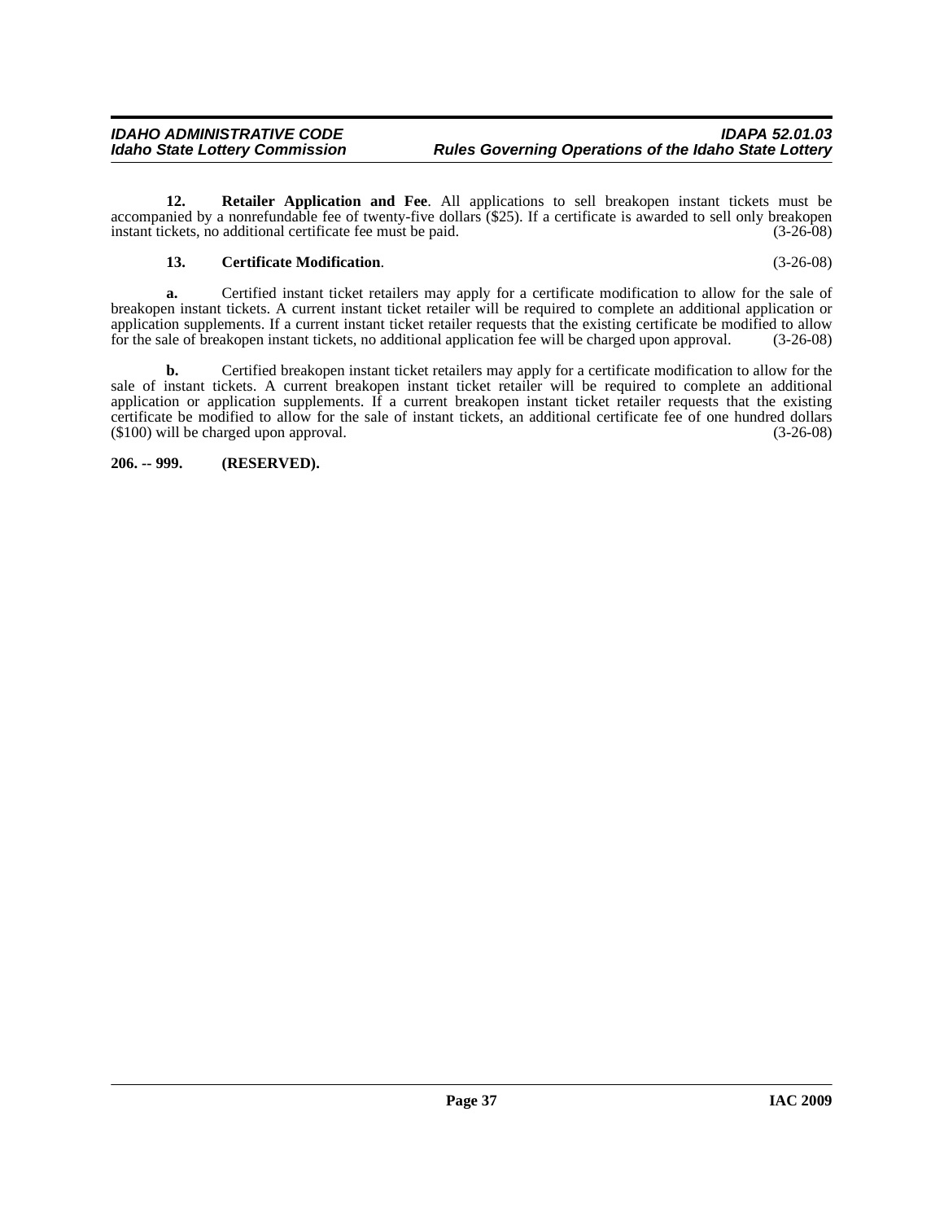**12. Retailer Application and Fee**. All applications to sell breakopen instant tickets must be accompanied by a nonrefundable fee of twenty-five dollars ($25). If a certificate is awarded to sell only breakopen instant tickets, no additional certificate fee must be paid. (3-26-08)

**13. Certificate Modification**. (3-26-08)

**a.** Certified instant ticket retailers may apply for a certificate modification to allow for the sale of breakopen instant tickets. A current instant ticket retailer will be required to complete an additional application or application supplements. If a current instant ticket retailer requests that the existing certificate be modified to allow for the sale of breakopen instant tickets, no additional application fee will be charged upon approval. (3-26-08)

**b.** Certified breakopen instant ticket retailers may apply for a certificate modification to allow for the sale of instant tickets. A current breakopen instant ticket retailer will be required to complete an additional application or application supplements. If a current breakopen instant ticket retailer requests that the existing certificate be modified to allow for the sale of instant tickets, an additional certificate fee of one hundred dollars ($100) will be charged upon approval. (3-26-08)

**206. -- 999. (RESERVED).**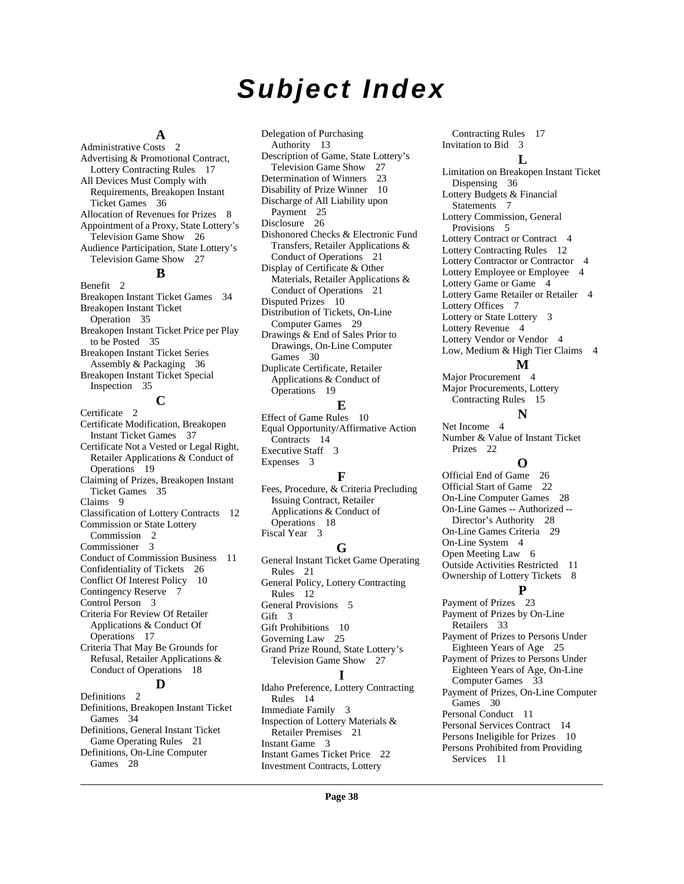# Subject Index

### A

Administrative Costs 2
Advertising & Promotional Contract, Lottery Contracting Rules 17
All Devices Must Comply with Requirements, Breakopen Instant Ticket Games 36
Allocation of Revenues for Prizes 8
Appointment of a Proxy, State Lottery's Television Game Show 26
Audience Participation, State Lottery's Television Game Show 27

### B

Benefit 2
Breakopen Instant Ticket Games 34
Breakopen Instant Ticket Operation 35
Breakopen Instant Ticket Price per Play to be Posted 35
Breakopen Instant Ticket Series Assembly & Packaging 36
Breakopen Instant Ticket Special Inspection 35

### C

Certificate 2
Certificate Modification, Breakopen Instant Ticket Games 37
Certificate Not a Vested or Legal Right, Retailer Applications & Conduct of Operations 19
Claiming of Prizes, Breakopen Instant Ticket Games 35
Claims 9
Classification of Lottery Contracts 12
Commission or State Lottery Commission 2
Commissioner 3
Conduct of Commission Business 11
Confidentiality of Tickets 26
Conflict Of Interest Policy 10
Contingency Reserve 7
Control Person 3
Criteria For Review Of Retailer Applications & Conduct Of Operations 17
Criteria That May Be Grounds for Refusal, Retailer Applications & Conduct of Operations 18

### D

Definitions 2
Definitions, Breakopen Instant Ticket Games 34
Definitions, General Instant Ticket Game Operating Rules 21
Definitions, On-Line Computer Games 28
Delegation of Purchasing Authority 13
Description of Game, State Lottery's Television Game Show 27
Determination of Winners 23
Disability of Prize Winner 10
Discharge of All Liability upon Payment 25
Disclosure 26
Dishonored Checks & Electronic Fund Transfers, Retailer Applications & Conduct of Operations 21
Display of Certificate & Other Materials, Retailer Applications & Conduct of Operations 21
Disputed Prizes 10
Distribution of Tickets, On-Line Computer Games 29
Drawings & End of Sales Prior to Drawings, On-Line Computer Games 30
Duplicate Certificate, Retailer Applications & Conduct of Operations 19

### E

Effect of Game Rules 10
Equal Opportunity/Affirmative Action Contracts 14
Executive Staff 3
Expenses 3

### F

Fees, Procedure, & Criteria Precluding Issuing Contract, Retailer Applications & Conduct of Operations 18
Fiscal Year 3

### G

General Instant Ticket Game Operating Rules 21
General Policy, Lottery Contracting Rules 12
General Provisions 5
Gift 3
Gift Prohibitions 10
Governing Law 25
Grand Prize Round, State Lottery's Television Game Show 27

### I

Idaho Preference, Lottery Contracting Rules 14
Immediate Family 3
Inspection of Lottery Materials & Retailer Premises 21
Instant Game 3
Instant Games Ticket Price 22
Investment Contracts, Lottery Contracting Rules 17
Invitation to Bid 3

### L

Limitation on Breakopen Instant Ticket Dispensing 36
Lottery Budgets & Financial Statements 7
Lottery Commission, General Provisions 5
Lottery Contract or Contract 4
Lottery Contracting Rules 12
Lottery Contractor or Contractor 4
Lottery Employee or Employee 4
Lottery Game or Game 4
Lottery Game Retailer or Retailer 4
Lottery Offices 7
Lottery or State Lottery 3
Lottery Revenue 4
Lottery Vendor or Vendor 4
Low, Medium & High Tier Claims 4

### M

Major Procurement 4
Major Procurements, Lottery Contracting Rules 15

### N

Net Income 4
Number & Value of Instant Ticket Prizes 22

### O

Official End of Game 26
Official Start of Game 22
On-Line Computer Games 28
On-Line Games -- Authorized -- Director's Authority 28
On-Line Games Criteria 29
On-Line System 4
Open Meeting Law 6
Outside Activities Restricted 11
Ownership of Lottery Tickets 8

### P

Payment of Prizes 23
Payment of Prizes by On-Line Retailers 33
Payment of Prizes to Persons Under Eighteen Years of Age 25
Payment of Prizes to Persons Under Eighteen Years of Age, On-Line Computer Games 33
Payment of Prizes, On-Line Computer Games 30
Personal Conduct 11
Personal Services Contract 14
Persons Ineligible for Prizes 10
Persons Prohibited from Providing Services 11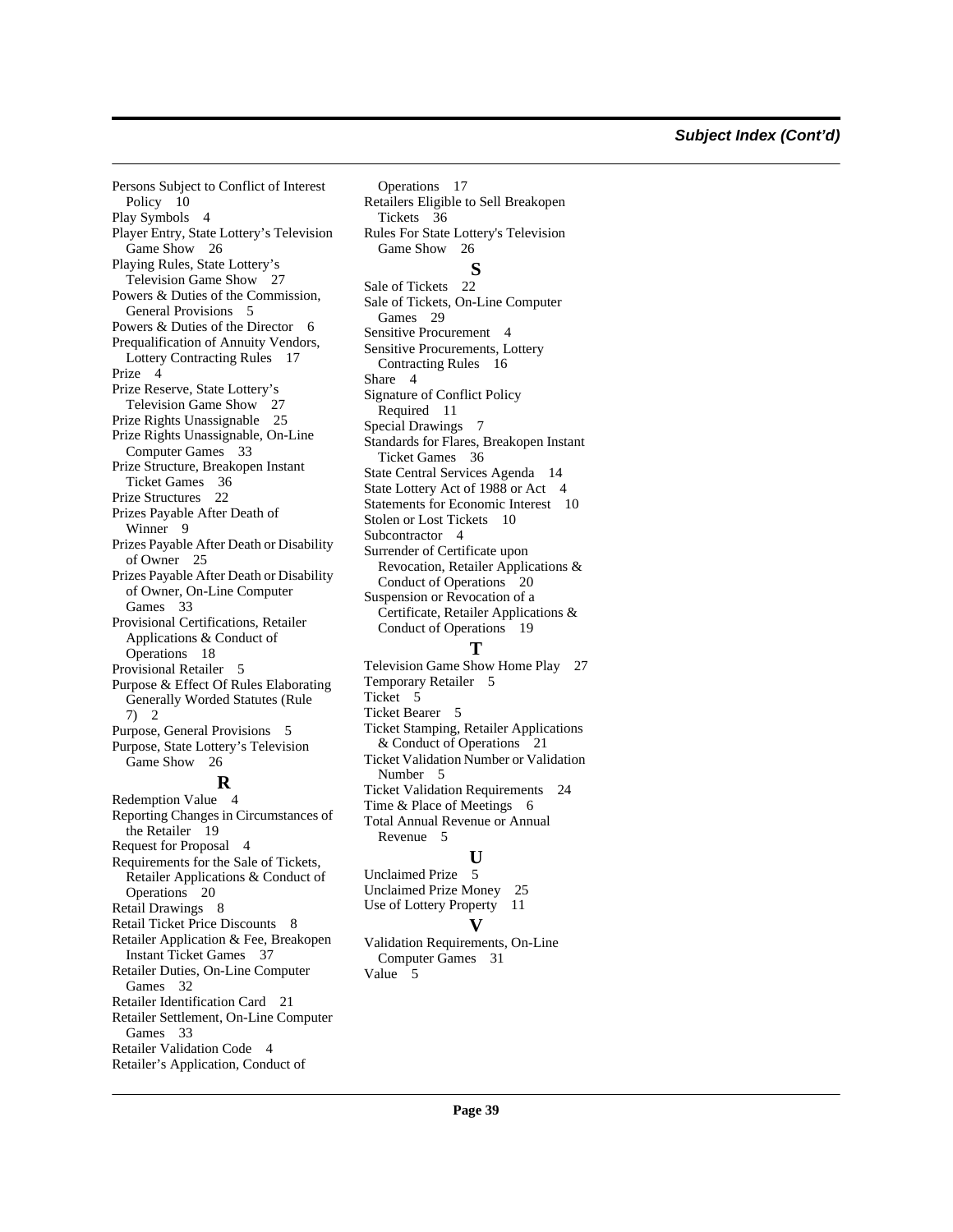## Subject Index (Cont'd)

Persons Subject to Conflict of Interest Policy 10
Play Symbols 4
Player Entry, State Lottery's Television Game Show 26
Playing Rules, State Lottery's Television Game Show 27
Powers & Duties of the Commission, General Provisions 5
Powers & Duties of the Director 6
Prequalification of Annuity Vendors, Lottery Contracting Rules 17
Prize 4
Prize Reserve, State Lottery's Television Game Show 27
Prize Rights Unassignable 25
Prize Rights Unassignable, On-Line Computer Games 33
Prize Structure, Breakopen Instant Ticket Games 36
Prize Structures 22
Prizes Payable After Death of Winner 9
Prizes Payable After Death or Disability of Owner 25
Prizes Payable After Death or Disability of Owner, On-Line Computer Games 33
Provisional Certifications, Retailer Applications & Conduct of Operations 18
Provisional Retailer 5
Purpose & Effect Of Rules Elaborating Generally Worded Statutes (Rule 7) 2
Purpose, General Provisions 5
Purpose, State Lottery's Television Game Show 26

### R

Redemption Value 4
Reporting Changes in Circumstances of the Retailer 19
Request for Proposal 4
Requirements for the Sale of Tickets, Retailer Applications & Conduct of Operations 20
Retail Drawings 8
Retail Ticket Price Discounts 8
Retailer Application & Fee, Breakopen Instant Ticket Games 37
Retailer Duties, On-Line Computer Games 32
Retailer Identification Card 21
Retailer Settlement, On-Line Computer Games 33
Retailer Validation Code 4
Retailer's Application, Conduct of Operations 17
Retailers Eligible to Sell Breakopen Tickets 36
Rules For State Lottery's Television Game Show 26

### S

Sale of Tickets 22
Sale of Tickets, On-Line Computer Games 29
Sensitive Procurement 4
Sensitive Procurements, Lottery Contracting Rules 16
Share 4
Signature of Conflict Policy Required 11
Special Drawings 7
Standards for Flares, Breakopen Instant Ticket Games 36
State Central Services Agenda 14
State Lottery Act of 1988 or Act 4
Statements for Economic Interest 10
Stolen or Lost Tickets 10
Subcontractor 4
Surrender of Certificate upon Revocation, Retailer Applications & Conduct of Operations 20
Suspension or Revocation of a Certificate, Retailer Applications & Conduct of Operations 19

### T

Television Game Show Home Play 27
Temporary Retailer 5
Ticket 5
Ticket Bearer 5
Ticket Stamping, Retailer Applications & Conduct of Operations 21
Ticket Validation Number or Validation Number 5
Ticket Validation Requirements 24
Time & Place of Meetings 6
Total Annual Revenue or Annual Revenue 5

### U

Unclaimed Prize 5
Unclaimed Prize Money 25
Use of Lottery Property 11

### V

Validation Requirements, On-Line Computer Games 31
Value 5